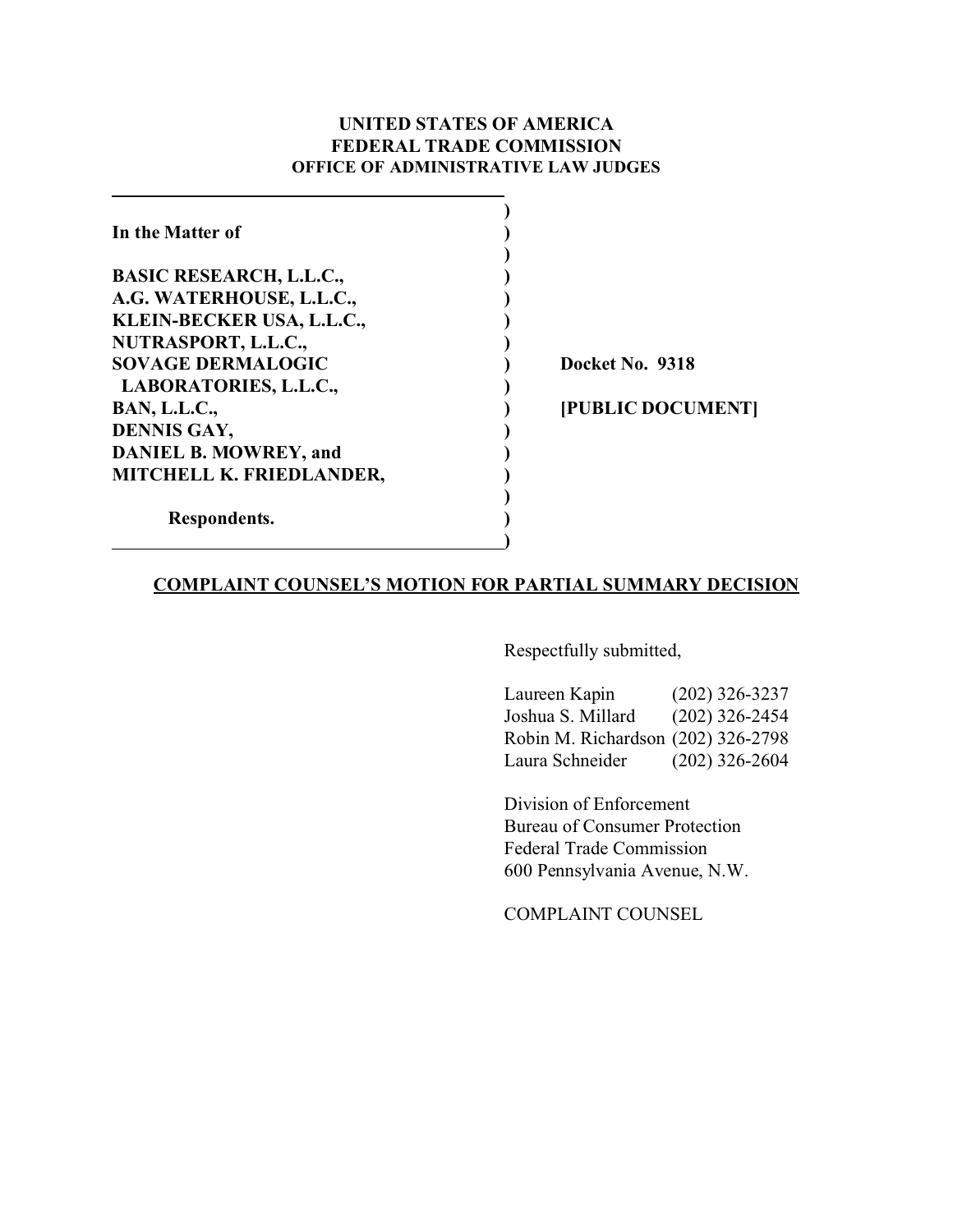**UNITED STATES OF AMERICA**
**FEDERAL TRADE COMMISSION**
**OFFICE OF ADMINISTRATIVE LAW JUDGES**

| | | |
|---|---|---|
| **In the Matter of** | ) | |
| | ) | |
| **BASIC RESEARCH, L.L.C.,** | ) | |
| **A.G. WATERHOUSE, L.L.C.,** | ) | |
| **KLEIN-BECKER USA, L.L.C.,** | ) | |
| **NUTRASPORT, L.L.C.,** | ) | |
| **SOVAGE DERMALOGIC LABORATORIES, L.L.C.,** | ) | **Docket No. 9318** |
| **BAN, L.L.C.,** | ) | **[PUBLIC DOCUMENT]** |
| **DENNIS GAY,** | ) | |
| **DANIEL B. MOWREY, and** | ) | |
| **MITCHELL K. FRIEDLANDER,** | ) | |
| | ) | |
| **Respondents.** | ) | |

**COMPLAINT COUNSEL'S MOTION FOR PARTIAL SUMMARY DECISION**

Respectfully submitted,

Laureen Kapin (202) 326-3237
Joshua S. Millard (202) 326-2454
Robin M. Richardson (202) 326-2798
Laura Schneider (202) 326-2604

Division of Enforcement
Bureau of Consumer Protection
Federal Trade Commission
600 Pennsylvania Avenue, N.W.

COMPLAINT COUNSEL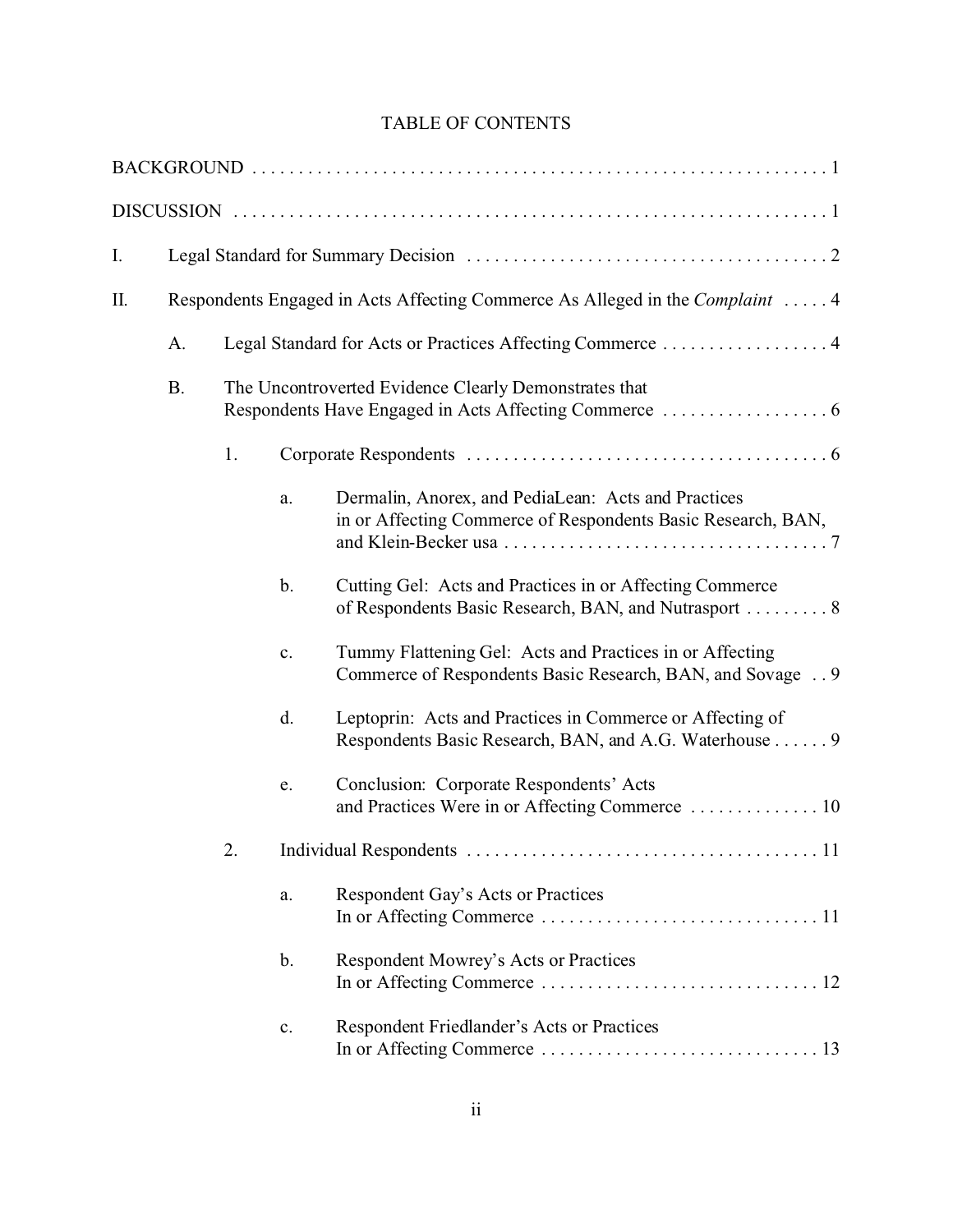# TABLE OF CONTENTS

BACKGROUND . . . . . . . . . . . . . . . . . . . . . . . . . . . . . . . . . . . . . . . . . . . . . . . . . . . . . . . . . . . . . . 1

DISCUSSION . . . . . . . . . . . . . . . . . . . . . . . . . . . . . . . . . . . . . . . . . . . . . . . . . . . . . . . . . . . . . . 1

I. Legal Standard for Summary Decision . . . . . . . . . . . . . . . . . . . . . . . . . . . . . . . . . . . . . . . 2

II. Respondents Engaged in Acts Affecting Commerce As Alleged in the *Complaint* . . . . . 4

- A. Legal Standard for Acts or Practices Affecting Commerce . . . . . . . . . . . . . . . . . . 4
- B. The Uncontroverted Evidence Clearly Demonstrates that Respondents Have Engaged in Acts Affecting Commerce . . . . . . . . . . . . . . . . . . 6
  - 1. Corporate Respondents . . . . . . . . . . . . . . . . . . . . . . . . . . . . . . . . . . . . . . . 6
    - a. Dermalin, Anorex, and PediaLean: Acts and Practices in or Affecting Commerce of Respondents Basic Research, BAN, and Klein-Becker usa . . . . . . . . . . . . . . . . . . . . . . . . . . . . . . . . . . . 7
    - b. Cutting Gel: Acts and Practices in or Affecting Commerce of Respondents Basic Research, BAN, and Nutrasport . . . . . . . . . 8
    - c. Tummy Flattening Gel: Acts and Practices in or Affecting Commerce of Respondents Basic Research, BAN, and Sovage . . 9
    - d. Leptoprin: Acts and Practices in Commerce or Affecting of Respondents Basic Research, BAN, and A.G. Waterhouse . . . . . . 9
    - e. Conclusion: Corporate Respondents' Acts and Practices Were in or Affecting Commerce . . . . . . . . . . . . . . 10
  - 2. Individual Respondents . . . . . . . . . . . . . . . . . . . . . . . . . . . . . . . . . . . . . . 11
    - a. Respondent Gay's Acts or Practices In or Affecting Commerce . . . . . . . . . . . . . . . . . . . . . . . . . . . . . . 11
    - b. Respondent Mowrey's Acts or Practices In or Affecting Commerce . . . . . . . . . . . . . . . . . . . . . . . . . . . . . . 12
    - c. Respondent Friedlander's Acts or Practices In or Affecting Commerce . . . . . . . . . . . . . . . . . . . . . . . . . . . . . . 13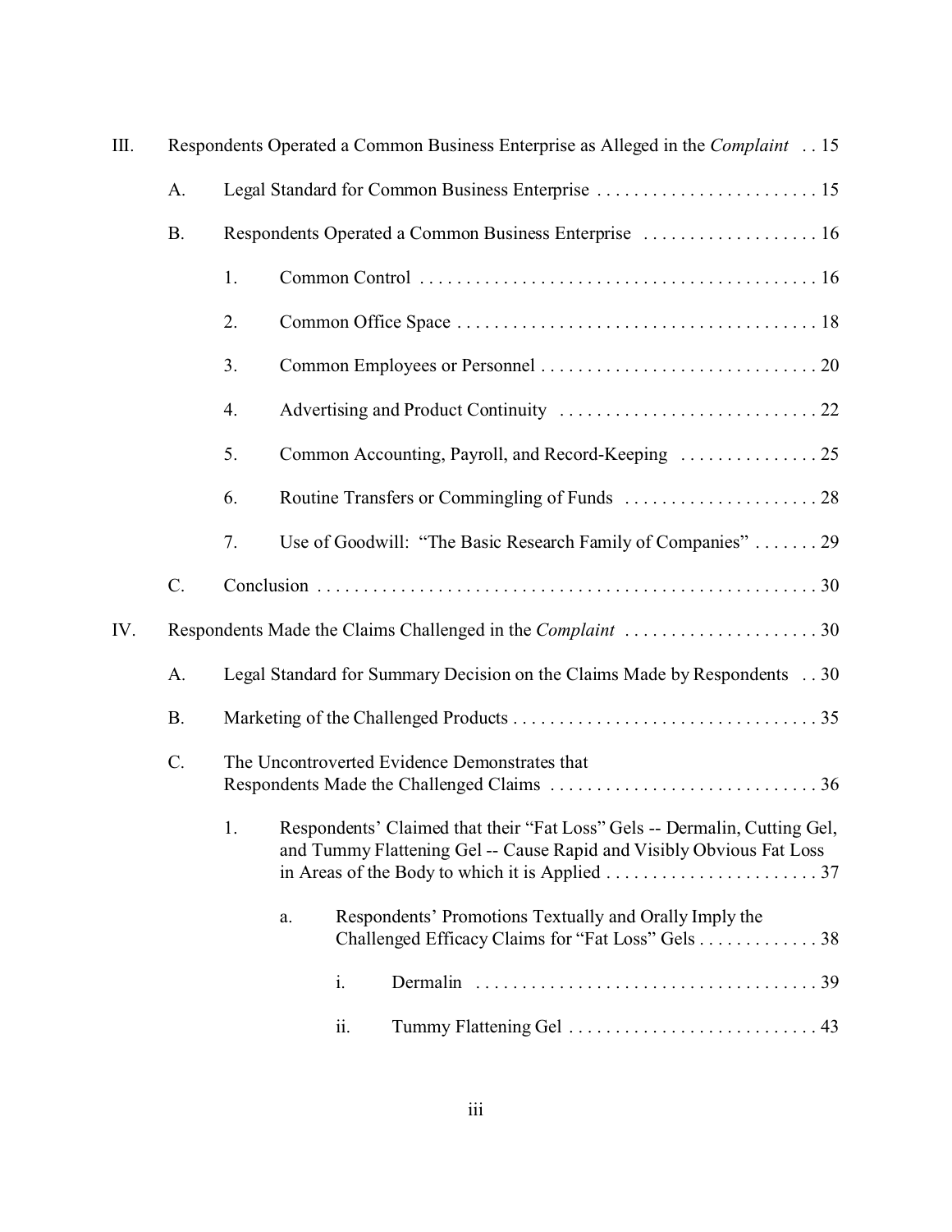III. Respondents Operated a Common Business Enterprise as Alleged in the *Complaint* . . 15

- A. Legal Standard for Common Business Enterprise . . . . . . . . . . . . . . . . . . . . . . . . 15
- B. Respondents Operated a Common Business Enterprise . . . . . . . . . . . . . . . . . . . 16
  - 1. Common Control . . . . . . . . . . . . . . . . . . . . . . . . . . . . . . . . . . . . . . . . . . . 16
  - 2. Common Office Space . . . . . . . . . . . . . . . . . . . . . . . . . . . . . . . . . . . . . . . 18
  - 3. Common Employees or Personnel . . . . . . . . . . . . . . . . . . . . . . . . . . . . . . 20
  - 4. Advertising and Product Continuity . . . . . . . . . . . . . . . . . . . . . . . . . . . . 22
  - 5. Common Accounting, Payroll, and Record-Keeping . . . . . . . . . . . . . . . 25
  - 6. Routine Transfers or Commingling of Funds . . . . . . . . . . . . . . . . . . . . . 28
  - 7. Use of Goodwill: "The Basic Research Family of Companies" . . . . . . . 29
- C. Conclusion . . . . . . . . . . . . . . . . . . . . . . . . . . . . . . . . . . . . . . . . . . . . . . . . . . . . . 30

IV. Respondents Made the Claims Challenged in the *Complaint* . . . . . . . . . . . . . . . . . . . . . 30

- A. Legal Standard for Summary Decision on the Claims Made by Respondents . . 30
- B. Marketing of the Challenged Products . . . . . . . . . . . . . . . . . . . . . . . . . . . . . . . . 35
- C. The Uncontroverted Evidence Demonstrates that Respondents Made the Challenged Claims . . . . . . . . . . . . . . . . . . . . . . . . . . . . . 36
  - 1. Respondents' Claimed that their "Fat Loss" Gels -- Dermalin, Cutting Gel, and Tummy Flattening Gel -- Cause Rapid and Visibly Obvious Fat Loss in Areas of the Body to which it is Applied . . . . . . . . . . . . . . . . . . . . . . . 37
    - a. Respondents' Promotions Textually and Orally Imply the Challenged Efficacy Claims for "Fat Loss" Gels . . . . . . . . . . . . . 38
      - i. Dermalin . . . . . . . . . . . . . . . . . . . . . . . . . . . . . . . . . . . . . 39
      - ii. Tummy Flattening Gel . . . . . . . . . . . . . . . . . . . . . . . . . . . 43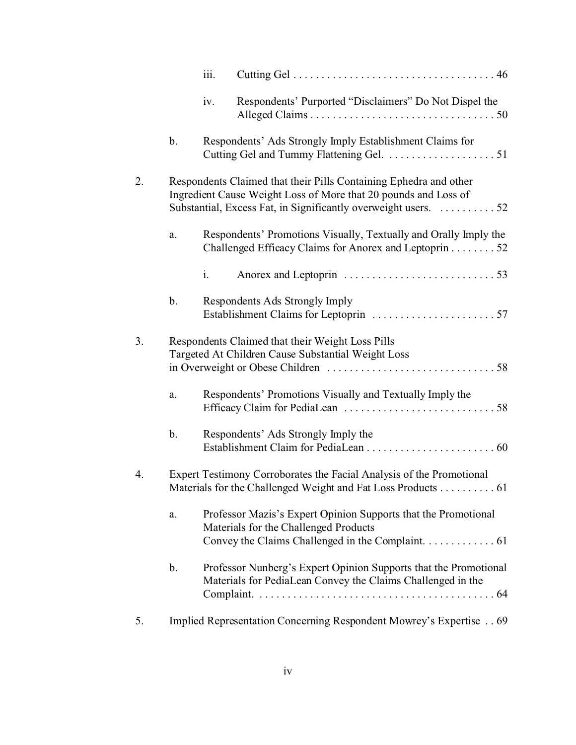iii. Cutting Gel . . . . . . . . . . . . . . . . . . . . . . . . . . . . . . . . . . . . 46

iv. Respondents' Purported "Disclaimers" Do Not Dispel the Alleged Claims . . . . . . . . . . . . . . . . . . . . . . . . . . . . . . . . . 50

b. Respondents' Ads Strongly Imply Establishment Claims for Cutting Gel and Tummy Flattening Gel. . . . . . . . . . . . . . . . . . . . 51

2. Respondents Claimed that their Pills Containing Ephedra and other Ingredient Cause Weight Loss of More that 20 pounds and Loss of Substantial, Excess Fat, in Significantly overweight users. . . . . . . . . . . 52

a. Respondents' Promotions Visually, Textually and Orally Imply the Challenged Efficacy Claims for Anorex and Leptoprin . . . . . . . . 52

i. Anorex and Leptoprin . . . . . . . . . . . . . . . . . . . . . . . . . . . 53

b. Respondents Ads Strongly Imply Establishment Claims for Leptoprin . . . . . . . . . . . . . . . . . . . . . . 57

3. Respondents Claimed that their Weight Loss Pills Targeted At Children Cause Substantial Weight Loss in Overweight or Obese Children . . . . . . . . . . . . . . . . . . . . . . . . . . . . . . 58

a. Respondents' Promotions Visually and Textually Imply the Efficacy Claim for PediaLean . . . . . . . . . . . . . . . . . . . . . . . . . . . . 58

b. Respondents' Ads Strongly Imply the Establishment Claim for PediaLean . . . . . . . . . . . . . . . . . . . . . . . . 60

4. Expert Testimony Corroborates the Facial Analysis of the Promotional Materials for the Challenged Weight and Fat Loss Products . . . . . . . . . . 61

a. Professor Mazis's Expert Opinion Supports that the Promotional Materials for the Challenged Products Convey the Claims Challenged in the Complaint. . . . . . . . . . . . . 61

b. Professor Nunberg's Expert Opinion Supports that the Promotional Materials for PediaLean Convey the Claims Challenged in the Complaint. . . . . . . . . . . . . . . . . . . . . . . . . . . . . . . . . . . . . . . . . . . 64

5. Implied Representation Concerning Respondent Mowrey's Expertise . . 69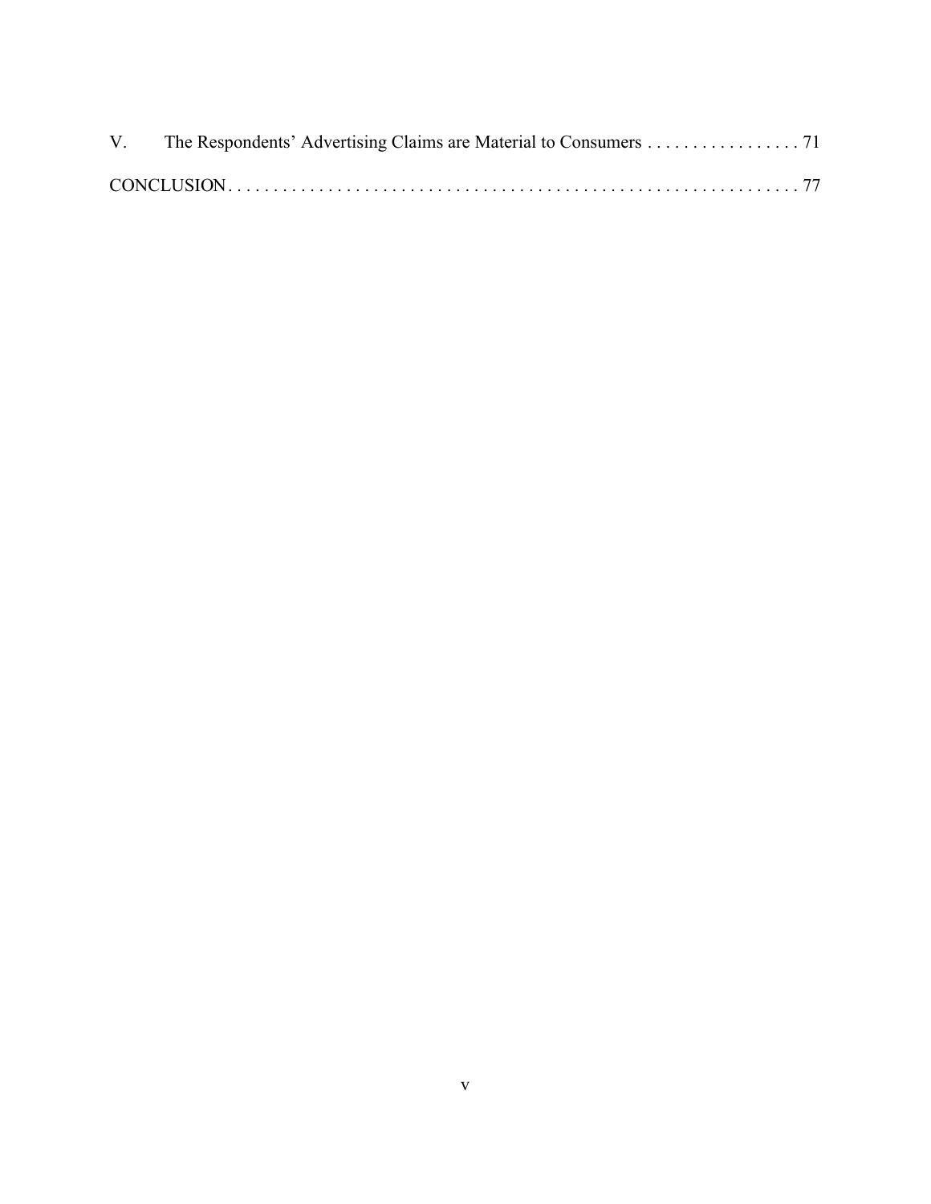V. The Respondents' Advertising Claims are Material to Consumers . . . . . . . . . . . . . . . . . 71

CONCLUSION . . . . . . . . . . . . . . . . . . . . . . . . . . . . . . . . . . . . . . . . . . . . . . . . . . . . . . . . . . . . . . . 77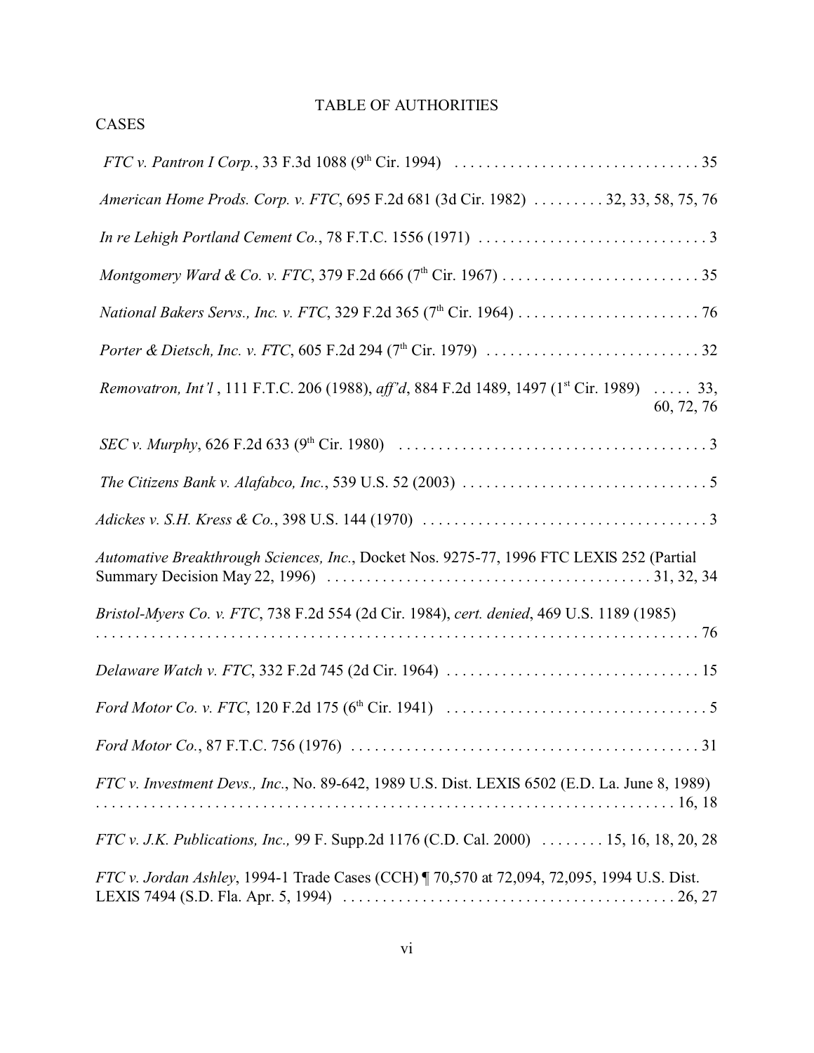# TABLE OF AUTHORITIES

## CASES

*FTC v. Pantron I Corp.*, 33 F.3d 1088 (9th Cir. 1994) . . . . . . . . . . . . . . . . . . . . . . . . . . . . . . . 35

*American Home Prods. Corp. v. FTC*, 695 F.2d 681 (3d Cir. 1982) . . . . . . . . . 32, 33, 58, 75, 76

*In re Lehigh Portland Cement Co.*, 78 F.T.C. 1556 (1971) . . . . . . . . . . . . . . . . . . . . . . . . . . . . . 3

*Montgomery Ward & Co. v. FTC*, 379 F.2d 666 (7th Cir. 1967) . . . . . . . . . . . . . . . . . . . . . . . . . 35

*National Bakers Servs., Inc. v. FTC*, 329 F.2d 365 (7th Cir. 1964) . . . . . . . . . . . . . . . . . . . . . . . 76

*Porter & Dietsch, Inc. v. FTC*, 605 F.2d 294 (7th Cir. 1979) . . . . . . . . . . . . . . . . . . . . . . . . . . . 32

*Removatron, Int'l* , 111 F.T.C. 206 (1988), *aff'd*, 884 F.2d 1489, 1497 (1st Cir. 1989) . . . . . 33, 60, 72, 76

*SEC v. Murphy*, 626 F.2d 633 (9th Cir. 1980) . . . . . . . . . . . . . . . . . . . . . . . . . . . . . . . . . . . . . . . 3

*The Citizens Bank v. Alafabco, Inc.*, 539 U.S. 52 (2003) . . . . . . . . . . . . . . . . . . . . . . . . . . . . . . . 5

*Adickes v. S.H. Kress & Co.*, 398 U.S. 144 (1970) . . . . . . . . . . . . . . . . . . . . . . . . . . . . . . . . . . . . 3

*Automative Breakthrough Sciences, Inc.*, Docket Nos. 9275-77, 1996 FTC LEXIS 252 (Partial Summary Decision May 22, 1996) . . . . . . . . . . . . . . . . . . . . . . . . . . . . . . . . . . . . . . . . . 31, 32, 34

*Bristol-Myers Co. v. FTC*, 738 F.2d 554 (2d Cir. 1984), *cert. denied*, 469 U.S. 1189 (1985) . . . . . . . . . . . . . . . . . . . . . . . . . . . . . . . . . . . . . . . . . . . . . . . . . . . . . . . . . . . . . . . . . . . . . . . . 76

*Delaware Watch v. FTC*, 332 F.2d 745 (2d Cir. 1964) . . . . . . . . . . . . . . . . . . . . . . . . . . . . . . . . 15

*Ford Motor Co. v. FTC*, 120 F.2d 175 (6th Cir. 1941) . . . . . . . . . . . . . . . . . . . . . . . . . . . . . . . . . 5

*Ford Motor Co.*, 87 F.T.C. 756 (1976) . . . . . . . . . . . . . . . . . . . . . . . . . . . . . . . . . . . . . . . . . . . . 31

*FTC v. Investment Devs., Inc.*, No. 89-642, 1989 U.S. Dist. LEXIS 6502 (E.D. La. June 8, 1989) . . . . . . . . . . . . . . . . . . . . . . . . . . . . . . . . . . . . . . . . . . . . . . . . . . . . . . . . . . . . . . . . . . . . 16, 18

*FTC v. J.K. Publications, Inc.,* 99 F. Supp.2d 1176 (C.D. Cal. 2000) . . . . . . . . 15, 16, 18, 20, 28

*FTC v. Jordan Ashley*, 1994-1 Trade Cases (CCH) ¶ 70,570 at 72,094, 72,095, 1994 U.S. Dist. LEXIS 7494 (S.D. Fla. Apr. 5, 1994) . . . . . . . . . . . . . . . . . . . . . . . . . . . . . . . . . . . . . . . . . . 26, 27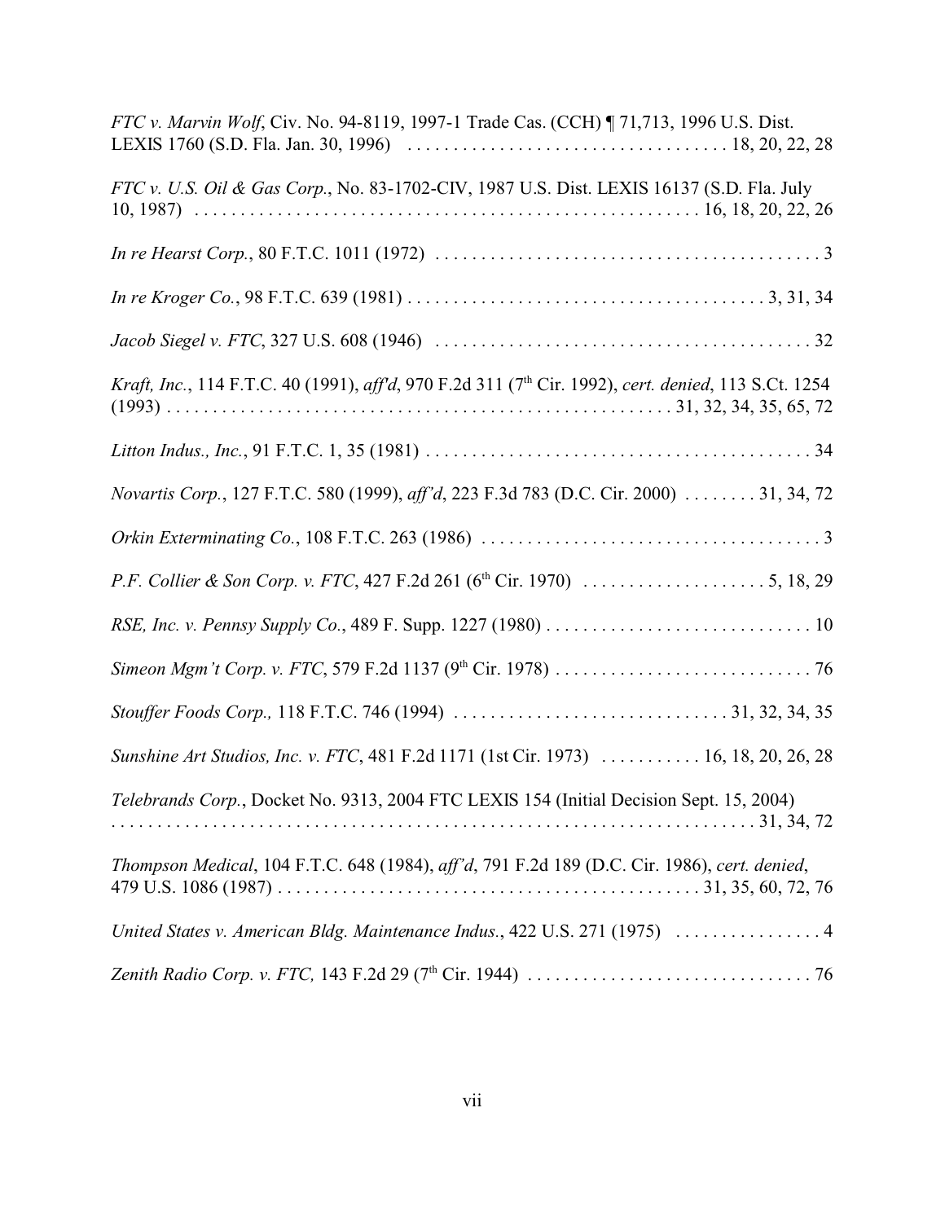*FTC v. Marvin Wolf*, Civ. No. 94-8119, 1997-1 Trade Cas. (CCH) ¶ 71,713, 1996 U.S. Dist. LEXIS 1760 (S.D. Fla. Jan. 30, 1996) . . . . . . . . . . . . . . . . . . . . . . . . . . . . . . . . . . . 18, 20, 22, 28

*FTC v. U.S. Oil & Gas Corp.*, No. 83-1702-CIV, 1987 U.S. Dist. LEXIS 16137 (S.D. Fla. July 10, 1987) . . . . . . . . . . . . . . . . . . . . . . . . . . . . . . . . . . . . . . . . . . . . . . . . . . . . 16, 18, 20, 22, 26

*In re Hearst Corp.*, 80 F.T.C. 1011 (1972) . . . . . . . . . . . . . . . . . . . . . . . . . . . . . . . . . . . . . . . . . . 3

*In re Kroger Co.*, 98 F.T.C. 639 (1981) . . . . . . . . . . . . . . . . . . . . . . . . . . . . . . . . . . . . . . 3, 31, 34

*Jacob Siegel v. FTC*, 327 U.S. 608 (1946) . . . . . . . . . . . . . . . . . . . . . . . . . . . . . . . . . . . . . . . . . 32

*Kraft, Inc.*, 114 F.T.C. 40 (1991), *aff'd*, 970 F.2d 311 (7th Cir. 1992), *cert. denied*, 113 S.Ct. 1254 (1993) . . . . . . . . . . . . . . . . . . . . . . . . . . . . . . . . . . . . . . . . . . . . . . . . . . . . . 31, 32, 34, 35, 65, 72

*Litton Indus., Inc.*, 91 F.T.C. 1, 35 (1981) . . . . . . . . . . . . . . . . . . . . . . . . . . . . . . . . . . . . . . . . . . 34

*Novartis Corp.*, 127 F.T.C. 580 (1999), *aff'd*, 223 F.3d 783 (D.C. Cir. 2000) . . . . . . . . 31, 34, 72

*Orkin Exterminating Co.*, 108 F.T.C. 263 (1986) . . . . . . . . . . . . . . . . . . . . . . . . . . . . . . . . . . . . . 3

*P.F. Collier & Son Corp. v. FTC*, 427 F.2d 261 (6th Cir. 1970) . . . . . . . . . . . . . . . . . . . . 5, 18, 29

*RSE, Inc. v. Pennsy Supply Co.*, 489 F. Supp. 1227 (1980) . . . . . . . . . . . . . . . . . . . . . . . . . . . . . 10

*Simeon Mgm't Corp. v. FTC*, 579 F.2d 1137 (9th Cir. 1978) . . . . . . . . . . . . . . . . . . . . . . . . . . . . 76

*Stouffer Foods Corp.*, 118 F.T.C. 746 (1994) . . . . . . . . . . . . . . . . . . . . . . . . . . . . . . 31, 32, 34, 35

*Sunshine Art Studios, Inc. v. FTC*, 481 F.2d 1171 (1st Cir. 1973) . . . . . . . . . . . 16, 18, 20, 26, 28

*Telebrands Corp.*, Docket No. 9313, 2004 FTC LEXIS 154 (Initial Decision Sept. 15, 2004) . . . . . . . . . . . . . . . . . . . . . . . . . . . . . . . . . . . . . . . . . . . . . . . . . . . . . . . . . . . . . . . . . . . . 31, 34, 72

*Thompson Medical*, 104 F.T.C. 648 (1984), *aff'd*, 791 F.2d 189 (D.C. Cir. 1986), *cert. denied*, 479 U.S. 1086 (1987) . . . . . . . . . . . . . . . . . . . . . . . . . . . . . . . . . . . . . . . . . . . . . 31, 35, 60, 72, 76

*United States v. American Bldg. Maintenance Indus.*, 422 U.S. 271 (1975) . . . . . . . . . . . . . . . . 4

*Zenith Radio Corp. v. FTC,* 143 F.2d 29 (7th Cir. 1944) . . . . . . . . . . . . . . . . . . . . . . . . . . . . . . . 76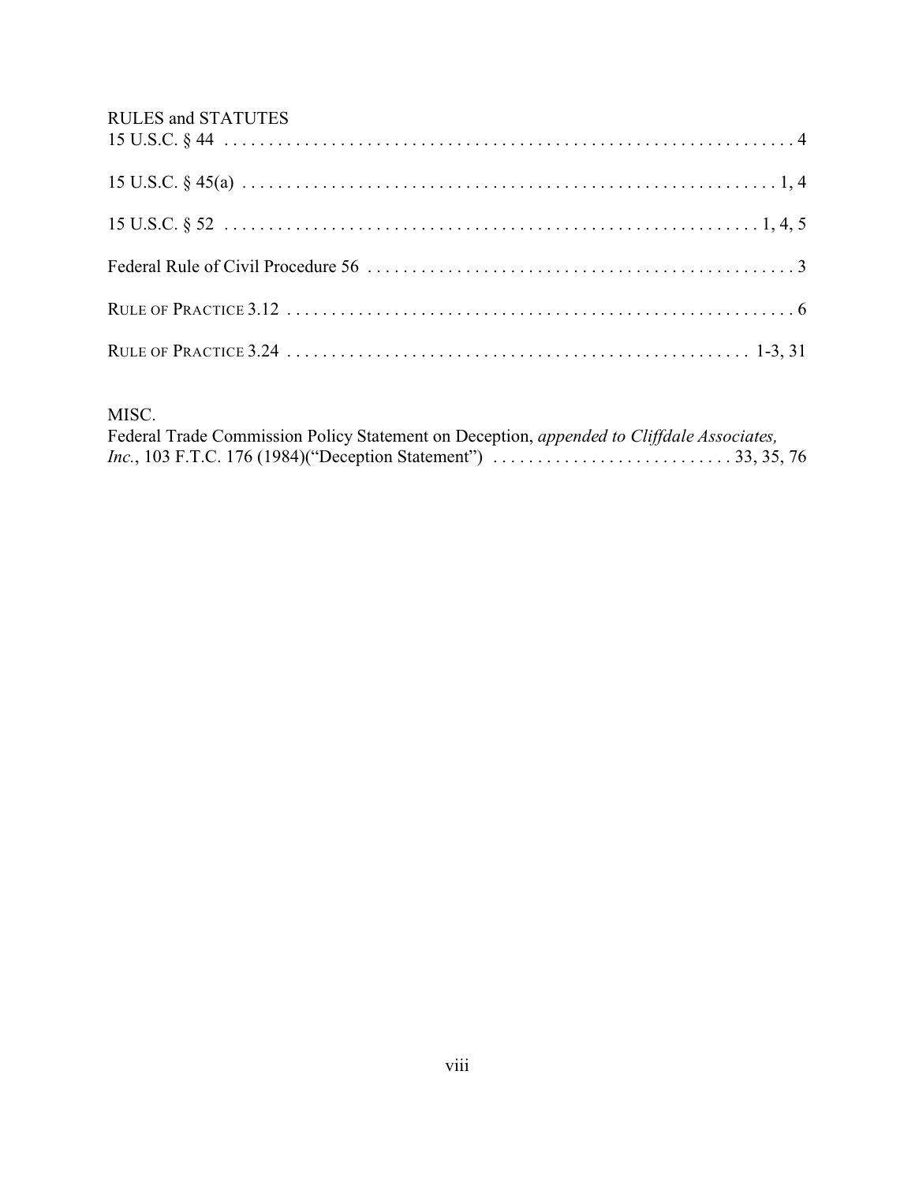RULES and STATUTES

15 U.S.C. § 44 . . . . . . . . . . . . . . . . . . . . . . . . . . . . . . . . . . . . . . . . . . . . . . . . . . . . . . . . . . . . . . . 4

15 U.S.C. § 45(a) . . . . . . . . . . . . . . . . . . . . . . . . . . . . . . . . . . . . . . . . . . . . . . . . . . . . . . . . . . . . 1, 4

15 U.S.C. § 52 . . . . . . . . . . . . . . . . . . . . . . . . . . . . . . . . . . . . . . . . . . . . . . . . . . . . . . . . . . . . 1, 4, 5

Federal Rule of Civil Procedure 56 . . . . . . . . . . . . . . . . . . . . . . . . . . . . . . . . . . . . . . . . . . . . . . . . 3

RULE OF PRACTICE 3.12 . . . . . . . . . . . . . . . . . . . . . . . . . . . . . . . . . . . . . . . . . . . . . . . . . . . . . . . . 6

RULE OF PRACTICE 3.24 . . . . . . . . . . . . . . . . . . . . . . . . . . . . . . . . . . . . . . . . . . . . . . . . . . . 1-3, 31

MISC.

Federal Trade Commission Policy Statement on Deception, *appended to Cliffdale Associates, Inc.*, 103 F.T.C. 176 (1984)("Deception Statement") . . . . . . . . . . . . . . . . . . . . . . . . . . . 33, 35, 76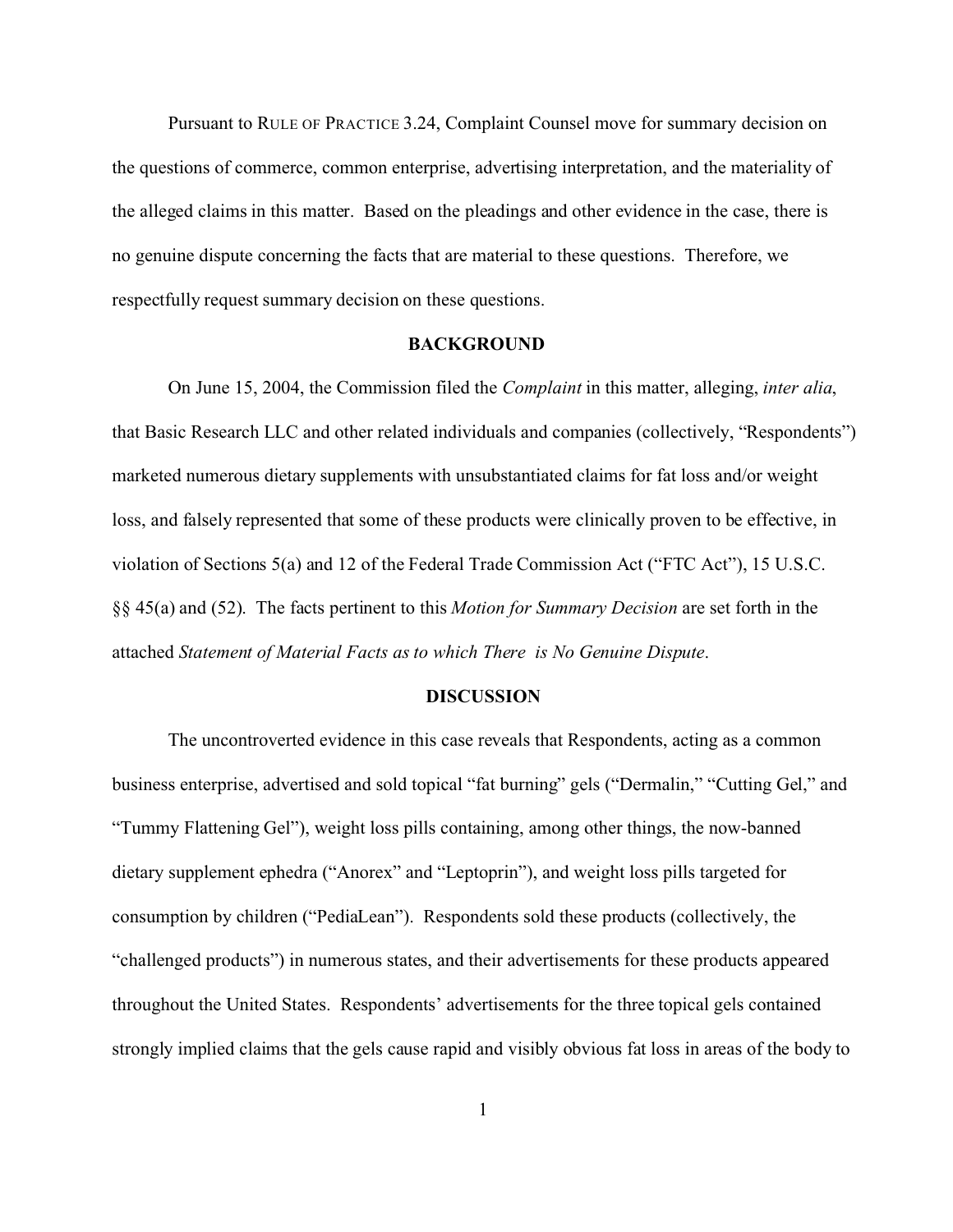Pursuant to RULE OF PRACTICE 3.24, Complaint Counsel move for summary decision on the questions of commerce, common enterprise, advertising interpretation, and the materiality of the alleged claims in this matter. Based on the pleadings and other evidence in the case, there is no genuine dispute concerning the facts that are material to these questions. Therefore, we respectfully request summary decision on these questions.

## BACKGROUND

On June 15, 2004, the Commission filed the *Complaint* in this matter, alleging, *inter alia*, that Basic Research LLC and other related individuals and companies (collectively, "Respondents") marketed numerous dietary supplements with unsubstantiated claims for fat loss and/or weight loss, and falsely represented that some of these products were clinically proven to be effective, in violation of Sections 5(a) and 12 of the Federal Trade Commission Act ("FTC Act"), 15 U.S.C. §§ 45(a) and (52). The facts pertinent to this *Motion for Summary Decision* are set forth in the attached *Statement of Material Facts as to which There is No Genuine Dispute*.

## DISCUSSION

The uncontroverted evidence in this case reveals that Respondents, acting as a common business enterprise, advertised and sold topical "fat burning" gels ("Dermalin," "Cutting Gel," and "Tummy Flattening Gel"), weight loss pills containing, among other things, the now-banned dietary supplement ephedra ("Anorex" and "Leptoprin"), and weight loss pills targeted for consumption by children ("PediaLean"). Respondents sold these products (collectively, the "challenged products") in numerous states, and their advertisements for these products appeared throughout the United States. Respondents' advertisements for the three topical gels contained strongly implied claims that the gels cause rapid and visibly obvious fat loss in areas of the body to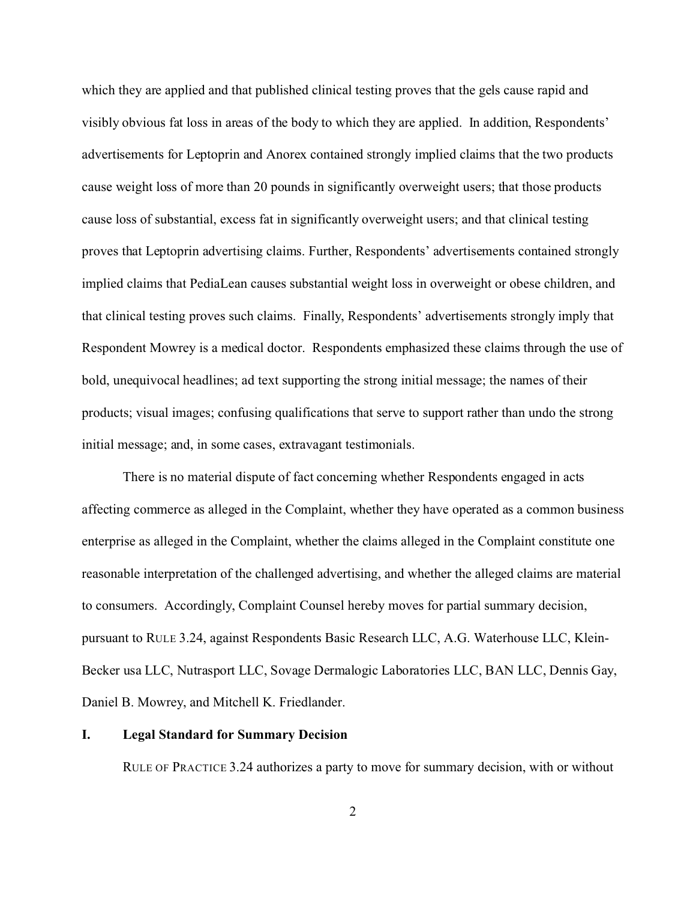which they are applied and that published clinical testing proves that the gels cause rapid and visibly obvious fat loss in areas of the body to which they are applied. In addition, Respondents' advertisements for Leptoprin and Anorex contained strongly implied claims that the two products cause weight loss of more than 20 pounds in significantly overweight users; that those products cause loss of substantial, excess fat in significantly overweight users; and that clinical testing proves that Leptoprin advertising claims. Further, Respondents' advertisements contained strongly implied claims that PediaLean causes substantial weight loss in overweight or obese children, and that clinical testing proves such claims. Finally, Respondents' advertisements strongly imply that Respondent Mowrey is a medical doctor. Respondents emphasized these claims through the use of bold, unequivocal headlines; ad text supporting the strong initial message; the names of their products; visual images; confusing qualifications that serve to support rather than undo the strong initial message; and, in some cases, extravagant testimonials.

There is no material dispute of fact concerning whether Respondents engaged in acts affecting commerce as alleged in the Complaint, whether they have operated as a common business enterprise as alleged in the Complaint, whether the claims alleged in the Complaint constitute one reasonable interpretation of the challenged advertising, and whether the alleged claims are material to consumers. Accordingly, Complaint Counsel hereby moves for partial summary decision, pursuant to RULE 3.24, against Respondents Basic Research LLC, A.G. Waterhouse LLC, Klein-Becker usa LLC, Nutrasport LLC, Sovage Dermalogic Laboratories LLC, BAN LLC, Dennis Gay, Daniel B. Mowrey, and Mitchell K. Friedlander.

## I. Legal Standard for Summary Decision

RULE OF PRACTICE 3.24 authorizes a party to move for summary decision, with or without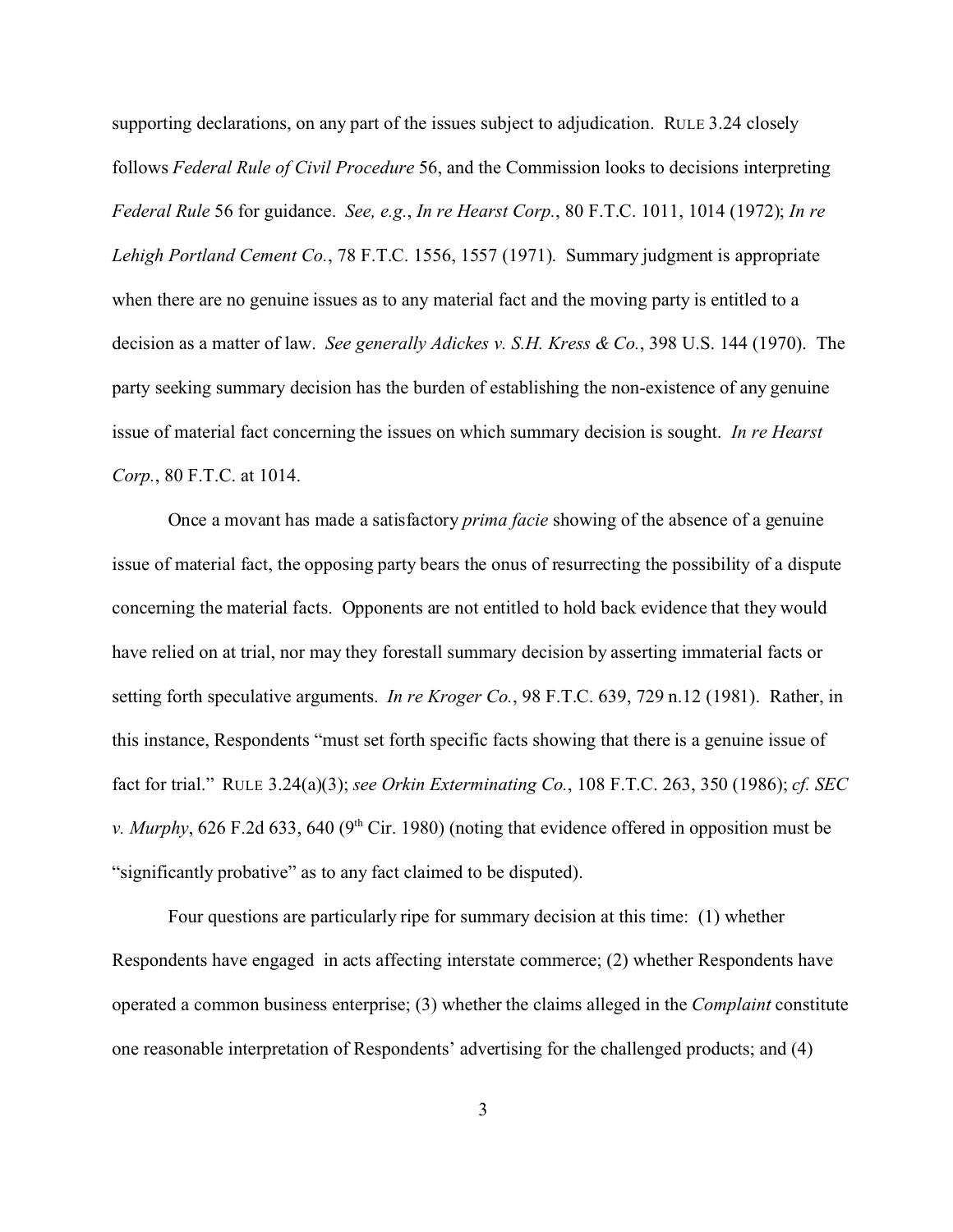supporting declarations, on any part of the issues subject to adjudication. RULE 3.24 closely follows *Federal Rule of Civil Procedure* 56, and the Commission looks to decisions interpreting *Federal Rule* 56 for guidance. *See, e.g.*, *In re Hearst Corp.*, 80 F.T.C. 1011, 1014 (1972); *In re Lehigh Portland Cement Co.*, 78 F.T.C. 1556, 1557 (1971). Summary judgment is appropriate when there are no genuine issues as to any material fact and the moving party is entitled to a decision as a matter of law. *See generally Adickes v. S.H. Kress & Co.*, 398 U.S. 144 (1970). The party seeking summary decision has the burden of establishing the non-existence of any genuine issue of material fact concerning the issues on which summary decision is sought. *In re Hearst Corp.*, 80 F.T.C. at 1014.

Once a movant has made a satisfactory *prima facie* showing of the absence of a genuine issue of material fact, the opposing party bears the onus of resurrecting the possibility of a dispute concerning the material facts. Opponents are not entitled to hold back evidence that they would have relied on at trial, nor may they forestall summary decision by asserting immaterial facts or setting forth speculative arguments. *In re Kroger Co.*, 98 F.T.C. 639, 729 n.12 (1981). Rather, in this instance, Respondents "must set forth specific facts showing that there is a genuine issue of fact for trial." RULE 3.24(a)(3); *see Orkin Exterminating Co.*, 108 F.T.C. 263, 350 (1986); *cf. SEC v. Murphy*, 626 F.2d 633, 640 (9th Cir. 1980) (noting that evidence offered in opposition must be "significantly probative" as to any fact claimed to be disputed).

Four questions are particularly ripe for summary decision at this time: (1) whether Respondents have engaged in acts affecting interstate commerce; (2) whether Respondents have operated a common business enterprise; (3) whether the claims alleged in the *Complaint* constitute one reasonable interpretation of Respondents' advertising for the challenged products; and (4)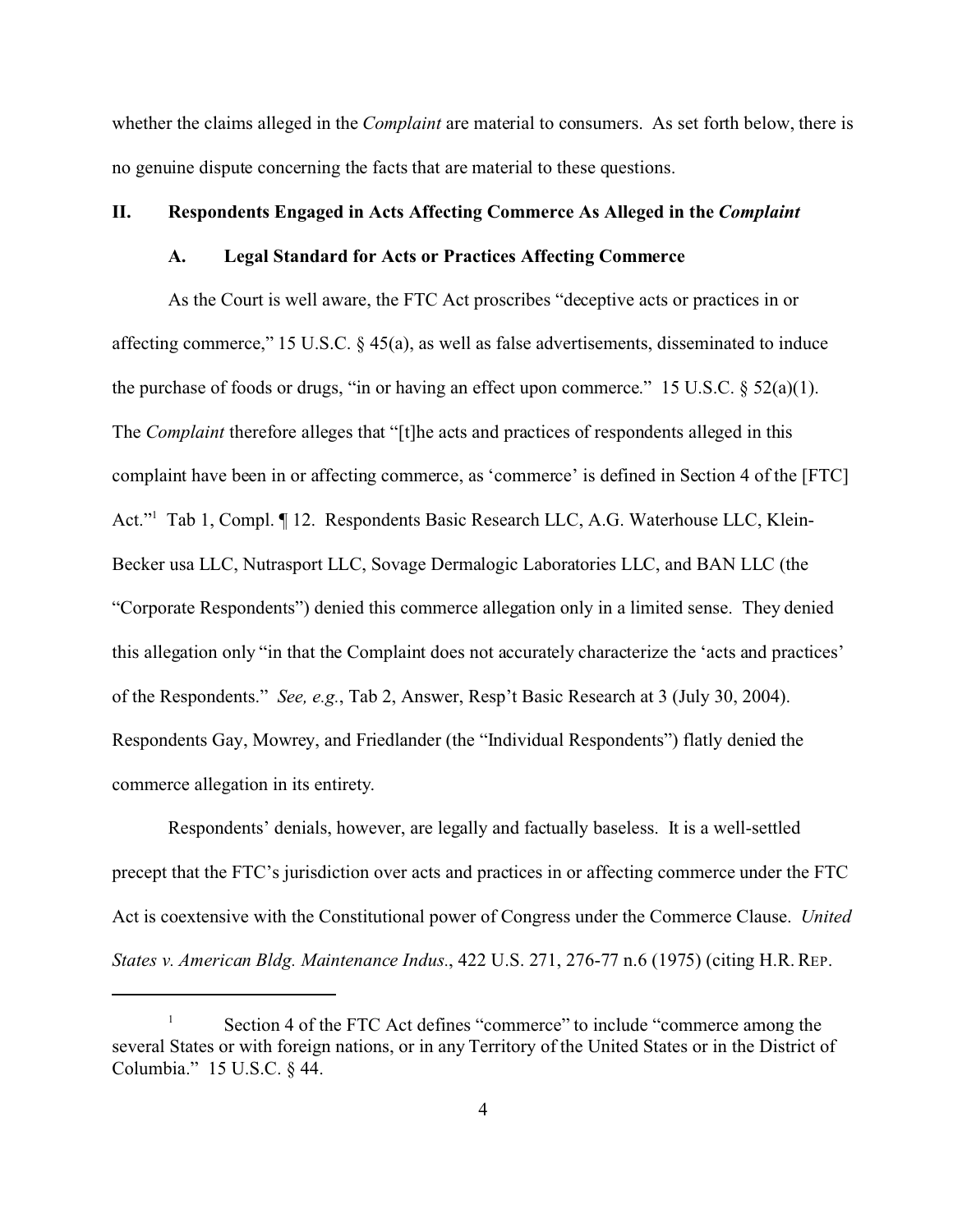whether the claims alleged in the *Complaint* are material to consumers. As set forth below, there is no genuine dispute concerning the facts that are material to these questions.

## II. Respondents Engaged in Acts Affecting Commerce As Alleged in the *Complaint*

### A. Legal Standard for Acts or Practices Affecting Commerce

As the Court is well aware, the FTC Act proscribes "deceptive acts or practices in or affecting commerce," 15 U.S.C. § 45(a), as well as false advertisements, disseminated to induce the purchase of foods or drugs, "in or having an effect upon commerce." 15 U.S.C. § 52(a)(1). The *Complaint* therefore alleges that "[t]he acts and practices of respondents alleged in this complaint have been in or affecting commerce, as 'commerce' is defined in Section 4 of the [FTC] Act."[1] Tab 1, Compl. ¶ 12. Respondents Basic Research LLC, A.G. Waterhouse LLC, Klein-Becker usa LLC, Nutrasport LLC, Sovage Dermalogic Laboratories LLC, and BAN LLC (the "Corporate Respondents") denied this commerce allegation only in a limited sense. They denied this allegation only "in that the Complaint does not accurately characterize the 'acts and practices' of the Respondents." *See, e.g.*, Tab 2, Answer, Resp't Basic Research at 3 (July 30, 2004). Respondents Gay, Mowrey, and Friedlander (the "Individual Respondents") flatly denied the commerce allegation in its entirety.

Respondents' denials, however, are legally and factually baseless. It is a well-settled precept that the FTC's jurisdiction over acts and practices in or affecting commerce under the FTC Act is coextensive with the Constitutional power of Congress under the Commerce Clause. *United States v. American Bldg. Maintenance Indus.*, 422 U.S. 271, 276-77 n.6 (1975) (citing H.R. REP.

---

[1] Section 4 of the FTC Act defines "commerce" to include "commerce among the several States or with foreign nations, or in any Territory of the United States or in the District of Columbia." 15 U.S.C. § 44.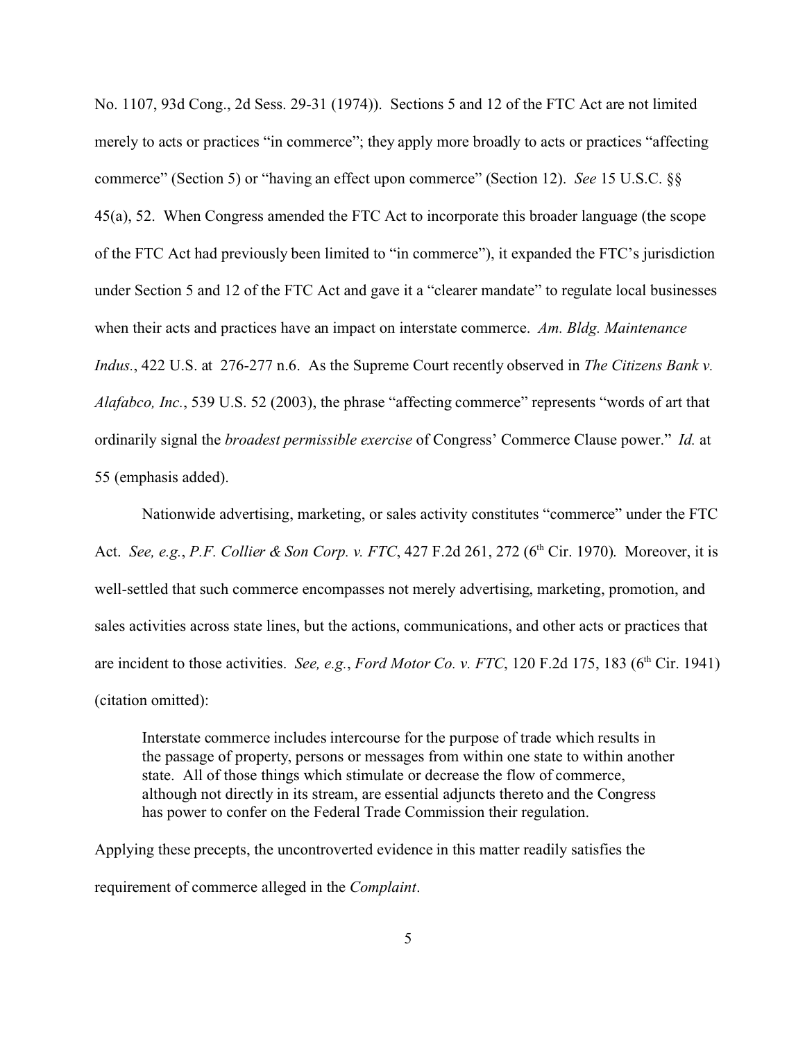No. 1107, 93d Cong., 2d Sess. 29-31 (1974)). Sections 5 and 12 of the FTC Act are not limited merely to acts or practices "in commerce"; they apply more broadly to acts or practices "affecting commerce" (Section 5) or "having an effect upon commerce" (Section 12). *See* 15 U.S.C. §§ 45(a), 52. When Congress amended the FTC Act to incorporate this broader language (the scope of the FTC Act had previously been limited to "in commerce"), it expanded the FTC's jurisdiction under Section 5 and 12 of the FTC Act and gave it a "clearer mandate" to regulate local businesses when their acts and practices have an impact on interstate commerce. *Am. Bldg. Maintenance Indus.*, 422 U.S. at 276-277 n.6. As the Supreme Court recently observed in *The Citizens Bank v. Alafabco, Inc.*, 539 U.S. 52 (2003), the phrase "affecting commerce" represents "words of art that ordinarily signal the *broadest permissible exercise* of Congress' Commerce Clause power." *Id.* at 55 (emphasis added).

Nationwide advertising, marketing, or sales activity constitutes "commerce" under the FTC Act. *See, e.g.*, *P.F. Collier & Son Corp. v. FTC*, 427 F.2d 261, 272 (6th Cir. 1970). Moreover, it is well-settled that such commerce encompasses not merely advertising, marketing, promotion, and sales activities across state lines, but the actions, communications, and other acts or practices that are incident to those activities. *See, e.g.*, *Ford Motor Co. v. FTC*, 120 F.2d 175, 183 (6th Cir. 1941) (citation omitted):

> Interstate commerce includes intercourse for the purpose of trade which results in the passage of property, persons or messages from within one state to within another state. All of those things which stimulate or decrease the flow of commerce, although not directly in its stream, are essential adjuncts thereto and the Congress has power to confer on the Federal Trade Commission their regulation.

Applying these precepts, the uncontroverted evidence in this matter readily satisfies the requirement of commerce alleged in the *Complaint*.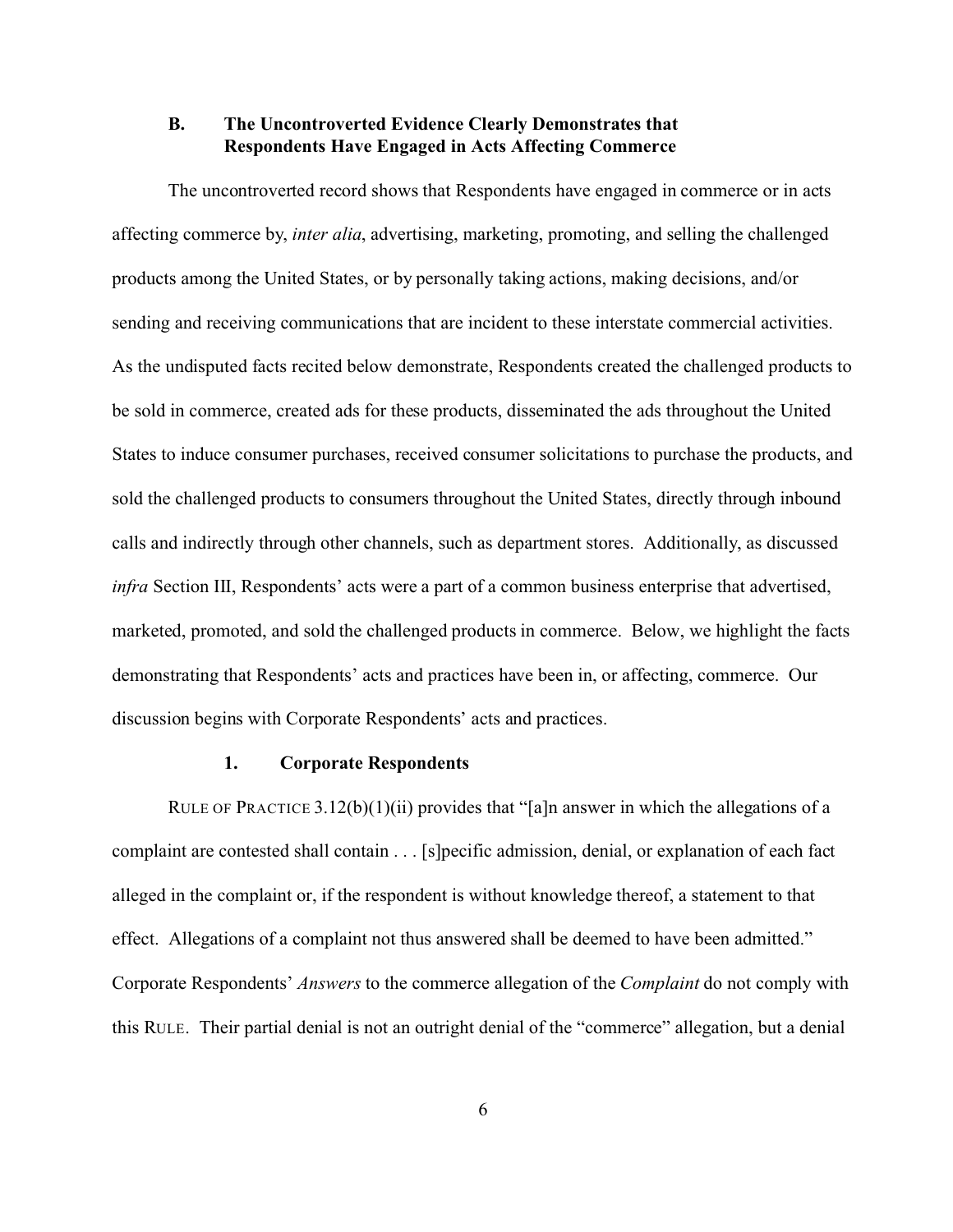### B. The Uncontroverted Evidence Clearly Demonstrates that Respondents Have Engaged in Acts Affecting Commerce

The uncontroverted record shows that Respondents have engaged in commerce or in acts affecting commerce by, *inter alia*, advertising, marketing, promoting, and selling the challenged products among the United States, or by personally taking actions, making decisions, and/or sending and receiving communications that are incident to these interstate commercial activities. As the undisputed facts recited below demonstrate, Respondents created the challenged products to be sold in commerce, created ads for these products, disseminated the ads throughout the United States to induce consumer purchases, received consumer solicitations to purchase the products, and sold the challenged products to consumers throughout the United States, directly through inbound calls and indirectly through other channels, such as department stores. Additionally, as discussed *infra* Section III, Respondents' acts were a part of a common business enterprise that advertised, marketed, promoted, and sold the challenged products in commerce. Below, we highlight the facts demonstrating that Respondents' acts and practices have been in, or affecting, commerce. Our discussion begins with Corporate Respondents' acts and practices.

#### 1. Corporate Respondents

RULE OF PRACTICE 3.12(b)(1)(ii) provides that "[a]n answer in which the allegations of a complaint are contested shall contain . . . [s]pecific admission, denial, or explanation of each fact alleged in the complaint or, if the respondent is without knowledge thereof, a statement to that effect. Allegations of a complaint not thus answered shall be deemed to have been admitted." Corporate Respondents' *Answers* to the commerce allegation of the *Complaint* do not comply with this RULE. Their partial denial is not an outright denial of the "commerce" allegation, but a denial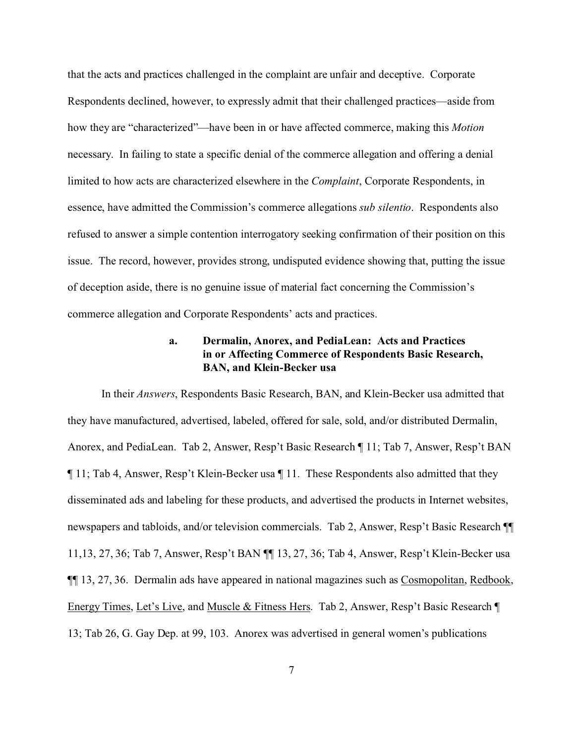that the acts and practices challenged in the complaint are unfair and deceptive. Corporate Respondents declined, however, to expressly admit that their challenged practices—aside from how they are "characterized"—have been in or have affected commerce, making this *Motion* necessary. In failing to state a specific denial of the commerce allegation and offering a denial limited to how acts are characterized elsewhere in the *Complaint*, Corporate Respondents, in essence, have admitted the Commission's commerce allegations *sub silentio*. Respondents also refused to answer a simple contention interrogatory seeking confirmation of their position on this issue. The record, however, provides strong, undisputed evidence showing that, putting the issue of deception aside, there is no genuine issue of material fact concerning the Commission's commerce allegation and Corporate Respondents' acts and practices.

#### a. Dermalin, Anorex, and PediaLean: Acts and Practices in or Affecting Commerce of Respondents Basic Research, BAN, and Klein-Becker usa

In their *Answers*, Respondents Basic Research, BAN, and Klein-Becker usa admitted that they have manufactured, advertised, labeled, offered for sale, sold, and/or distributed Dermalin, Anorex, and PediaLean. Tab 2, Answer, Resp't Basic Research ¶ 11; Tab 7, Answer, Resp't BAN ¶ 11; Tab 4, Answer, Resp't Klein-Becker usa ¶ 11. These Respondents also admitted that they disseminated ads and labeling for these products, and advertised the products in Internet websites, newspapers and tabloids, and/or television commercials. Tab 2, Answer, Resp't Basic Research ¶¶ 11,13, 27, 36; Tab 7, Answer, Resp't BAN ¶¶ 13, 27, 36; Tab 4, Answer, Resp't Klein-Becker usa ¶¶ 13, 27, 36. Dermalin ads have appeared in national magazines such as Cosmopolitan, Redbook, Energy Times, Let's Live, and Muscle & Fitness Hers. Tab 2, Answer, Resp't Basic Research ¶ 13; Tab 26, G. Gay Dep. at 99, 103. Anorex was advertised in general women's publications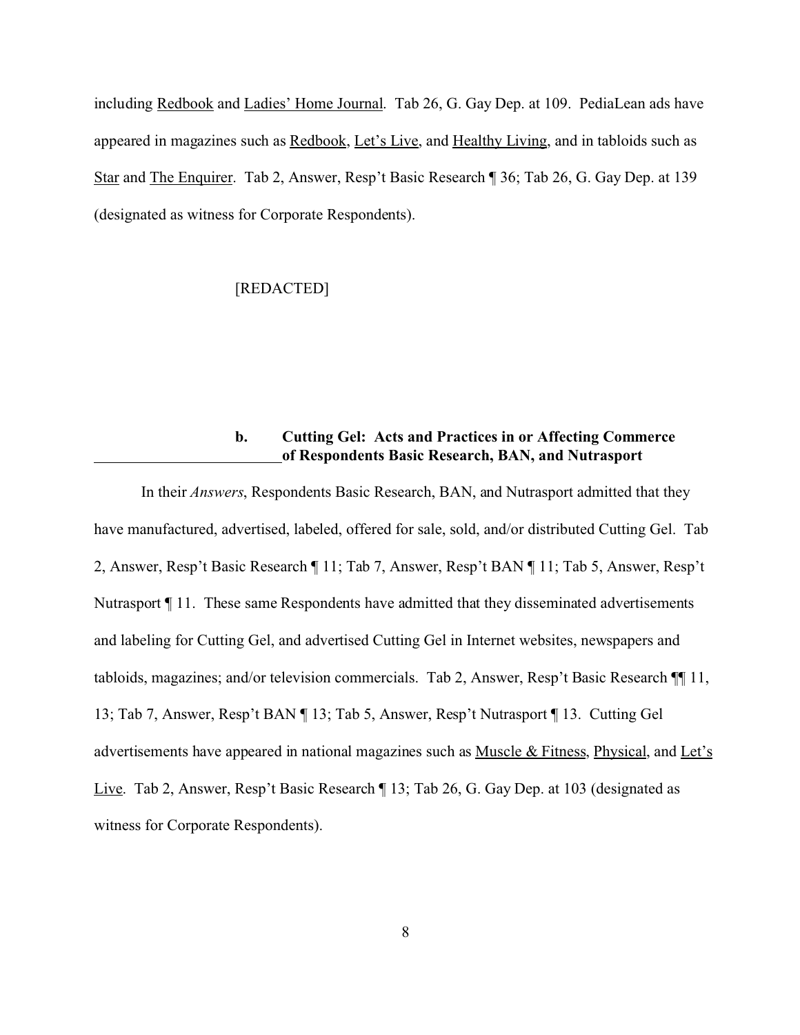including Redbook and Ladies' Home Journal. Tab 26, G. Gay Dep. at 109. PediaLean ads have appeared in magazines such as Redbook, Let's Live, and Healthy Living, and in tabloids such as Star and The Enquirer. Tab 2, Answer, Resp't Basic Research ¶ 36; Tab 26, G. Gay Dep. at 139 (designated as witness for Corporate Respondents).

[REDACTED]

#### b. Cutting Gel: Acts and Practices in or Affecting Commerce of Respondents Basic Research, BAN, and Nutrasport

In their *Answers*, Respondents Basic Research, BAN, and Nutrasport admitted that they have manufactured, advertised, labeled, offered for sale, sold, and/or distributed Cutting Gel. Tab 2, Answer, Resp't Basic Research ¶ 11; Tab 7, Answer, Resp't BAN ¶ 11; Tab 5, Answer, Resp't Nutrasport ¶ 11. These same Respondents have admitted that they disseminated advertisements and labeling for Cutting Gel, and advertised Cutting Gel in Internet websites, newspapers and tabloids, magazines; and/or television commercials. Tab 2, Answer, Resp't Basic Research ¶¶ 11, 13; Tab 7, Answer, Resp't BAN ¶ 13; Tab 5, Answer, Resp't Nutrasport ¶ 13. Cutting Gel advertisements have appeared in national magazines such as Muscle & Fitness, Physical, and Let's Live. Tab 2, Answer, Resp't Basic Research ¶ 13; Tab 26, G. Gay Dep. at 103 (designated as witness for Corporate Respondents).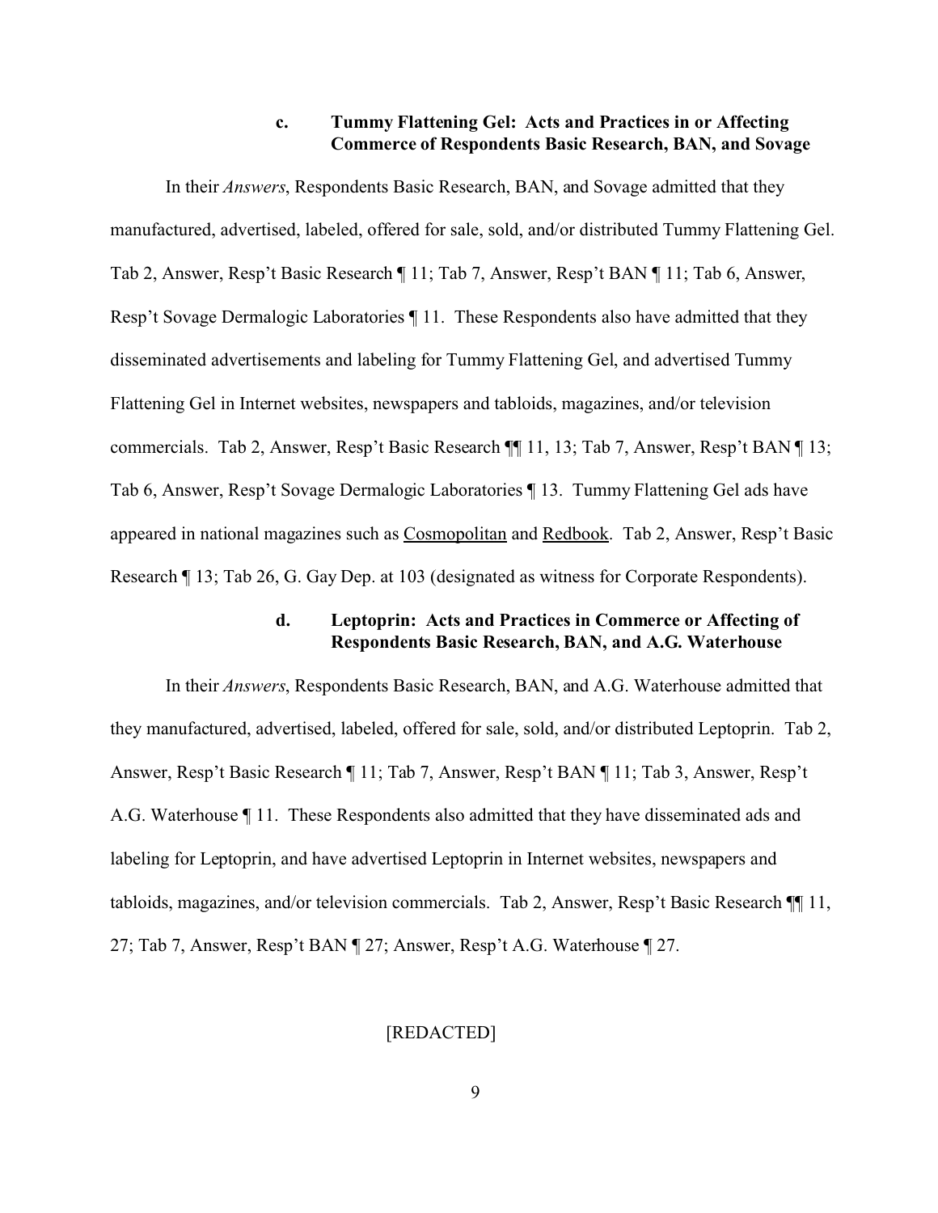#### c. Tummy Flattening Gel: Acts and Practices in or Affecting Commerce of Respondents Basic Research, BAN, and Sovage

In their *Answers*, Respondents Basic Research, BAN, and Sovage admitted that they manufactured, advertised, labeled, offered for sale, sold, and/or distributed Tummy Flattening Gel. Tab 2, Answer, Resp't Basic Research ¶ 11; Tab 7, Answer, Resp't BAN ¶ 11; Tab 6, Answer, Resp't Sovage Dermalogic Laboratories ¶ 11. These Respondents also have admitted that they disseminated advertisements and labeling for Tummy Flattening Gel, and advertised Tummy Flattening Gel in Internet websites, newspapers and tabloids, magazines, and/or television commercials. Tab 2, Answer, Resp't Basic Research ¶¶ 11, 13; Tab 7, Answer, Resp't BAN ¶ 13; Tab 6, Answer, Resp't Sovage Dermalogic Laboratories ¶ 13. Tummy Flattening Gel ads have appeared in national magazines such as Cosmopolitan and Redbook. Tab 2, Answer, Resp't Basic Research ¶ 13; Tab 26, G. Gay Dep. at 103 (designated as witness for Corporate Respondents).

#### d. Leptoprin: Acts and Practices in Commerce or Affecting of Respondents Basic Research, BAN, and A.G. Waterhouse

In their *Answers*, Respondents Basic Research, BAN, and A.G. Waterhouse admitted that they manufactured, advertised, labeled, offered for sale, sold, and/or distributed Leptoprin. Tab 2, Answer, Resp't Basic Research ¶ 11; Tab 7, Answer, Resp't BAN ¶ 11; Tab 3, Answer, Resp't A.G. Waterhouse ¶ 11. These Respondents also admitted that they have disseminated ads and labeling for Leptoprin, and have advertised Leptoprin in Internet websites, newspapers and tabloids, magazines, and/or television commercials. Tab 2, Answer, Resp't Basic Research ¶¶ 11, 27; Tab 7, Answer, Resp't BAN ¶ 27; Answer, Resp't A.G. Waterhouse ¶ 27.

[REDACTED]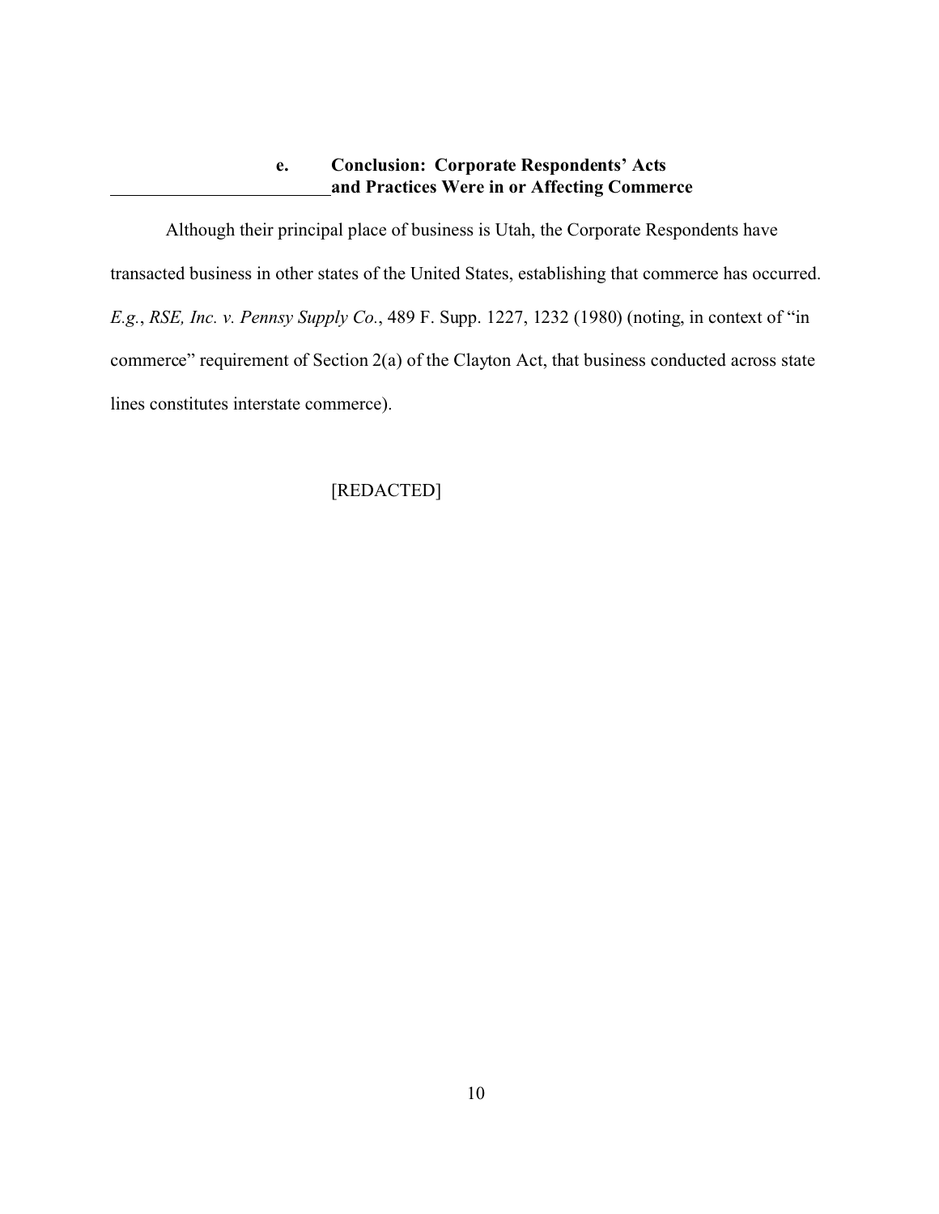#### e. Conclusion: Corporate Respondents' Acts and Practices Were in or Affecting Commerce

Although their principal place of business is Utah, the Corporate Respondents have transacted business in other states of the United States, establishing that commerce has occurred. *E.g.*, *RSE, Inc. v. Pennsy Supply Co.*, 489 F. Supp. 1227, 1232 (1980) (noting, in context of "in commerce" requirement of Section 2(a) of the Clayton Act, that business conducted across state lines constitutes interstate commerce).

[REDACTED]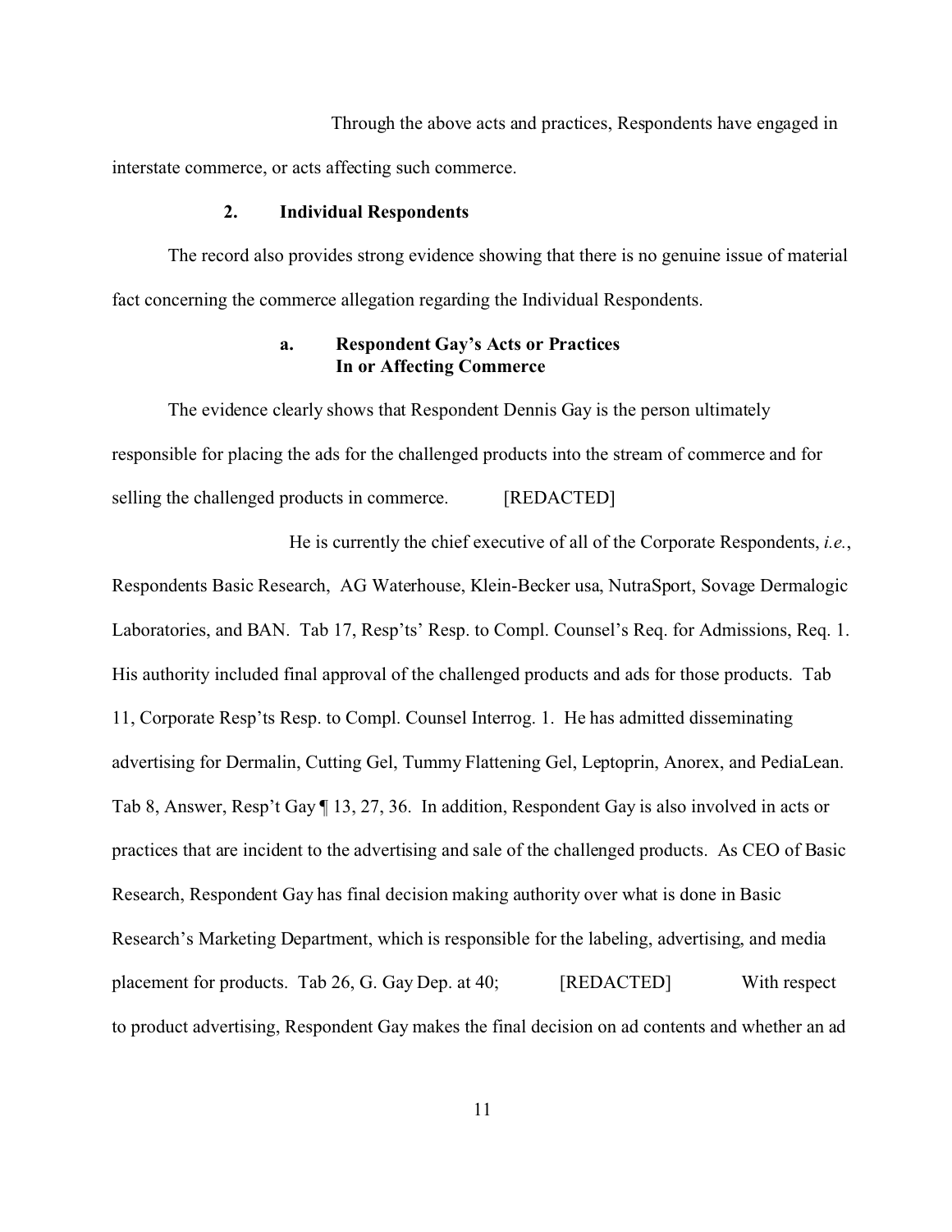Through the above acts and practices, Respondents have engaged in interstate commerce, or acts affecting such commerce.

### 2. Individual Respondents

The record also provides strong evidence showing that there is no genuine issue of material fact concerning the commerce allegation regarding the Individual Respondents.

#### a. Respondent Gay's Acts or Practices In or Affecting Commerce

The evidence clearly shows that Respondent Dennis Gay is the person ultimately responsible for placing the ads for the challenged products into the stream of commerce and for selling the challenged products in commerce. [REDACTED] He is currently the chief executive of all of the Corporate Respondents, *i.e.*, Respondents Basic Research, AG Waterhouse, Klein-Becker usa, NutraSport, Sovage Dermalogic Laboratories, and BAN. Tab 17, Resp'ts' Resp. to Compl. Counsel's Req. for Admissions, Req. 1. His authority included final approval of the challenged products and ads for those products. Tab 11, Corporate Resp'ts Resp. to Compl. Counsel Interrog. 1. He has admitted disseminating advertising for Dermalin, Cutting Gel, Tummy Flattening Gel, Leptoprin, Anorex, and PediaLean. Tab 8, Answer, Resp't Gay ¶ 13, 27, 36. In addition, Respondent Gay is also involved in acts or practices that are incident to the advertising and sale of the challenged products. As CEO of Basic Research, Respondent Gay has final decision making authority over what is done in Basic Research's Marketing Department, which is responsible for the labeling, advertising, and media placement for products. Tab 26, G. Gay Dep. at 40; [REDACTED] With respect to product advertising, Respondent Gay makes the final decision on ad contents and whether an ad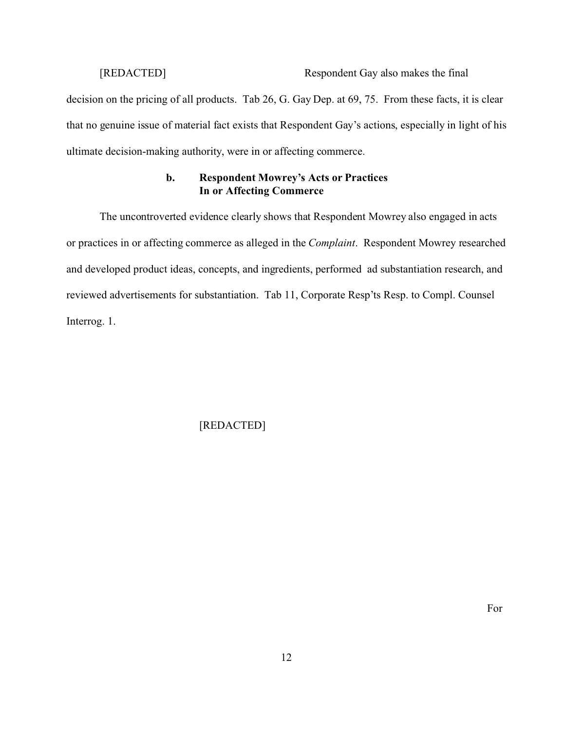[REDACTED] Respondent Gay also makes the final decision on the pricing of all products. Tab 26, G. Gay Dep. at 69, 75. From these facts, it is clear that no genuine issue of material fact exists that Respondent Gay's actions, especially in light of his ultimate decision-making authority, were in or affecting commerce.

### b. Respondent Mowrey's Acts or Practices In or Affecting Commerce

The uncontroverted evidence clearly shows that Respondent Mowrey also engaged in acts or practices in or affecting commerce as alleged in the *Complaint*. Respondent Mowrey researched and developed product ideas, concepts, and ingredients, performed ad substantiation research, and reviewed advertisements for substantiation. Tab 11, Corporate Resp'ts Resp. to Compl. Counsel Interrog. 1.

[REDACTED]

For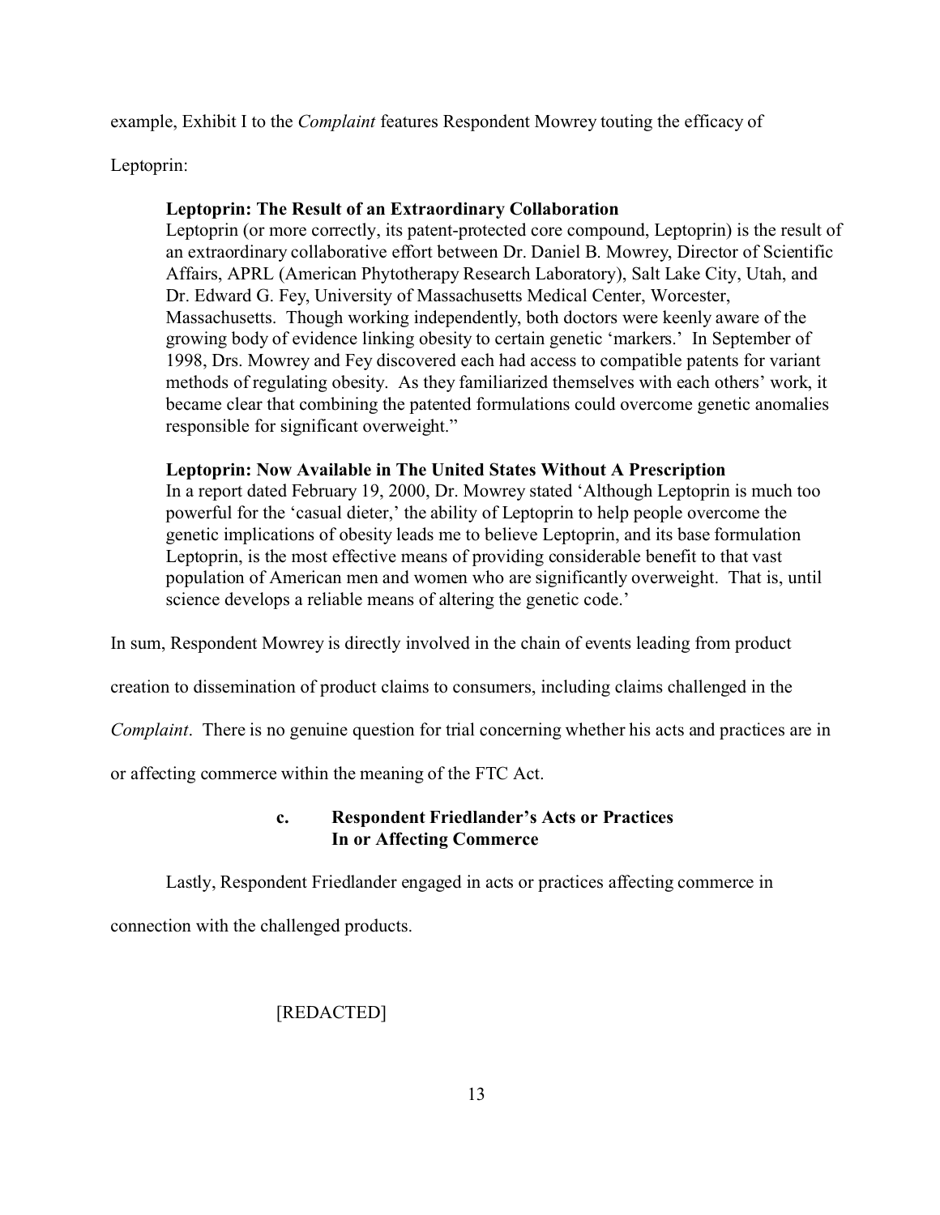example, Exhibit I to the *Complaint* features Respondent Mowrey touting the efficacy of Leptoprin:

> **Leptoprin: The Result of an Extraordinary Collaboration**
> Leptoprin (or more correctly, its patent-protected core compound, Leptoprin) is the result of an extraordinary collaborative effort between Dr. Daniel B. Mowrey, Director of Scientific Affairs, APRL (American Phytotherapy Research Laboratory), Salt Lake City, Utah, and Dr. Edward G. Fey, University of Massachusetts Medical Center, Worcester, Massachusetts. Though working independently, both doctors were keenly aware of the growing body of evidence linking obesity to certain genetic 'markers.' In September of 1998, Drs. Mowrey and Fey discovered each had access to compatible patents for variant methods of regulating obesity. As they familiarized themselves with each others' work, it became clear that combining the patented formulations could overcome genetic anomalies responsible for significant overweight."
>
> **Leptoprin: Now Available in The United States Without A Prescription**
> In a report dated February 19, 2000, Dr. Mowrey stated 'Although Leptoprin is much too powerful for the 'casual dieter,' the ability of Leptoprin to help people overcome the genetic implications of obesity leads me to believe Leptoprin, and its base formulation Leptoprin, is the most effective means of providing considerable benefit to that vast population of American men and women who are significantly overweight. That is, until science develops a reliable means of altering the genetic code.'

In sum, Respondent Mowrey is directly involved in the chain of events leading from product creation to dissemination of product claims to consumers, including claims challenged in the *Complaint*. There is no genuine question for trial concerning whether his acts and practices are in or affecting commerce within the meaning of the FTC Act.

#### c. Respondent Friedlander's Acts or Practices In or Affecting Commerce

Lastly, Respondent Friedlander engaged in acts or practices affecting commerce in connection with the challenged products.

[REDACTED]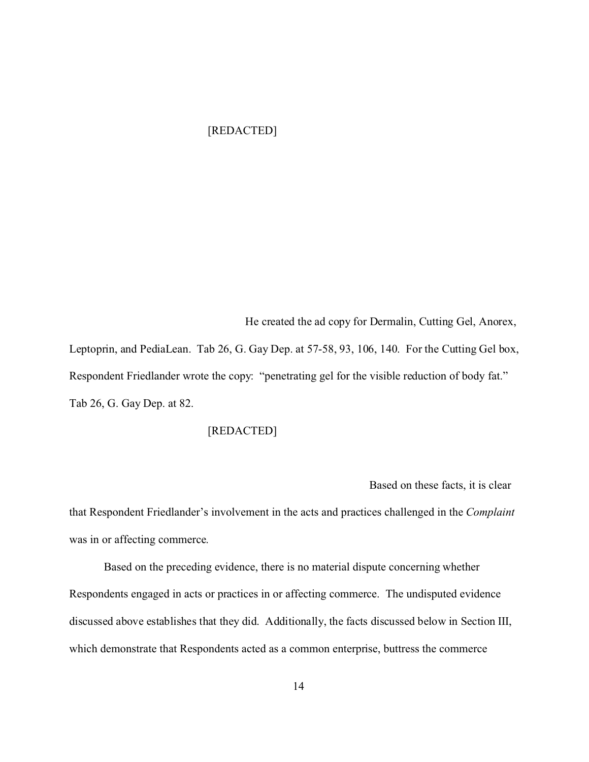[REDACTED]

He created the ad copy for Dermalin, Cutting Gel, Anorex, Leptoprin, and PediaLean. Tab 26, G. Gay Dep. at 57-58, 93, 106, 140. For the Cutting Gel box, Respondent Friedlander wrote the copy: "penetrating gel for the visible reduction of body fat." Tab 26, G. Gay Dep. at 82.

[REDACTED]

Based on these facts, it is clear that Respondent Friedlander's involvement in the acts and practices challenged in the *Complaint* was in or affecting commerce.

Based on the preceding evidence, there is no material dispute concerning whether Respondents engaged in acts or practices in or affecting commerce. The undisputed evidence discussed above establishes that they did. Additionally, the facts discussed below in Section III, which demonstrate that Respondents acted as a common enterprise, buttress the commerce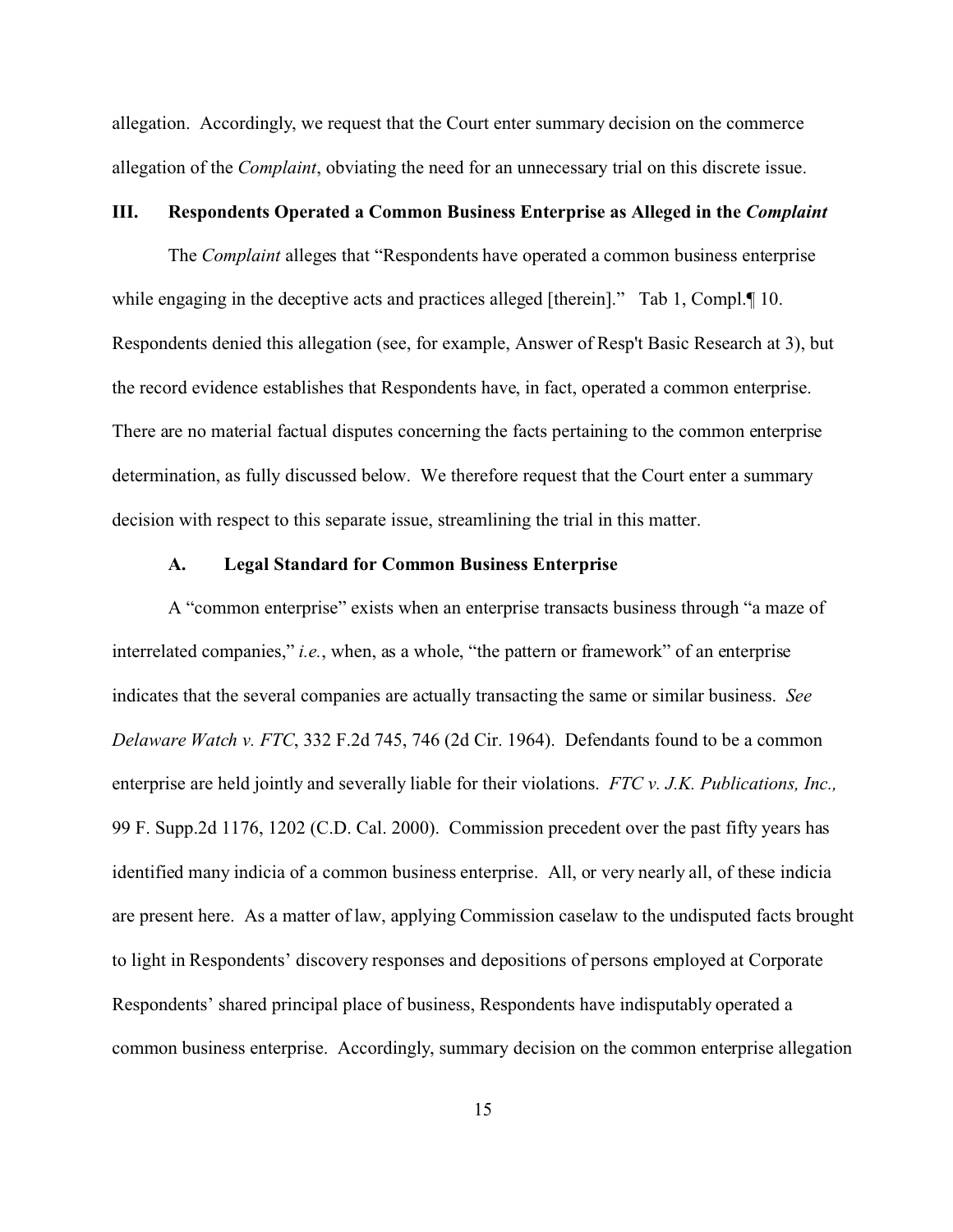allegation. Accordingly, we request that the Court enter summary decision on the commerce allegation of the *Complaint*, obviating the need for an unnecessary trial on this discrete issue.

## III. Respondents Operated a Common Business Enterprise as Alleged in the *Complaint*

The *Complaint* alleges that "Respondents have operated a common business enterprise while engaging in the deceptive acts and practices alleged [therein]." Tab 1, Compl.¶ 10. Respondents denied this allegation (see, for example, Answer of Resp't Basic Research at 3), but the record evidence establishes that Respondents have, in fact, operated a common enterprise. There are no material factual disputes concerning the facts pertaining to the common enterprise determination, as fully discussed below. We therefore request that the Court enter a summary decision with respect to this separate issue, streamlining the trial in this matter.

### A. Legal Standard for Common Business Enterprise

A "common enterprise" exists when an enterprise transacts business through "a maze of interrelated companies," *i.e.*, when, as a whole, "the pattern or framework" of an enterprise indicates that the several companies are actually transacting the same or similar business. *See Delaware Watch v. FTC*, 332 F.2d 745, 746 (2d Cir. 1964). Defendants found to be a common enterprise are held jointly and severally liable for their violations. *FTC v. J.K. Publications, Inc.,* 99 F. Supp.2d 1176, 1202 (C.D. Cal. 2000). Commission precedent over the past fifty years has identified many indicia of a common business enterprise. All, or very nearly all, of these indicia are present here. As a matter of law, applying Commission caselaw to the undisputed facts brought to light in Respondents' discovery responses and depositions of persons employed at Corporate Respondents' shared principal place of business, Respondents have indisputably operated a common business enterprise. Accordingly, summary decision on the common enterprise allegation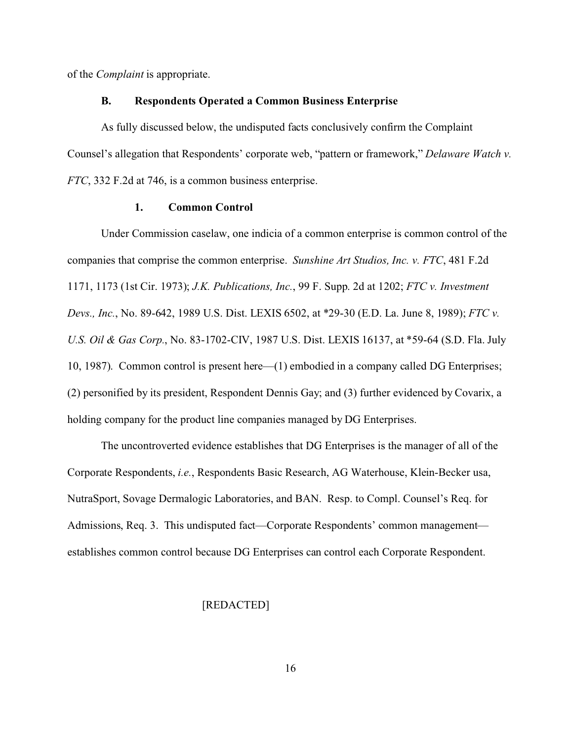of the *Complaint* is appropriate.

### B. Respondents Operated a Common Business Enterprise

As fully discussed below, the undisputed facts conclusively confirm the Complaint Counsel's allegation that Respondents' corporate web, "pattern or framework," *Delaware Watch v. FTC*, 332 F.2d at 746, is a common business enterprise.

#### 1. Common Control

Under Commission caselaw, one indicia of a common enterprise is common control of the companies that comprise the common enterprise. *Sunshine Art Studios, Inc. v. FTC*, 481 F.2d 1171, 1173 (1st Cir. 1973); *J.K. Publications, Inc.*, 99 F. Supp. 2d at 1202; *FTC v. Investment Devs., Inc.*, No. 89-642, 1989 U.S. Dist. LEXIS 6502, at *29-30 (E.D. La. June 8, 1989); *FTC v. U.S. Oil & Gas Corp.*, No. 83-1702-CIV, 1987 U.S. Dist. LEXIS 16137, at *59-64 (S.D. Fla. July 10, 1987). Common control is present here—(1) embodied in a company called DG Enterprises; (2) personified by its president, Respondent Dennis Gay; and (3) further evidenced by Covarix, a holding company for the product line companies managed by DG Enterprises.

The uncontroverted evidence establishes that DG Enterprises is the manager of all of the Corporate Respondents, *i.e.*, Respondents Basic Research, AG Waterhouse, Klein-Becker usa, NutraSport, Sovage Dermalogic Laboratories, and BAN. Resp. to Compl. Counsel's Req. for Admissions, Req. 3. This undisputed fact—Corporate Respondents' common management—establishes common control because DG Enterprises can control each Corporate Respondent.

[REDACTED]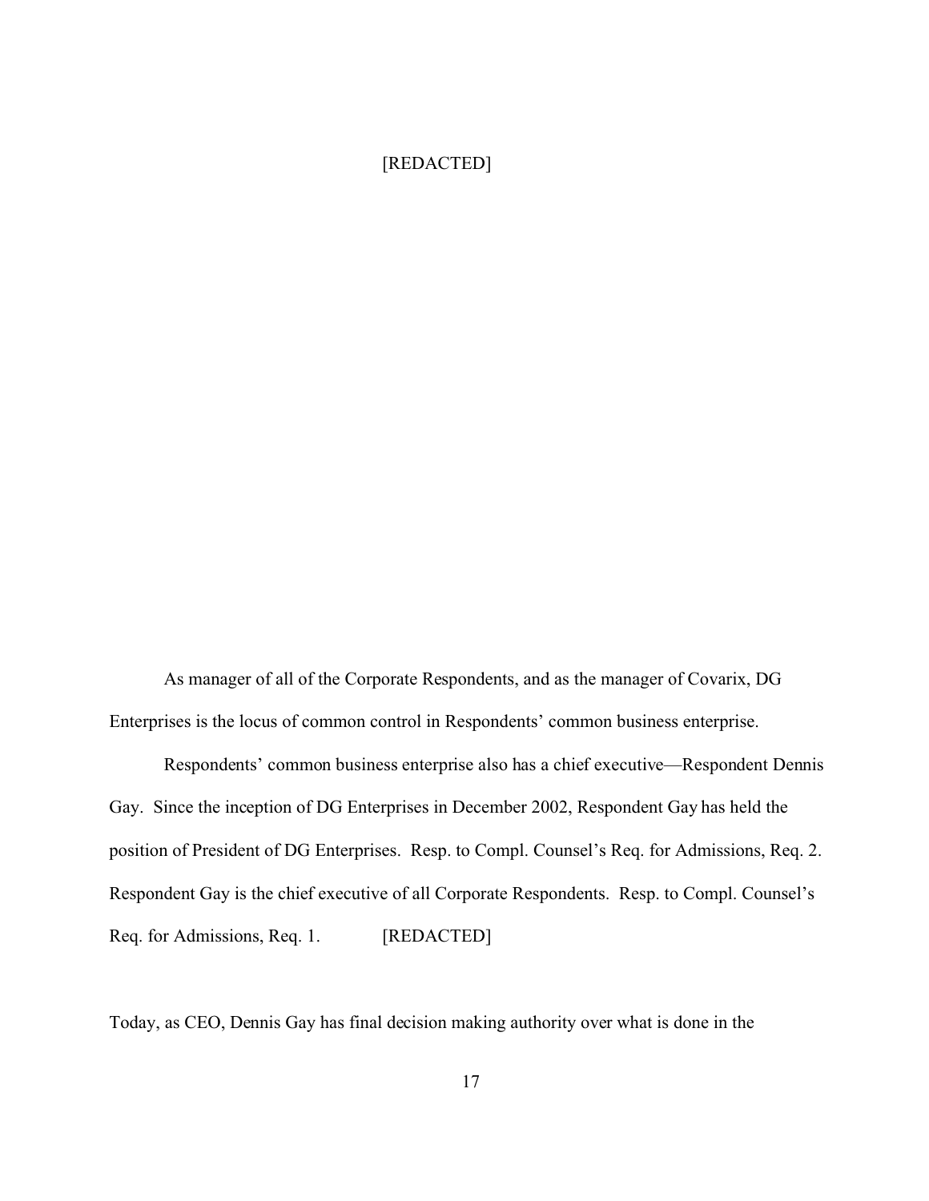[REDACTED]

As manager of all of the Corporate Respondents, and as the manager of Covarix, DG Enterprises is the locus of common control in Respondents' common business enterprise.

Respondents' common business enterprise also has a chief executive—Respondent Dennis Gay. Since the inception of DG Enterprises in December 2002, Respondent Gay has held the position of President of DG Enterprises. Resp. to Compl. Counsel's Req. for Admissions, Req. 2. Respondent Gay is the chief executive of all Corporate Respondents. Resp. to Compl. Counsel's Req. for Admissions, Req. 1. [REDACTED]

Today, as CEO, Dennis Gay has final decision making authority over what is done in the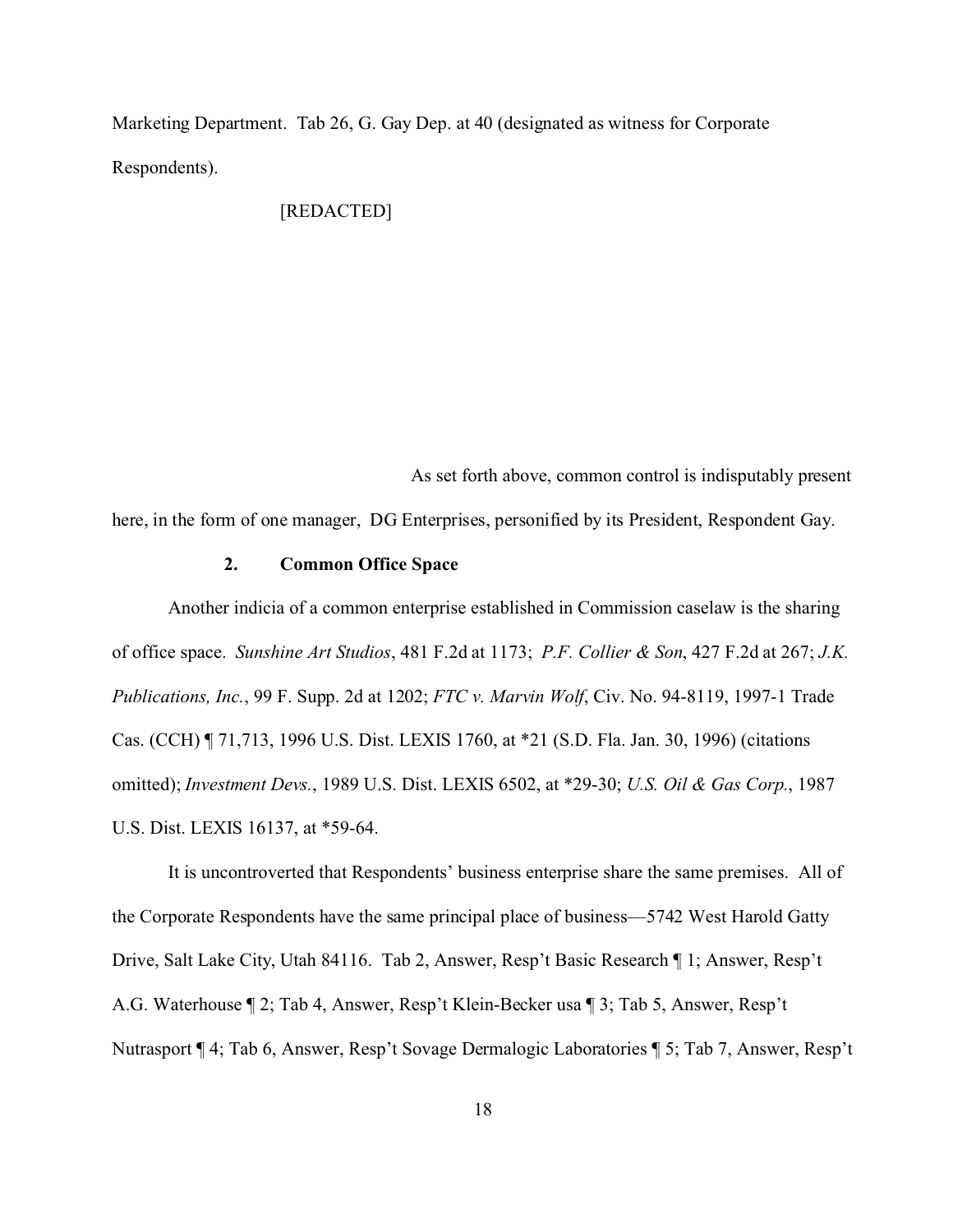Marketing Department. Tab 26, G. Gay Dep. at 40 (designated as witness for Corporate Respondents).

[REDACTED]

As set forth above, common control is indisputably present here, in the form of one manager, DG Enterprises, personified by its President, Respondent Gay.

### 2. Common Office Space

Another indicia of a common enterprise established in Commission caselaw is the sharing of office space. *Sunshine Art Studios*, 481 F.2d at 1173; *P.F. Collier & Son*, 427 F.2d at 267; *J.K. Publications, Inc.*, 99 F. Supp. 2d at 1202; *FTC v. Marvin Wolf*, Civ. No. 94-8119, 1997-1 Trade Cas. (CCH) ¶ 71,713, 1996 U.S. Dist. LEXIS 1760, at *21 (S.D. Fla. Jan. 30, 1996) (citations omitted); *Investment Devs.*, 1989 U.S. Dist. LEXIS 6502, at *29-30; *U.S. Oil & Gas Corp.*, 1987 U.S. Dist. LEXIS 16137, at *59-64.

It is uncontroverted that Respondents' business enterprise share the same premises. All of the Corporate Respondents have the same principal place of business—5742 West Harold Gatty Drive, Salt Lake City, Utah 84116. Tab 2, Answer, Resp't Basic Research ¶ 1; Answer, Resp't A.G. Waterhouse ¶ 2; Tab 4, Answer, Resp't Klein-Becker usa ¶ 3; Tab 5, Answer, Resp't Nutrasport ¶ 4; Tab 6, Answer, Resp't Sovage Dermalogic Laboratories ¶ 5; Tab 7, Answer, Resp't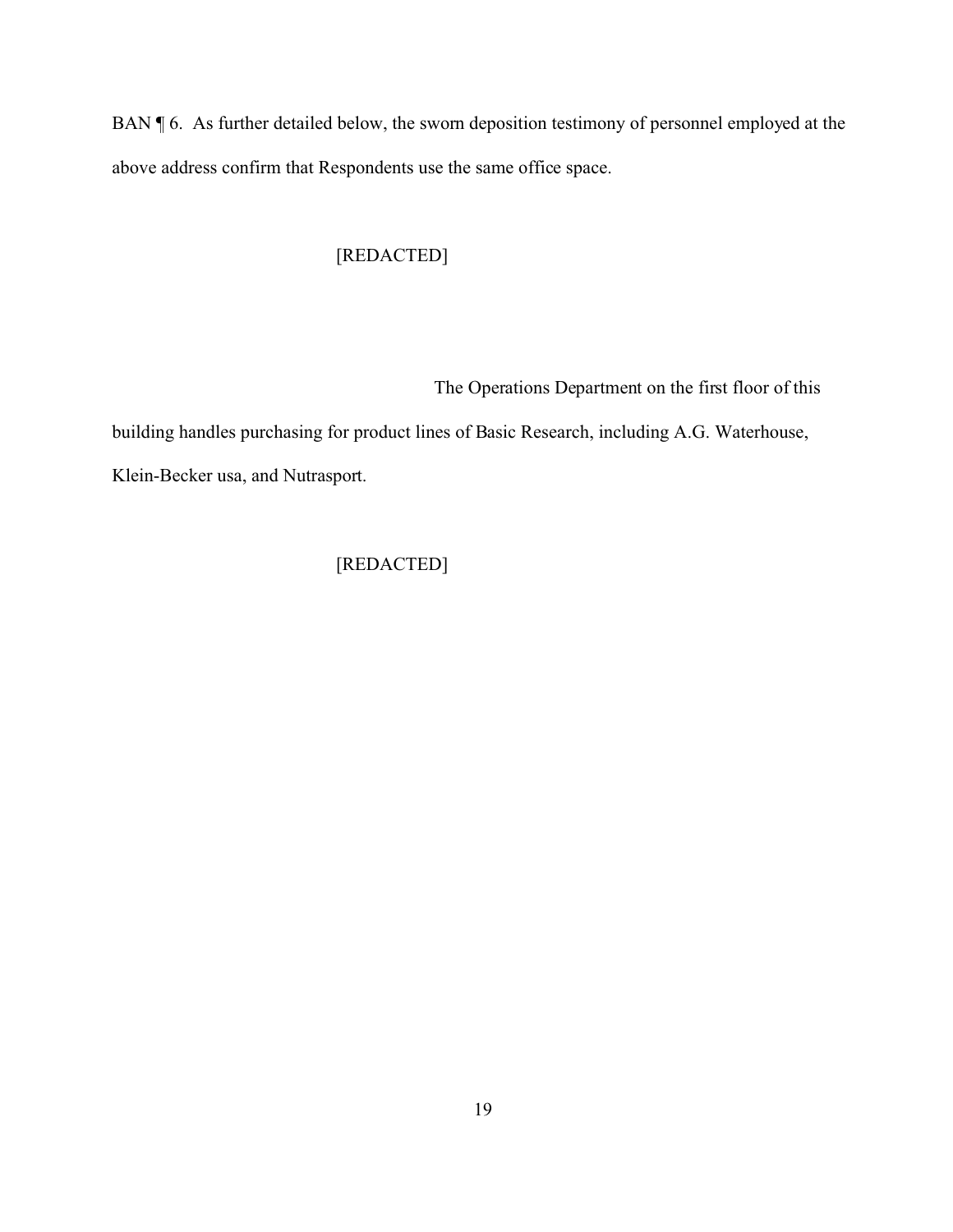BAN ¶ 6. As further detailed below, the sworn deposition testimony of personnel employed at the above address confirm that Respondents use the same office space.

[REDACTED]

The Operations Department on the first floor of this building handles purchasing for product lines of Basic Research, including A.G. Waterhouse, Klein-Becker usa, and Nutrasport.

[REDACTED]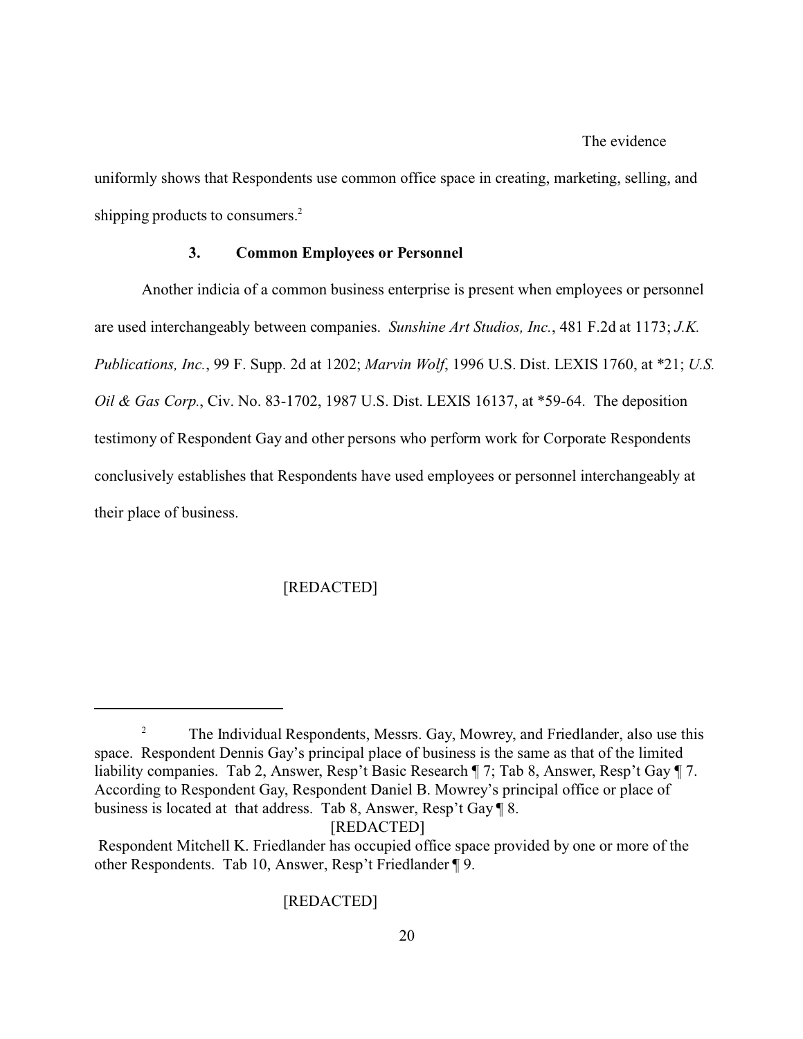The evidence uniformly shows that Respondents use common office space in creating, marketing, selling, and shipping products to consumers.[2]

### 3. Common Employees or Personnel

Another indicia of a common business enterprise is present when employees or personnel are used interchangeably between companies. *Sunshine Art Studios, Inc.*, 481 F.2d at 1173; *J.K. Publications, Inc.*, 99 F. Supp. 2d at 1202; *Marvin Wolf*, 1996 U.S. Dist. LEXIS 1760, at *21; *U.S. Oil & Gas Corp.*, Civ. No. 83-1702, 1987 U.S. Dist. LEXIS 16137, at *59-64. The deposition testimony of Respondent Gay and other persons who perform work for Corporate Respondents conclusively establishes that Respondents have used employees or personnel interchangeably at their place of business.

[REDACTED]

---

[2] The Individual Respondents, Messrs. Gay, Mowrey, and Friedlander, also use this space. Respondent Dennis Gay's principal place of business is the same as that of the limited liability companies. Tab 2, Answer, Resp't Basic Research ¶ 7; Tab 8, Answer, Resp't Gay ¶ 7. According to Respondent Gay, Respondent Daniel B. Mowrey's principal office or place of business is located at that address. Tab 8, Answer, Resp't Gay ¶ 8.

[REDACTED]

Respondent Mitchell K. Friedlander has occupied office space provided by one or more of the other Respondents. Tab 10, Answer, Resp't Friedlander ¶ 9.

[REDACTED]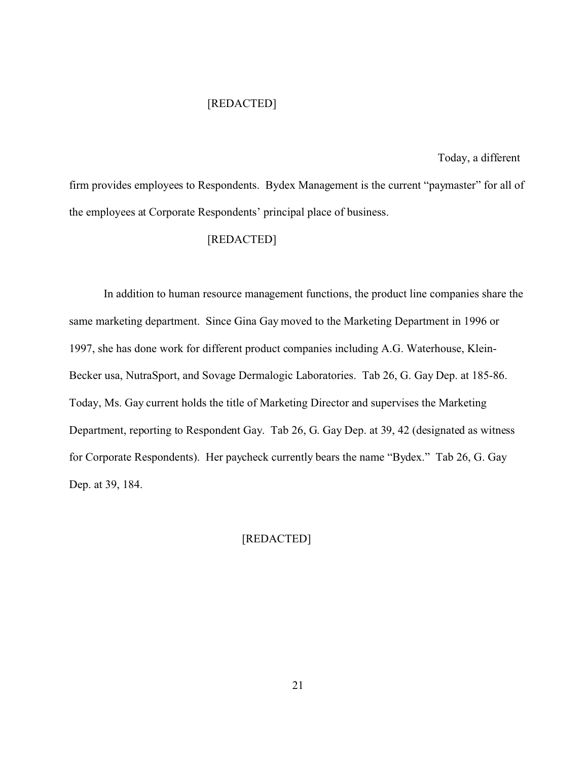[REDACTED]

Today, a different firm provides employees to Respondents. Bydex Management is the current "paymaster" for all of the employees at Corporate Respondents' principal place of business.

[REDACTED]

In addition to human resource management functions, the product line companies share the same marketing department. Since Gina Gay moved to the Marketing Department in 1996 or 1997, she has done work for different product companies including A.G. Waterhouse, Klein-Becker usa, NutraSport, and Sovage Dermalogic Laboratories. Tab 26, G. Gay Dep. at 185-86. Today, Ms. Gay current holds the title of Marketing Director and supervises the Marketing Department, reporting to Respondent Gay. Tab 26, G. Gay Dep. at 39, 42 (designated as witness for Corporate Respondents). Her paycheck currently bears the name "Bydex." Tab 26, G. Gay Dep. at 39, 184.

[REDACTED]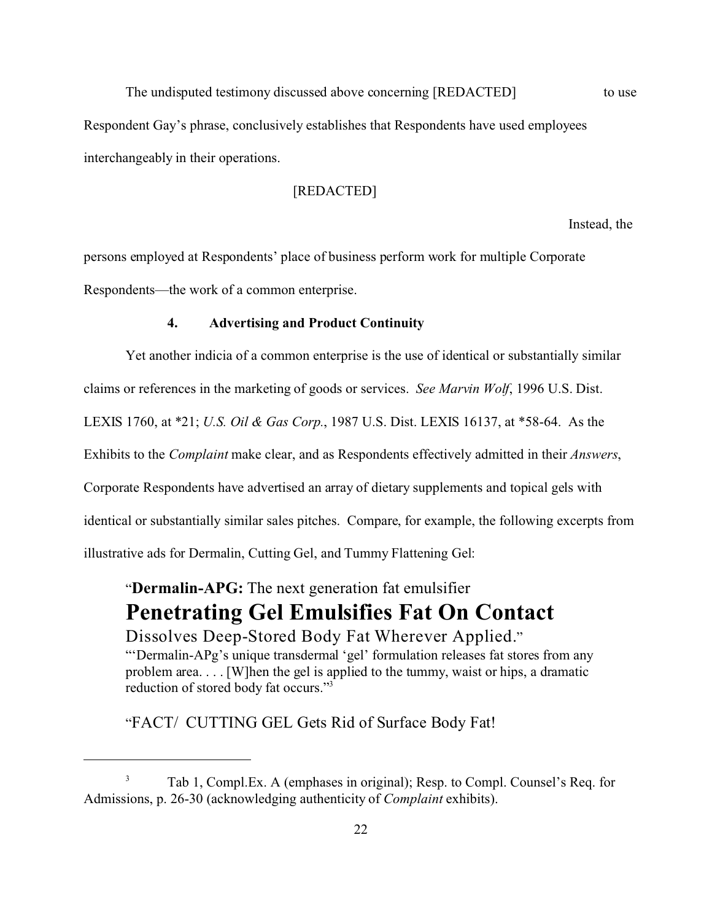The undisputed testimony discussed above concerning [REDACTED] to use Respondent Gay's phrase, conclusively establishes that Respondents have used employees interchangeably in their operations.

[REDACTED]

Instead, the persons employed at Respondents' place of business perform work for multiple Corporate Respondents—the work of a common enterprise.

#### 4. Advertising and Product Continuity

Yet another indicia of a common enterprise is the use of identical or substantially similar claims or references in the marketing of goods or services. *See Marvin Wolf*, 1996 U.S. Dist. LEXIS 1760, at *21; *U.S. Oil & Gas Corp.*, 1987 U.S. Dist. LEXIS 16137, at *58-64. As the Exhibits to the *Complaint* make clear, and as Respondents effectively admitted in their *Answers*, Corporate Respondents have advertised an array of dietary supplements and topical gels with identical or substantially similar sales pitches. Compare, for example, the following excerpts from illustrative ads for Dermalin, Cutting Gel, and Tummy Flattening Gel:

> "**Dermalin-APG:** The next generation fat emulsifier
> **Penetrating Gel Emulsifies Fat On Contact**
> Dissolves Deep-Stored Body Fat Wherever Applied."
> "'Dermalin-APg's unique transdermal 'gel' formulation releases fat stores from any problem area. . . . [W]hen the gel is applied to the tummy, waist or hips, a dramatic reduction of stored body fat occurs."[3]

> "FACT/ CUTTING GEL Gets Rid of Surface Body Fat!

---

[3] Tab 1, Compl.Ex. A (emphases in original); Resp. to Compl. Counsel's Req. for Admissions, p. 26-30 (acknowledging authenticity of *Complaint* exhibits).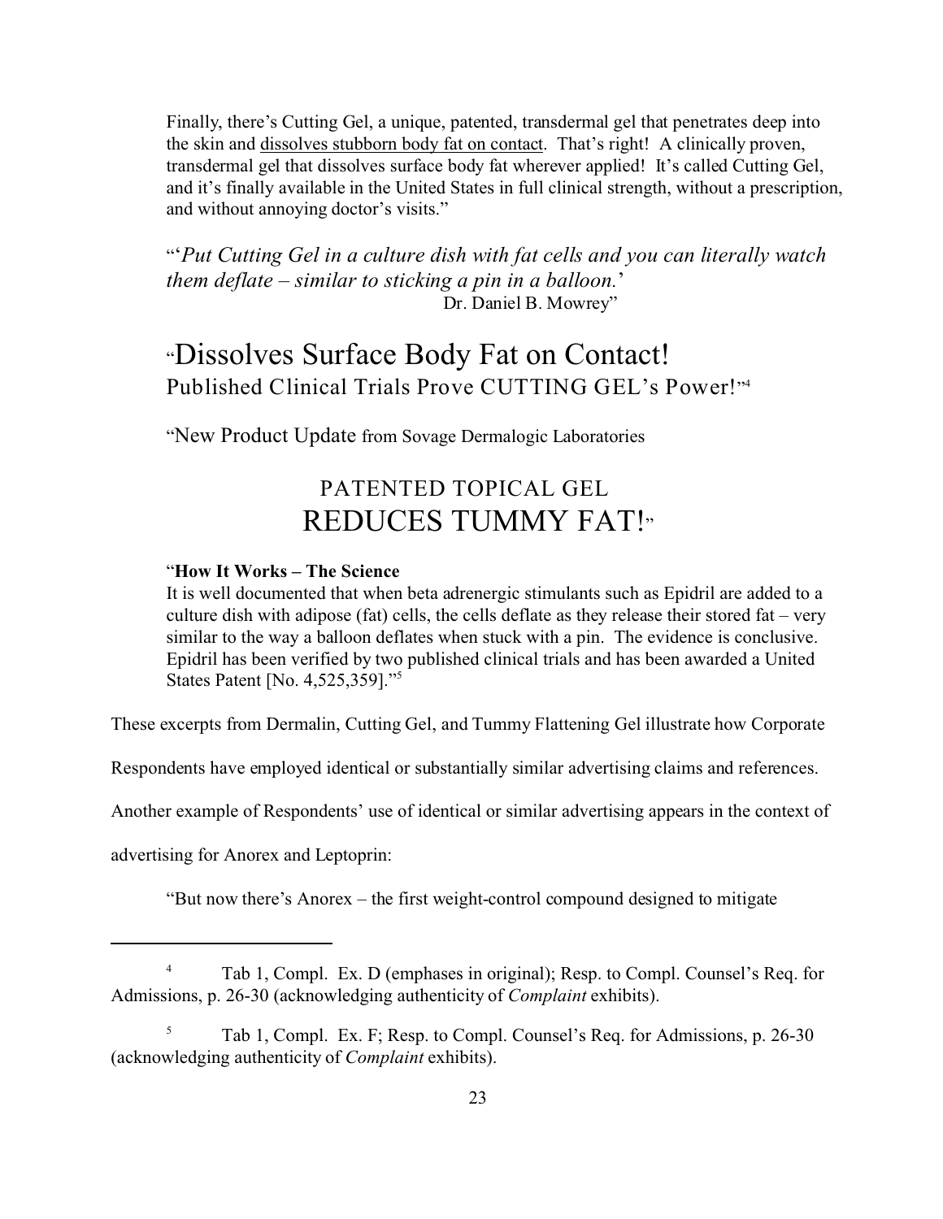Finally, there's Cutting Gel, a unique, patented, transdermal gel that penetrates deep into the skin and <u>dissolves stubborn body fat on contact</u>. That's right! A clinically proven, transdermal gel that dissolves surface body fat wherever applied! It's called Cutting Gel, and it's finally available in the United States in full clinical strength, without a prescription, and without annoying doctor's visits."

"'*Put Cutting Gel in a culture dish with fat cells and you can literally watch them deflate – similar to sticking a pin in a balloon.*'
Dr. Daniel B. Mowrey"

"Dissolves Surface Body Fat on Contact!
Published Clinical Trials Prove CUTTING GEL's Power!"[4]

"New Product Update from Sovage Dermalogic Laboratories

PATENTED TOPICAL GEL
REDUCES TUMMY FAT!"

"**How It Works – The Science**
It is well documented that when beta adrenergic stimulants such as Epidril are added to a culture dish with adipose (fat) cells, the cells deflate as they release their stored fat – very similar to the way a balloon deflates when stuck with a pin. The evidence is conclusive. Epidril has been verified by two published clinical trials and has been awarded a United States Patent [No. 4,525,359]."[5]

These excerpts from Dermalin, Cutting Gel, and Tummy Flattening Gel illustrate how Corporate Respondents have employed identical or substantially similar advertising claims and references. Another example of Respondents' use of identical or similar advertising appears in the context of advertising for Anorex and Leptoprin:

"But now there's Anorex – the first weight-control compound designed to mitigate

---

[4] Tab 1, Compl. Ex. D (emphases in original); Resp. to Compl. Counsel's Req. for Admissions, p. 26-30 (acknowledging authenticity of *Complaint* exhibits).

[5] Tab 1, Compl. Ex. F; Resp. to Compl. Counsel's Req. for Admissions, p. 26-30 (acknowledging authenticity of *Complaint* exhibits).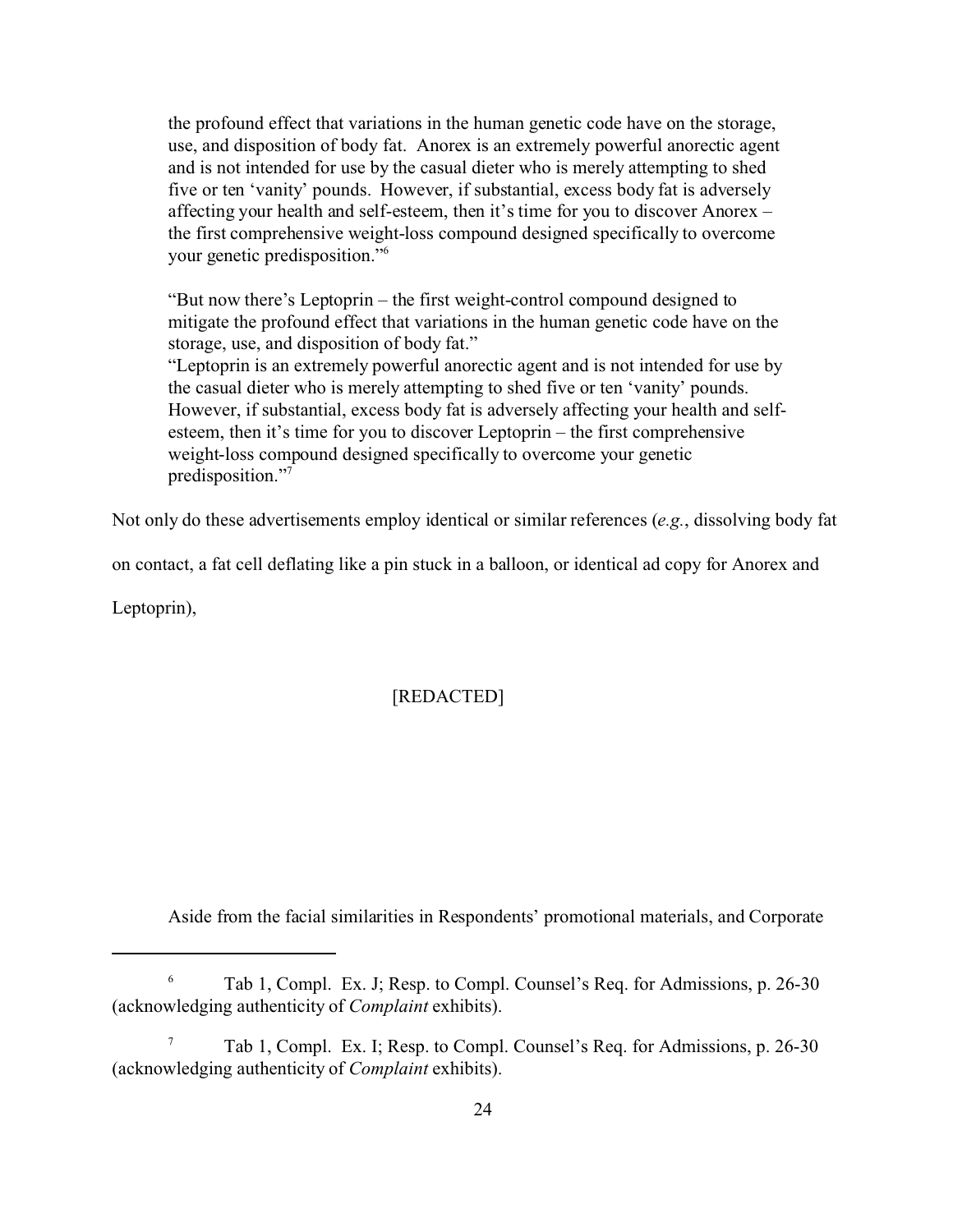> the profound effect that variations in the human genetic code have on the storage, use, and disposition of body fat. Anorex is an extremely powerful anorectic agent and is not intended for use by the casual dieter who is merely attempting to shed five or ten 'vanity' pounds. However, if substantial, excess body fat is adversely affecting your health and self-esteem, then it's time for you to discover Anorex – the first comprehensive weight-loss compound designed specifically to overcome your genetic predisposition."[6]
>
> "But now there's Leptoprin – the first weight-control compound designed to mitigate the profound effect that variations in the human genetic code have on the storage, use, and disposition of body fat."
> "Leptoprin is an extremely powerful anorectic agent and is not intended for use by the casual dieter who is merely attempting to shed five or ten 'vanity' pounds. However, if substantial, excess body fat is adversely affecting your health and self-esteem, then it's time for you to discover Leptoprin – the first comprehensive weight-loss compound designed specifically to overcome your genetic predisposition."[7]

Not only do these advertisements employ identical or similar references (*e.g.*, dissolving body fat on contact, a fat cell deflating like a pin stuck in a balloon, or identical ad copy for Anorex and Leptoprin),

[REDACTED]

Aside from the facial similarities in Respondents' promotional materials, and Corporate

---

[6] Tab 1, Compl. Ex. J; Resp. to Compl. Counsel's Req. for Admissions, p. 26-30 (acknowledging authenticity of *Complaint* exhibits).

[7] Tab 1, Compl. Ex. I; Resp. to Compl. Counsel's Req. for Admissions, p. 26-30 (acknowledging authenticity of *Complaint* exhibits).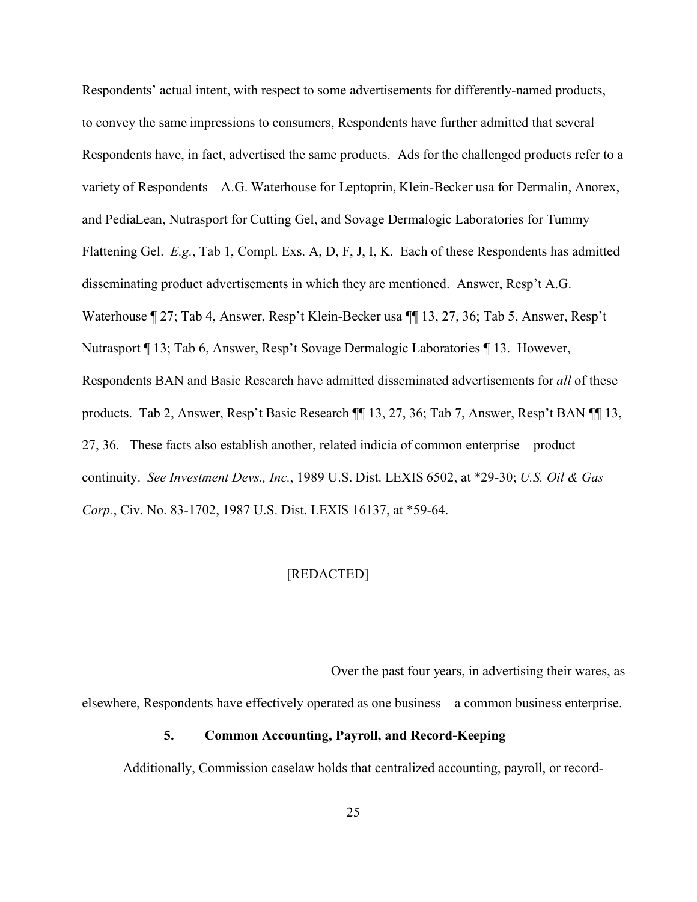Respondents' actual intent, with respect to some advertisements for differently-named products, to convey the same impressions to consumers, Respondents have further admitted that several Respondents have, in fact, advertised the same products. Ads for the challenged products refer to a variety of Respondents—A.G. Waterhouse for Leptoprin, Klein-Becker usa for Dermalin, Anorex, and PediaLean, Nutrasport for Cutting Gel, and Sovage Dermalogic Laboratories for Tummy Flattening Gel. *E.g.*, Tab 1, Compl. Exs. A, D, F, J, I, K. Each of these Respondents has admitted disseminating product advertisements in which they are mentioned. Answer, Resp't A.G. Waterhouse ¶ 27; Tab 4, Answer, Resp't Klein-Becker usa ¶¶ 13, 27, 36; Tab 5, Answer, Resp't Nutrasport ¶ 13; Tab 6, Answer, Resp't Sovage Dermalogic Laboratories ¶ 13. However, Respondents BAN and Basic Research have admitted disseminated advertisements for *all* of these products. Tab 2, Answer, Resp't Basic Research ¶¶ 13, 27, 36; Tab 7, Answer, Resp't BAN ¶¶ 13, 27, 36. These facts also establish another, related indicia of common enterprise—product continuity. *See Investment Devs., Inc.*, 1989 U.S. Dist. LEXIS 6502, at *29-30; *U.S. Oil & Gas Corp.*, Civ. No. 83-1702, 1987 U.S. Dist. LEXIS 16137, at *59-64.

[REDACTED]

Over the past four years, in advertising their wares, as elsewhere, Respondents have effectively operated as one business—a common business enterprise.

### 5. Common Accounting, Payroll, and Record-Keeping

Additionally, Commission caselaw holds that centralized accounting, payroll, or record-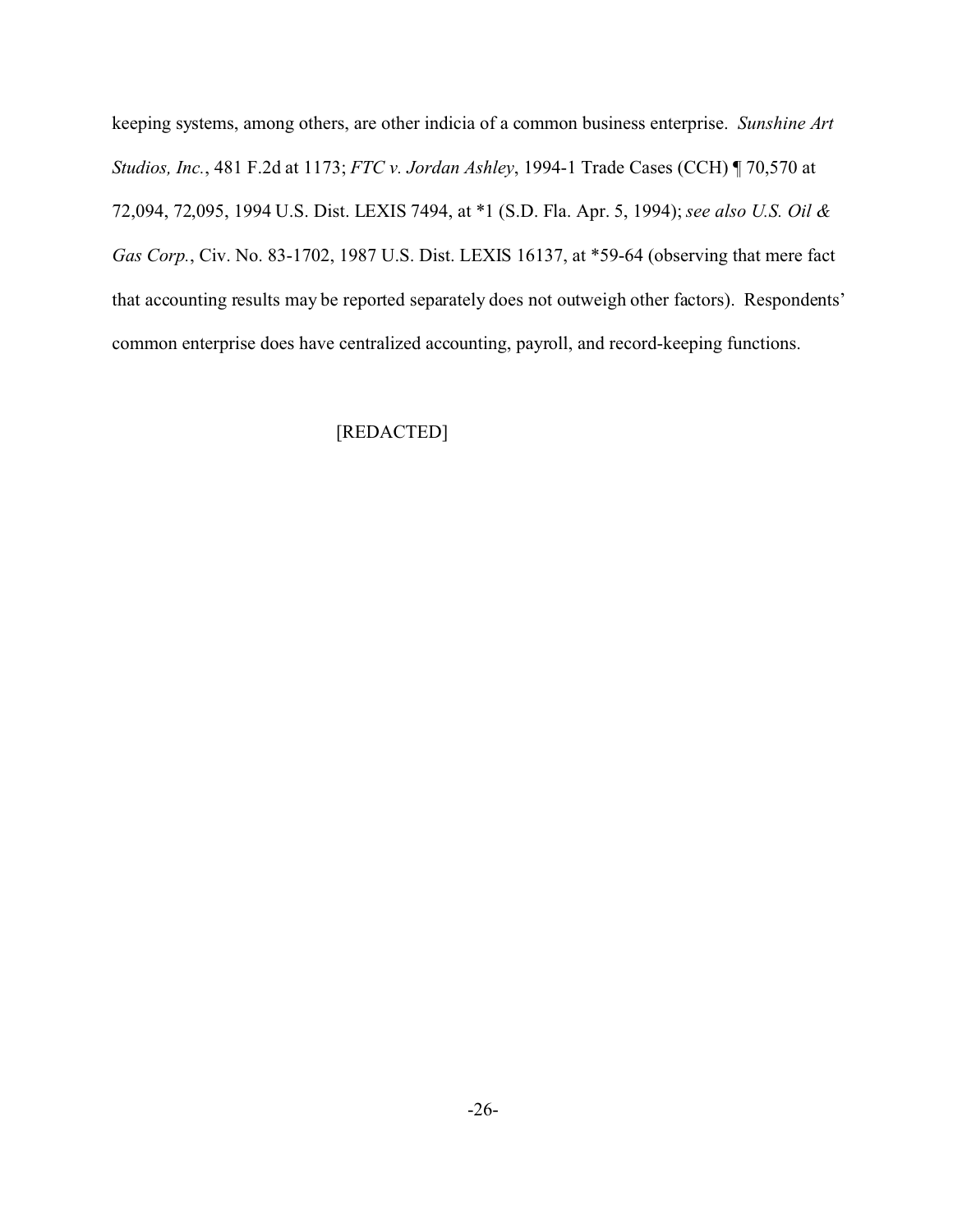keeping systems, among others, are other indicia of a common business enterprise. *Sunshine Art Studios, Inc.*, 481 F.2d at 1173; *FTC v. Jordan Ashley*, 1994-1 Trade Cases (CCH) ¶ 70,570 at 72,094, 72,095, 1994 U.S. Dist. LEXIS 7494, at *1 (S.D. Fla. Apr. 5, 1994); *see also U.S. Oil & Gas Corp.*, Civ. No. 83-1702, 1987 U.S. Dist. LEXIS 16137, at *59-64 (observing that mere fact that accounting results may be reported separately does not outweigh other factors). Respondents' common enterprise does have centralized accounting, payroll, and record-keeping functions.

[REDACTED]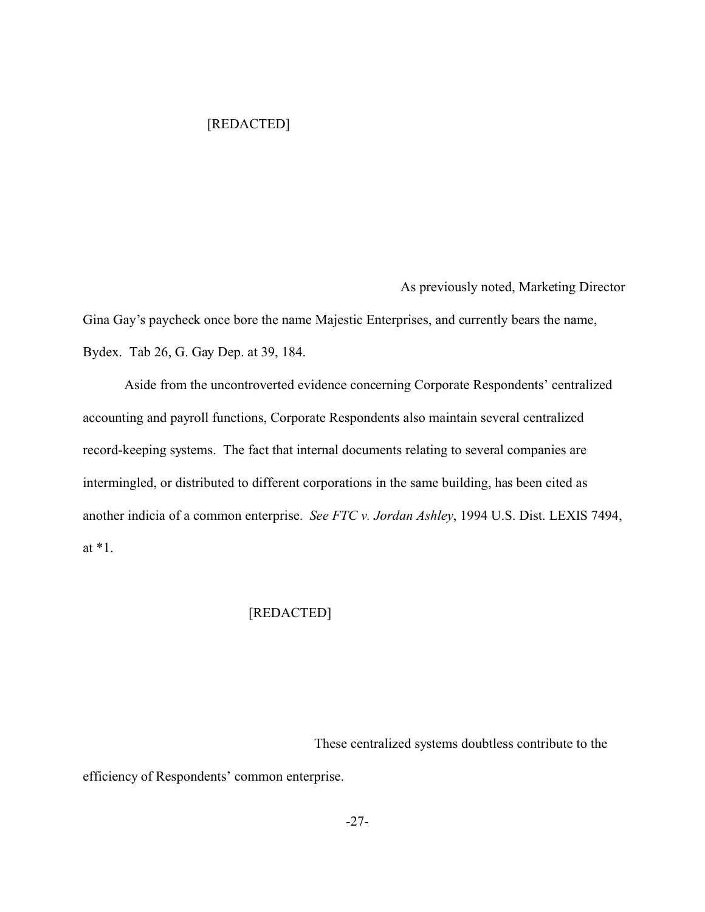[REDACTED]

As previously noted, Marketing Director Gina Gay's paycheck once bore the name Majestic Enterprises, and currently bears the name, Bydex. Tab 26, G. Gay Dep. at 39, 184.

Aside from the uncontroverted evidence concerning Corporate Respondents' centralized accounting and payroll functions, Corporate Respondents also maintain several centralized record-keeping systems. The fact that internal documents relating to several companies are intermingled, or distributed to different corporations in the same building, has been cited as another indicia of a common enterprise. *See FTC v. Jordan Ashley*, 1994 U.S. Dist. LEXIS 7494, at *1.

[REDACTED]

These centralized systems doubtless contribute to the efficiency of Respondents' common enterprise.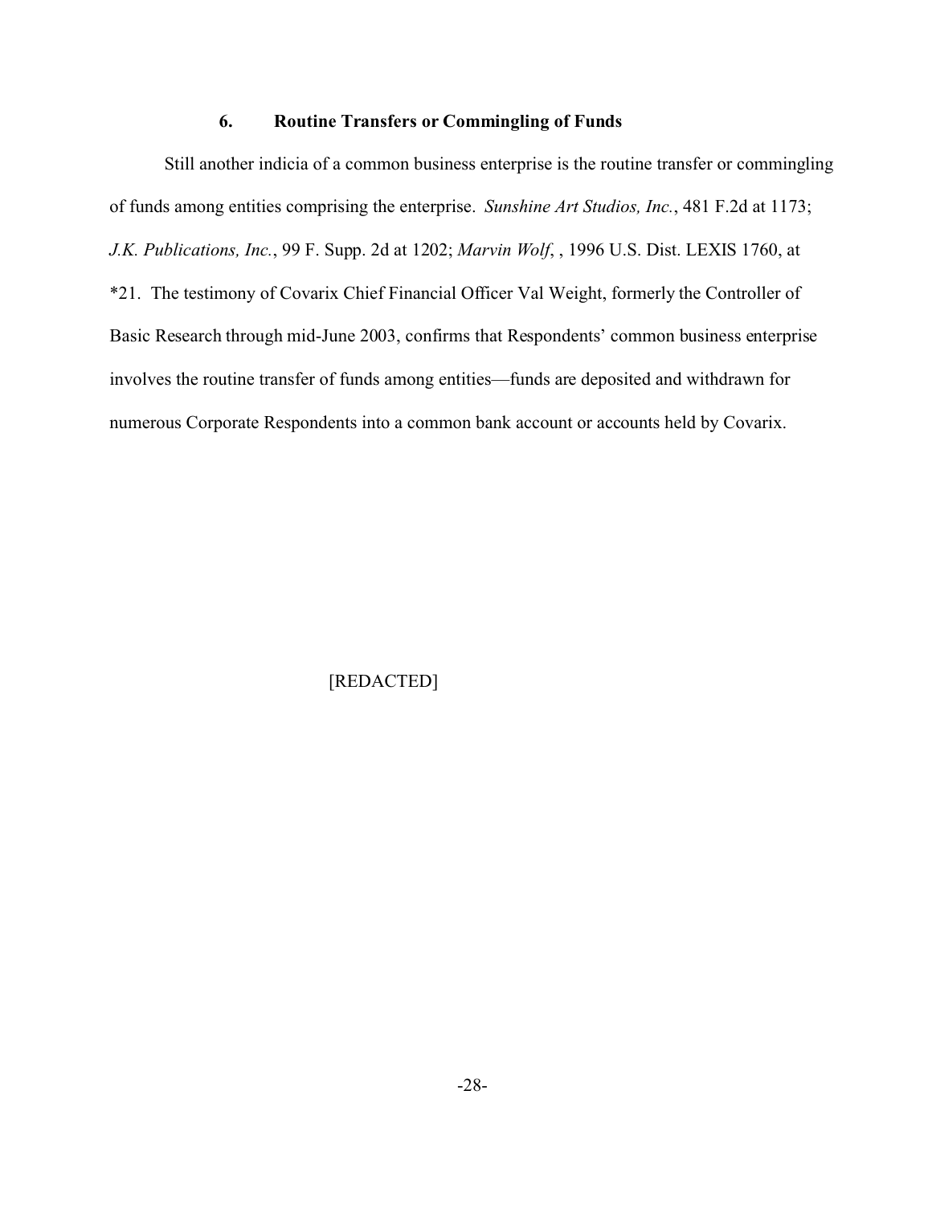### 6. Routine Transfers or Commingling of Funds

Still another indicia of a common business enterprise is the routine transfer or commingling of funds among entities comprising the enterprise. *Sunshine Art Studios, Inc.*, 481 F.2d at 1173; *J.K. Publications, Inc.*, 99 F. Supp. 2d at 1202; *Marvin Wolf*, , 1996 U.S. Dist. LEXIS 1760, at *21. The testimony of Covarix Chief Financial Officer Val Weight, formerly the Controller of Basic Research through mid-June 2003, confirms that Respondents' common business enterprise involves the routine transfer of funds among entities—funds are deposited and withdrawn for numerous Corporate Respondents into a common bank account or accounts held by Covarix.

[REDACTED]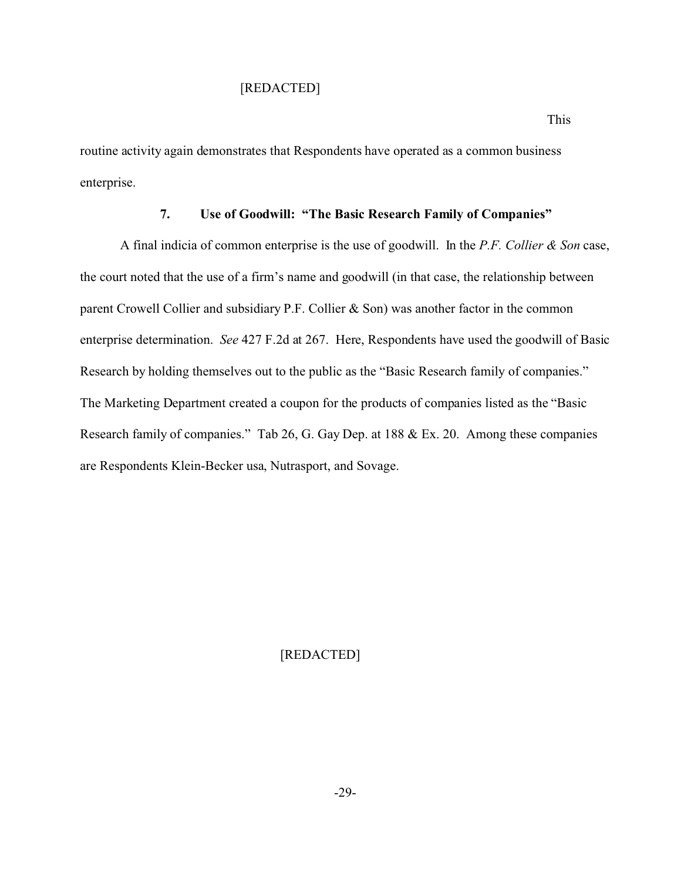[REDACTED]

This routine activity again demonstrates that Respondents have operated as a common business enterprise.

### 7. Use of Goodwill: "The Basic Research Family of Companies"

A final indicia of common enterprise is the use of goodwill. In the *P.F. Collier & Son* case, the court noted that the use of a firm's name and goodwill (in that case, the relationship between parent Crowell Collier and subsidiary P.F. Collier & Son) was another factor in the common enterprise determination. *See* 427 F.2d at 267. Here, Respondents have used the goodwill of Basic Research by holding themselves out to the public as the "Basic Research family of companies." The Marketing Department created a coupon for the products of companies listed as the "Basic Research family of companies." Tab 26, G. Gay Dep. at 188 & Ex. 20. Among these companies are Respondents Klein-Becker usa, Nutrasport, and Sovage.

[REDACTED]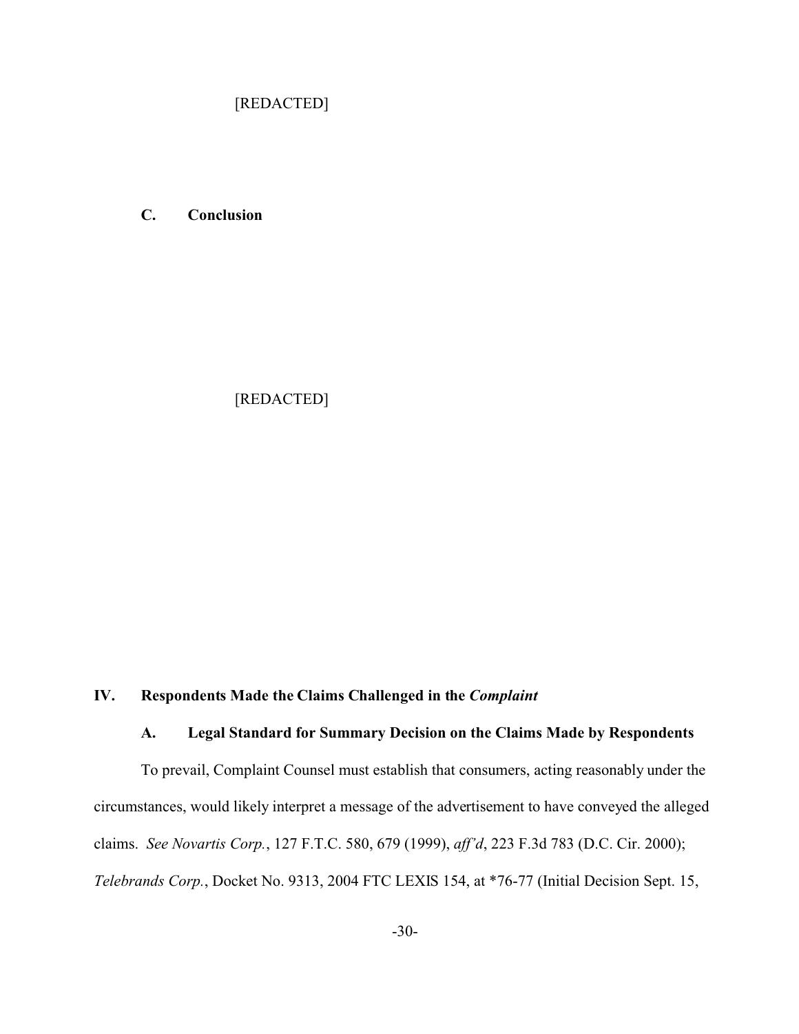[REDACTED]

### C. Conclusion

[REDACTED]

## IV. Respondents Made the Claims Challenged in the *Complaint*

### A. Legal Standard for Summary Decision on the Claims Made by Respondents

To prevail, Complaint Counsel must establish that consumers, acting reasonably under the circumstances, would likely interpret a message of the advertisement to have conveyed the alleged claims. *See Novartis Corp.*, 127 F.T.C. 580, 679 (1999), *aff'd*, 223 F.3d 783 (D.C. Cir. 2000); *Telebrands Corp.*, Docket No. 9313, 2004 FTC LEXIS 154, at *76-77 (Initial Decision Sept. 15,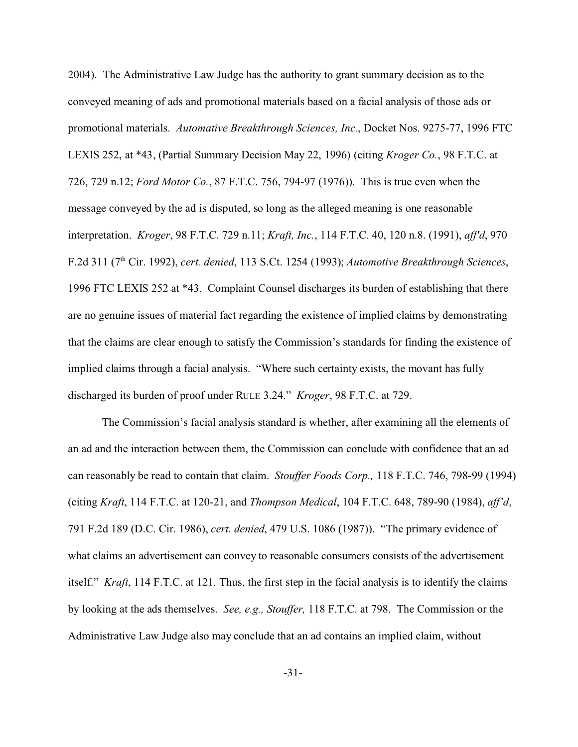2004). The Administrative Law Judge has the authority to grant summary decision as to the conveyed meaning of ads and promotional materials based on a facial analysis of those ads or promotional materials. *Automative Breakthrough Sciences, Inc.*, Docket Nos. 9275-77, 1996 FTC LEXIS 252, at *43, (Partial Summary Decision May 22, 1996) (citing *Kroger Co.*, 98 F.T.C. at 726, 729 n.12; *Ford Motor Co.*, 87 F.T.C. 756, 794-97 (1976)). This is true even when the message conveyed by the ad is disputed, so long as the alleged meaning is one reasonable interpretation. *Kroger*, 98 F.T.C. 729 n.11; *Kraft, Inc.*, 114 F.T.C. 40, 120 n.8. (1991), *aff'd*, 970 F.2d 311 (7th Cir. 1992), *cert. denied*, 113 S.Ct. 1254 (1993); *Automotive Breakthrough Sciences*, 1996 FTC LEXIS 252 at *43. Complaint Counsel discharges its burden of establishing that there are no genuine issues of material fact regarding the existence of implied claims by demonstrating that the claims are clear enough to satisfy the Commission's standards for finding the existence of implied claims through a facial analysis. "Where such certainty exists, the movant has fully discharged its burden of proof under RULE 3.24." *Kroger*, 98 F.T.C. at 729.

The Commission's facial analysis standard is whether, after examining all the elements of an ad and the interaction between them, the Commission can conclude with confidence that an ad can reasonably be read to contain that claim. *Stouffer Foods Corp.,* 118 F.T.C. 746, 798-99 (1994) (citing *Kraft*, 114 F.T.C. at 120-21, and *Thompson Medical*, 104 F.T.C. 648, 789-90 (1984), *aff'd*, 791 F.2d 189 (D.C. Cir. 1986), *cert. denied*, 479 U.S. 1086 (1987)). "The primary evidence of what claims an advertisement can convey to reasonable consumers consists of the advertisement itself." *Kraft*, 114 F.T.C. at 121. Thus, the first step in the facial analysis is to identify the claims by looking at the ads themselves. *See, e.g., Stouffer,* 118 F.T.C. at 798. The Commission or the Administrative Law Judge also may conclude that an ad contains an implied claim, without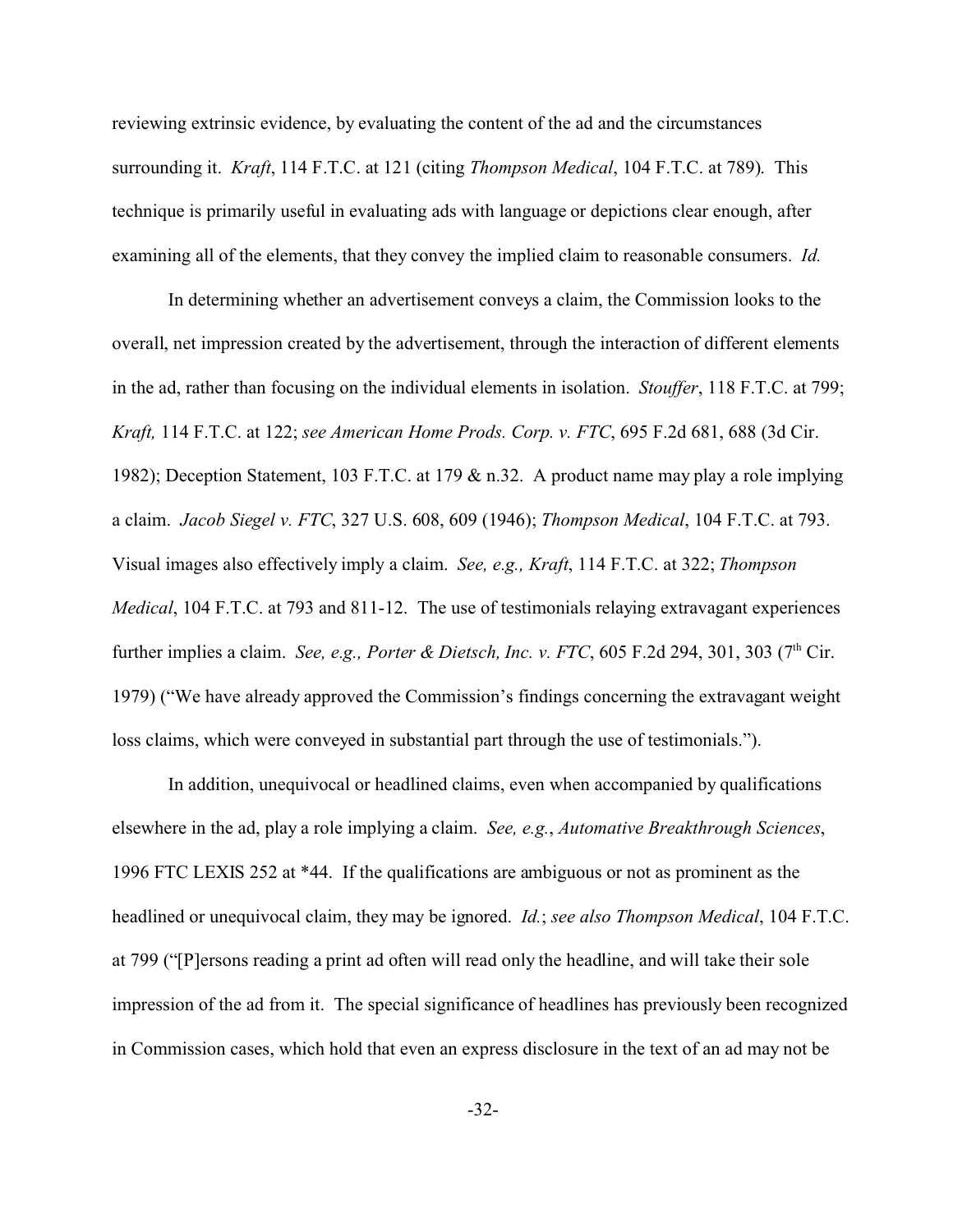reviewing extrinsic evidence, by evaluating the content of the ad and the circumstances surrounding it. *Kraft*, 114 F.T.C. at 121 (citing *Thompson Medical*, 104 F.T.C. at 789). This technique is primarily useful in evaluating ads with language or depictions clear enough, after examining all of the elements, that they convey the implied claim to reasonable consumers. *Id.*

In determining whether an advertisement conveys a claim, the Commission looks to the overall, net impression created by the advertisement, through the interaction of different elements in the ad, rather than focusing on the individual elements in isolation. *Stouffer*, 118 F.T.C. at 799; *Kraft,* 114 F.T.C. at 122; *see American Home Prods. Corp. v. FTC*, 695 F.2d 681, 688 (3d Cir. 1982); Deception Statement, 103 F.T.C. at 179 & n.32. A product name may play a role implying a claim. *Jacob Siegel v. FTC*, 327 U.S. 608, 609 (1946); *Thompson Medical*, 104 F.T.C. at 793. Visual images also effectively imply a claim. *See, e.g., Kraft*, 114 F.T.C. at 322; *Thompson Medical*, 104 F.T.C. at 793 and 811-12. The use of testimonials relaying extravagant experiences further implies a claim. *See, e.g., Porter & Dietsch, Inc. v. FTC*, 605 F.2d 294, 301, 303 (7th Cir. 1979) ("We have already approved the Commission's findings concerning the extravagant weight loss claims, which were conveyed in substantial part through the use of testimonials.").

In addition, unequivocal or headlined claims, even when accompanied by qualifications elsewhere in the ad, play a role implying a claim. *See, e.g.*, *Automative Breakthrough Sciences*, 1996 FTC LEXIS 252 at *44. If the qualifications are ambiguous or not as prominent as the headlined or unequivocal claim, they may be ignored. *Id.*; *see also Thompson Medical*, 104 F.T.C. at 799 ("[P]ersons reading a print ad often will read only the headline, and will take their sole impression of the ad from it. The special significance of headlines has previously been recognized in Commission cases, which hold that even an express disclosure in the text of an ad may not be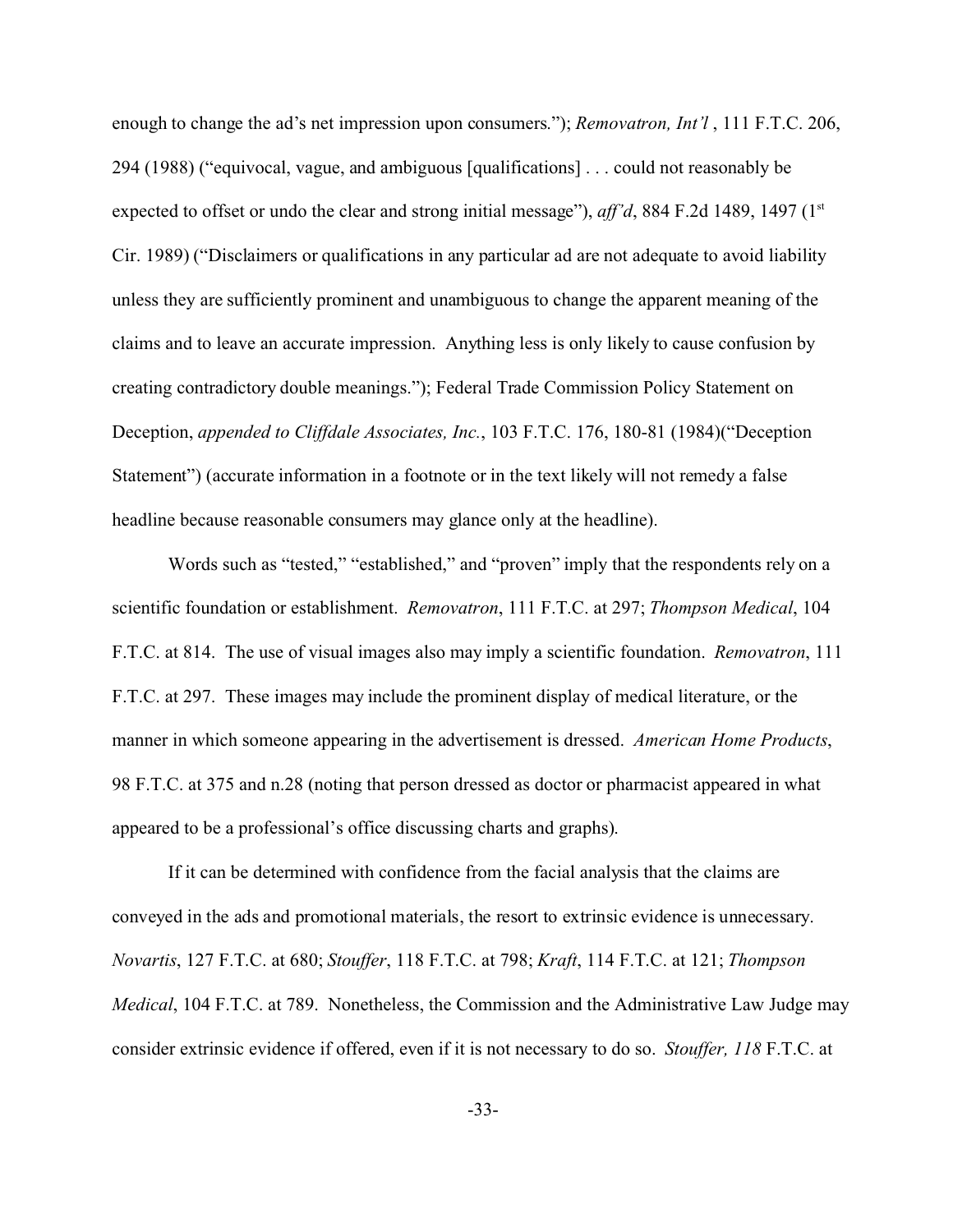enough to change the ad's net impression upon consumers."); *Removatron, Int'l* , 111 F.T.C. 206, 294 (1988) ("equivocal, vague, and ambiguous [qualifications] . . . could not reasonably be expected to offset or undo the clear and strong initial message"), *aff'd*, 884 F.2d 1489, 1497 (1st Cir. 1989) ("Disclaimers or qualifications in any particular ad are not adequate to avoid liability unless they are sufficiently prominent and unambiguous to change the apparent meaning of the claims and to leave an accurate impression. Anything less is only likely to cause confusion by creating contradictory double meanings."); Federal Trade Commission Policy Statement on Deception, *appended to Cliffdale Associates, Inc.*, 103 F.T.C. 176, 180-81 (1984)("Deception Statement") (accurate information in a footnote or in the text likely will not remedy a false headline because reasonable consumers may glance only at the headline).

Words such as "tested," "established," and "proven" imply that the respondents rely on a scientific foundation or establishment. *Removatron*, 111 F.T.C. at 297; *Thompson Medical*, 104 F.T.C. at 814. The use of visual images also may imply a scientific foundation. *Removatron*, 111 F.T.C. at 297. These images may include the prominent display of medical literature, or the manner in which someone appearing in the advertisement is dressed. *American Home Products*, 98 F.T.C. at 375 and n.28 (noting that person dressed as doctor or pharmacist appeared in what appeared to be a professional's office discussing charts and graphs).

If it can be determined with confidence from the facial analysis that the claims are conveyed in the ads and promotional materials, the resort to extrinsic evidence is unnecessary. *Novartis*, 127 F.T.C. at 680; *Stouffer*, 118 F.T.C. at 798; *Kraft*, 114 F.T.C. at 121; *Thompson Medical*, 104 F.T.C. at 789. Nonetheless, the Commission and the Administrative Law Judge may consider extrinsic evidence if offered, even if it is not necessary to do so. *Stouffer, 118* F.T.C. at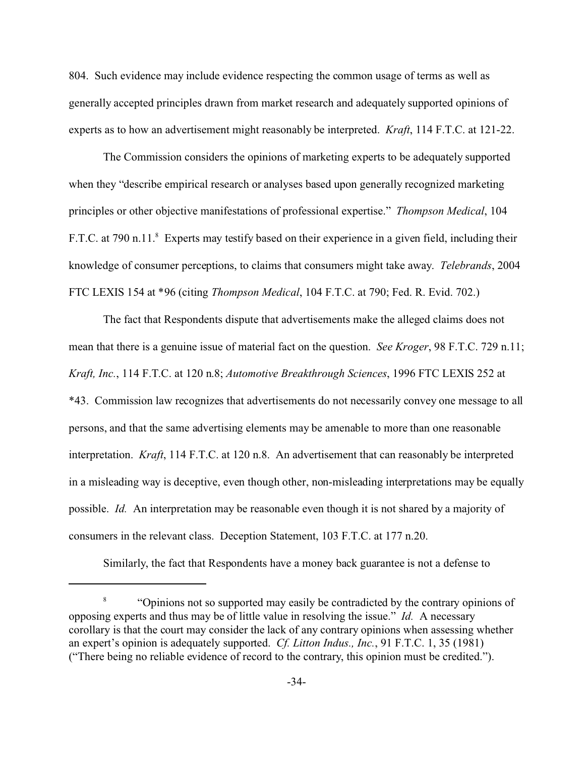804. Such evidence may include evidence respecting the common usage of terms as well as generally accepted principles drawn from market research and adequately supported opinions of experts as to how an advertisement might reasonably be interpreted. *Kraft*, 114 F.T.C. at 121-22.

The Commission considers the opinions of marketing experts to be adequately supported when they "describe empirical research or analyses based upon generally recognized marketing principles or other objective manifestations of professional expertise." *Thompson Medical*, 104 F.T.C. at 790 n.11.[8] Experts may testify based on their experience in a given field, including their knowledge of consumer perceptions, to claims that consumers might take away. *Telebrands*, 2004 FTC LEXIS 154 at *96 (citing *Thompson Medical*, 104 F.T.C. at 790; Fed. R. Evid. 702.)

The fact that Respondents dispute that advertisements make the alleged claims does not mean that there is a genuine issue of material fact on the question. *See Kroger*, 98 F.T.C. 729 n.11; *Kraft, Inc.*, 114 F.T.C. at 120 n.8; *Automotive Breakthrough Sciences*, 1996 FTC LEXIS 252 at *43. Commission law recognizes that advertisements do not necessarily convey one message to all persons, and that the same advertising elements may be amenable to more than one reasonable interpretation. *Kraft*, 114 F.T.C. at 120 n.8. An advertisement that can reasonably be interpreted in a misleading way is deceptive, even though other, non-misleading interpretations may be equally possible. *Id.* An interpretation may be reasonable even though it is not shared by a majority of consumers in the relevant class. Deception Statement, 103 F.T.C. at 177 n.20.

Similarly, the fact that Respondents have a money back guarantee is not a defense to

---

[8] "Opinions not so supported may easily be contradicted by the contrary opinions of opposing experts and thus may be of little value in resolving the issue." *Id.* A necessary corollary is that the court may consider the lack of any contrary opinions when assessing whether an expert's opinion is adequately supported. *Cf. Litton Indus., Inc.*, 91 F.T.C. 1, 35 (1981) ("There being no reliable evidence of record to the contrary, this opinion must be credited.").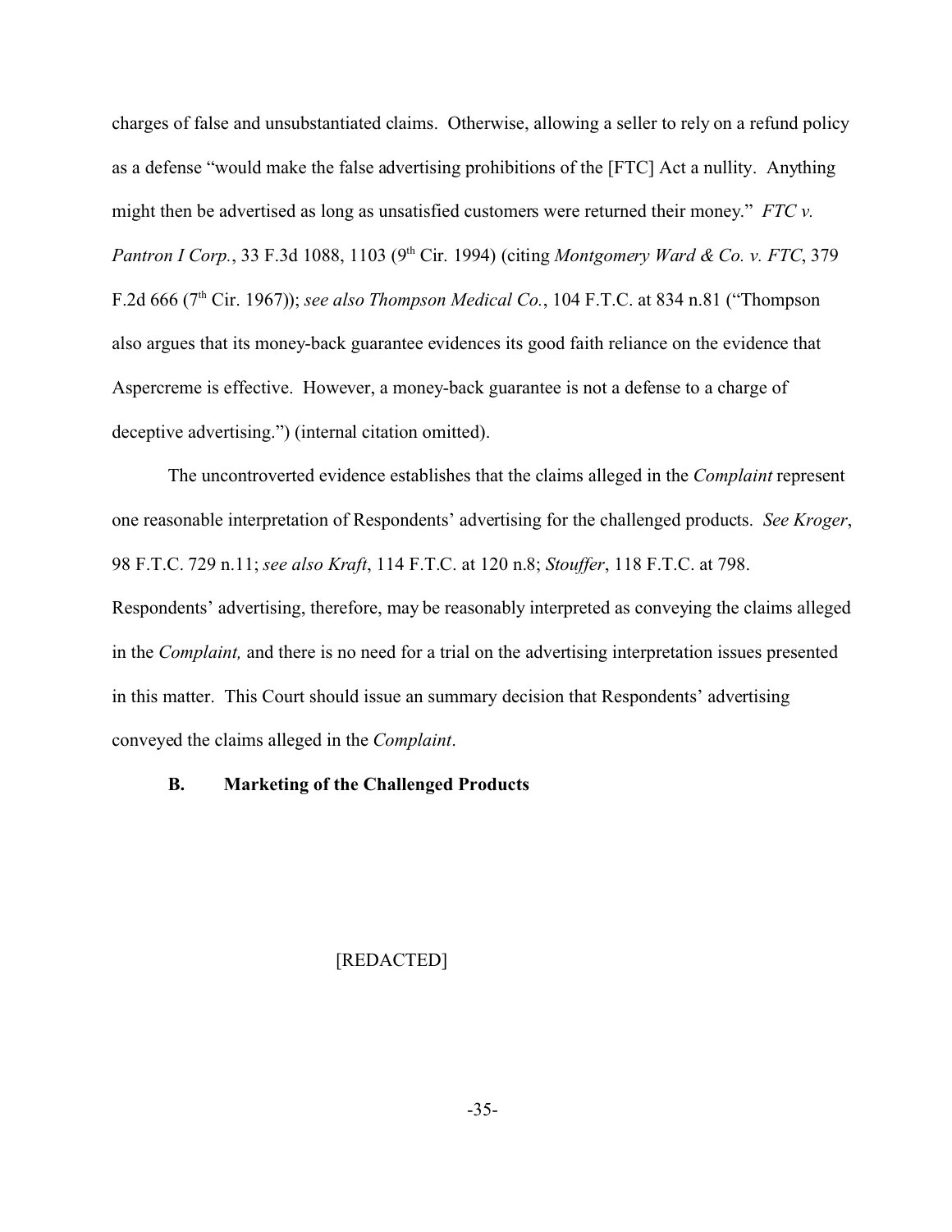charges of false and unsubstantiated claims. Otherwise, allowing a seller to rely on a refund policy as a defense "would make the false advertising prohibitions of the [FTC] Act a nullity. Anything might then be advertised as long as unsatisfied customers were returned their money." *FTC v. Pantron I Corp.*, 33 F.3d 1088, 1103 (9th Cir. 1994) (citing *Montgomery Ward & Co. v. FTC*, 379 F.2d 666 (7th Cir. 1967)); *see also Thompson Medical Co.*, 104 F.T.C. at 834 n.81 ("Thompson also argues that its money-back guarantee evidences its good faith reliance on the evidence that Aspercreme is effective. However, a money-back guarantee is not a defense to a charge of deceptive advertising.") (internal citation omitted).

The uncontroverted evidence establishes that the claims alleged in the *Complaint* represent one reasonable interpretation of Respondents' advertising for the challenged products. *See Kroger*, 98 F.T.C. 729 n.11; *see also Kraft*, 114 F.T.C. at 120 n.8; *Stouffer*, 118 F.T.C. at 798. Respondents' advertising, therefore, may be reasonably interpreted as conveying the claims alleged in the *Complaint,* and there is no need for a trial on the advertising interpretation issues presented in this matter. This Court should issue an summary decision that Respondents' advertising conveyed the claims alleged in the *Complaint*.

### B. Marketing of the Challenged Products

[REDACTED]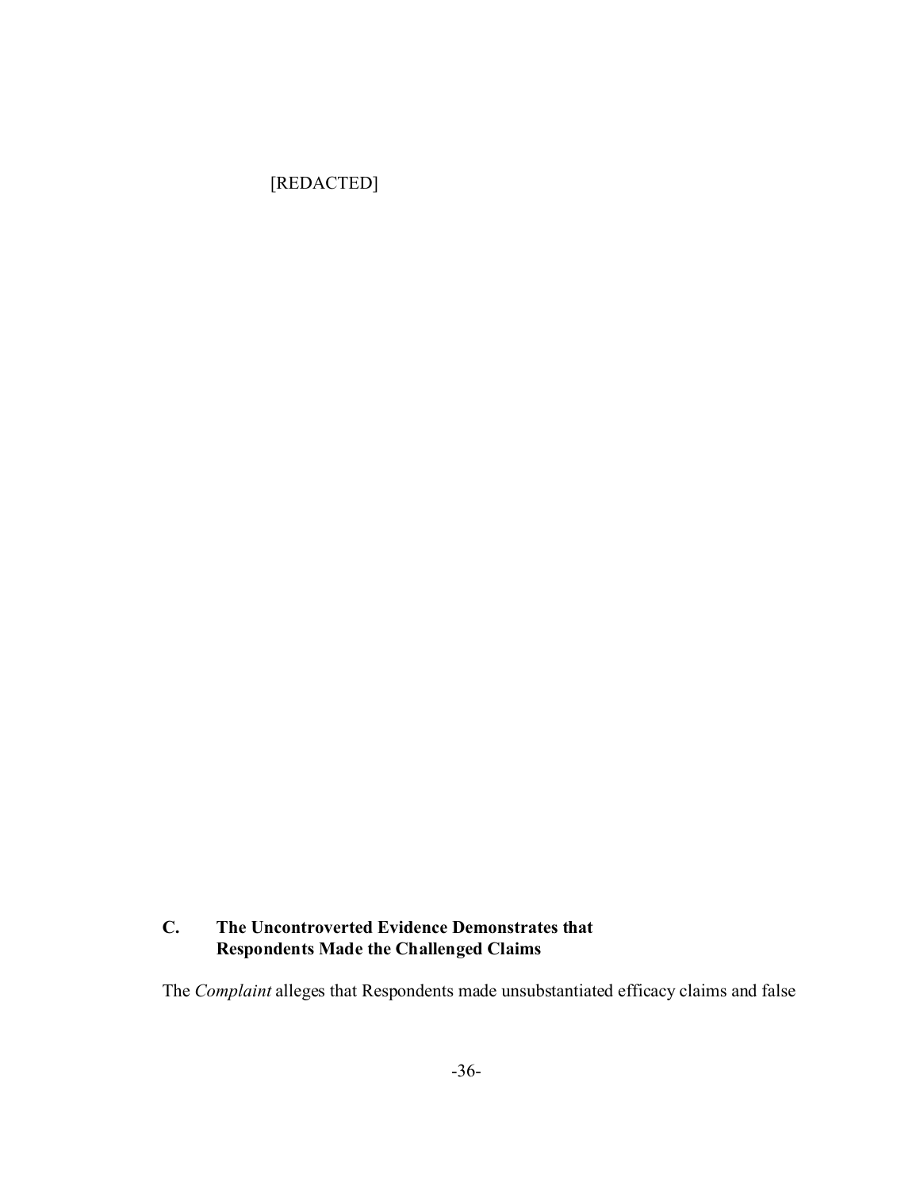[REDACTED]

### C. The Uncontroverted Evidence Demonstrates that Respondents Made the Challenged Claims

The *Complaint* alleges that Respondents made unsubstantiated efficacy claims and false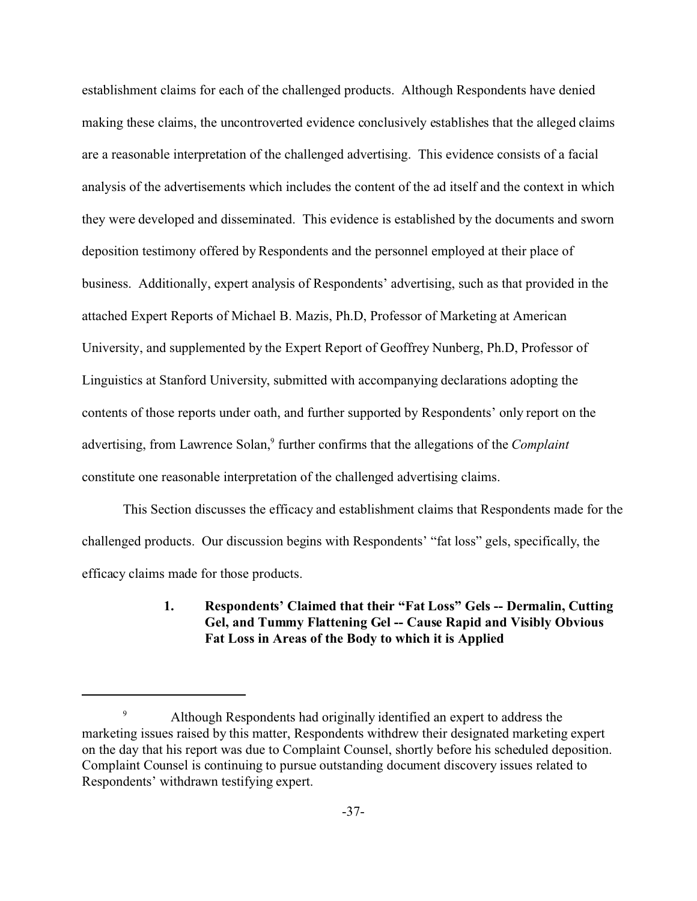establishment claims for each of the challenged products. Although Respondents have denied making these claims, the uncontroverted evidence conclusively establishes that the alleged claims are a reasonable interpretation of the challenged advertising. This evidence consists of a facial analysis of the advertisements which includes the content of the ad itself and the context in which they were developed and disseminated. This evidence is established by the documents and sworn deposition testimony offered by Respondents and the personnel employed at their place of business. Additionally, expert analysis of Respondents' advertising, such as that provided in the attached Expert Reports of Michael B. Mazis, Ph.D, Professor of Marketing at American University, and supplemented by the Expert Report of Geoffrey Nunberg, Ph.D, Professor of Linguistics at Stanford University, submitted with accompanying declarations adopting the contents of those reports under oath, and further supported by Respondents' only report on the advertising, from Lawrence Solan,[9] further confirms that the allegations of the *Complaint* constitute one reasonable interpretation of the challenged advertising claims.

This Section discusses the efficacy and establishment claims that Respondents made for the challenged products. Our discussion begins with Respondents' "fat loss" gels, specifically, the efficacy claims made for those products.

### 1. Respondents' Claimed that their "Fat Loss" Gels -- Dermalin, Cutting Gel, and Tummy Flattening Gel -- Cause Rapid and Visibly Obvious Fat Loss in Areas of the Body to which it is Applied

---

[9] Although Respondents had originally identified an expert to address the marketing issues raised by this matter, Respondents withdrew their designated marketing expert on the day that his report was due to Complaint Counsel, shortly before his scheduled deposition. Complaint Counsel is continuing to pursue outstanding document discovery issues related to Respondents' withdrawn testifying expert.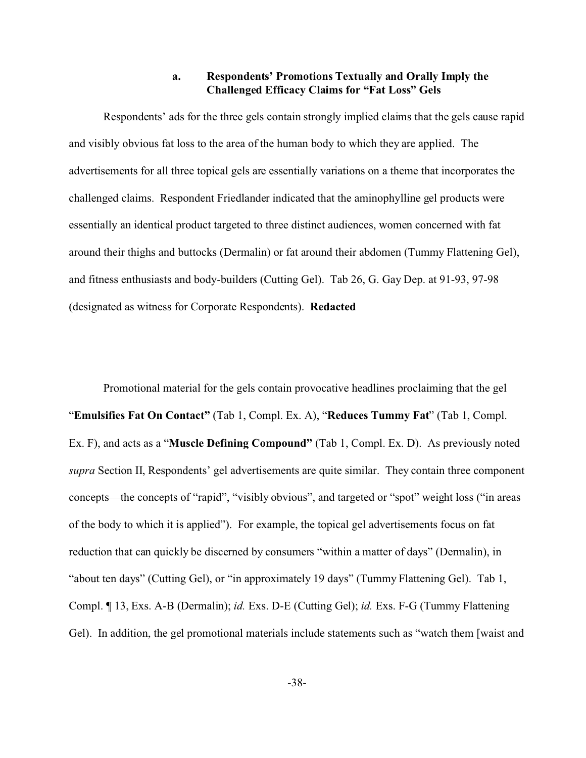#### a. Respondents' Promotions Textually and Orally Imply the Challenged Efficacy Claims for "Fat Loss" Gels

Respondents' ads for the three gels contain strongly implied claims that the gels cause rapid and visibly obvious fat loss to the area of the human body to which they are applied. The advertisements for all three topical gels are essentially variations on a theme that incorporates the challenged claims. Respondent Friedlander indicated that the aminophylline gel products were essentially an identical product targeted to three distinct audiences, women concerned with fat around their thighs and buttocks (Dermalin) or fat around their abdomen (Tummy Flattening Gel), and fitness enthusiasts and body-builders (Cutting Gel). Tab 26, G. Gay Dep. at 91-93, 97-98 (designated as witness for Corporate Respondents). **Redacted**

Promotional material for the gels contain provocative headlines proclaiming that the gel "**Emulsifies Fat On Contact"** (Tab 1, Compl. Ex. A), "**Reduces Tummy Fat**" (Tab 1, Compl. Ex. F), and acts as a "**Muscle Defining Compound"** (Tab 1, Compl. Ex. D). As previously noted *supra* Section II, Respondents' gel advertisements are quite similar. They contain three component concepts—the concepts of "rapid", "visibly obvious", and targeted or "spot" weight loss ("in areas of the body to which it is applied"). For example, the topical gel advertisements focus on fat reduction that can quickly be discerned by consumers "within a matter of days" (Dermalin), in "about ten days" (Cutting Gel), or "in approximately 19 days" (Tummy Flattening Gel). Tab 1, Compl. ¶ 13, Exs. A-B (Dermalin); *id.* Exs. D-E (Cutting Gel); *id.* Exs. F-G (Tummy Flattening Gel). In addition, the gel promotional materials include statements such as "watch them [waist and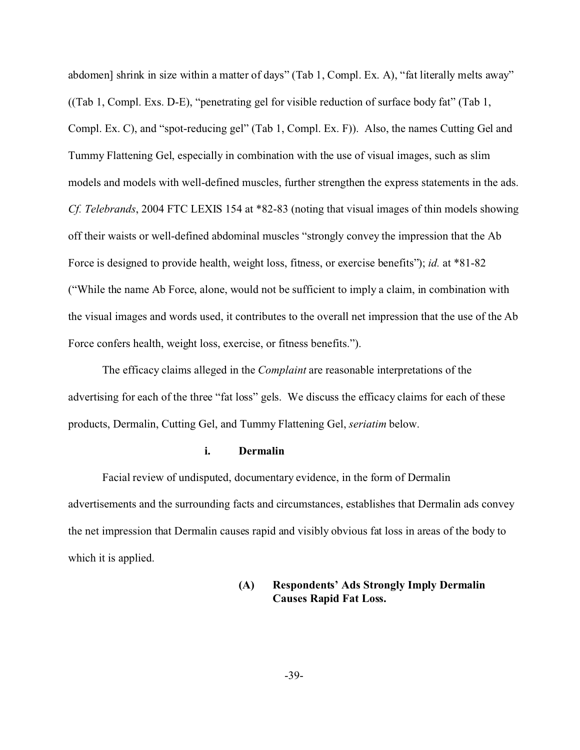abdomen] shrink in size within a matter of days" (Tab 1, Compl. Ex. A), "fat literally melts away" ((Tab 1, Compl. Exs. D-E), "penetrating gel for visible reduction of surface body fat" (Tab 1, Compl. Ex. C), and "spot-reducing gel" (Tab 1, Compl. Ex. F)). Also, the names Cutting Gel and Tummy Flattening Gel, especially in combination with the use of visual images, such as slim models and models with well-defined muscles, further strengthen the express statements in the ads. *Cf. Telebrands*, 2004 FTC LEXIS 154 at *82-83 (noting that visual images of thin models showing off their waists or well-defined abdominal muscles "strongly convey the impression that the Ab Force is designed to provide health, weight loss, fitness, or exercise benefits"); *id.* at *81-82 ("While the name Ab Force, alone, would not be sufficient to imply a claim, in combination with the visual images and words used, it contributes to the overall net impression that the use of the Ab Force confers health, weight loss, exercise, or fitness benefits.").

The efficacy claims alleged in the *Complaint* are reasonable interpretations of the advertising for each of the three "fat loss" gels. We discuss the efficacy claims for each of these products, Dermalin, Cutting Gel, and Tummy Flattening Gel, *seriatim* below.

**i. Dermalin**

Facial review of undisputed, documentary evidence, in the form of Dermalin advertisements and the surrounding facts and circumstances, establishes that Dermalin ads convey the net impression that Dermalin causes rapid and visibly obvious fat loss in areas of the body to which it is applied.

**(A) Respondents' Ads Strongly Imply Dermalin Causes Rapid Fat Loss.**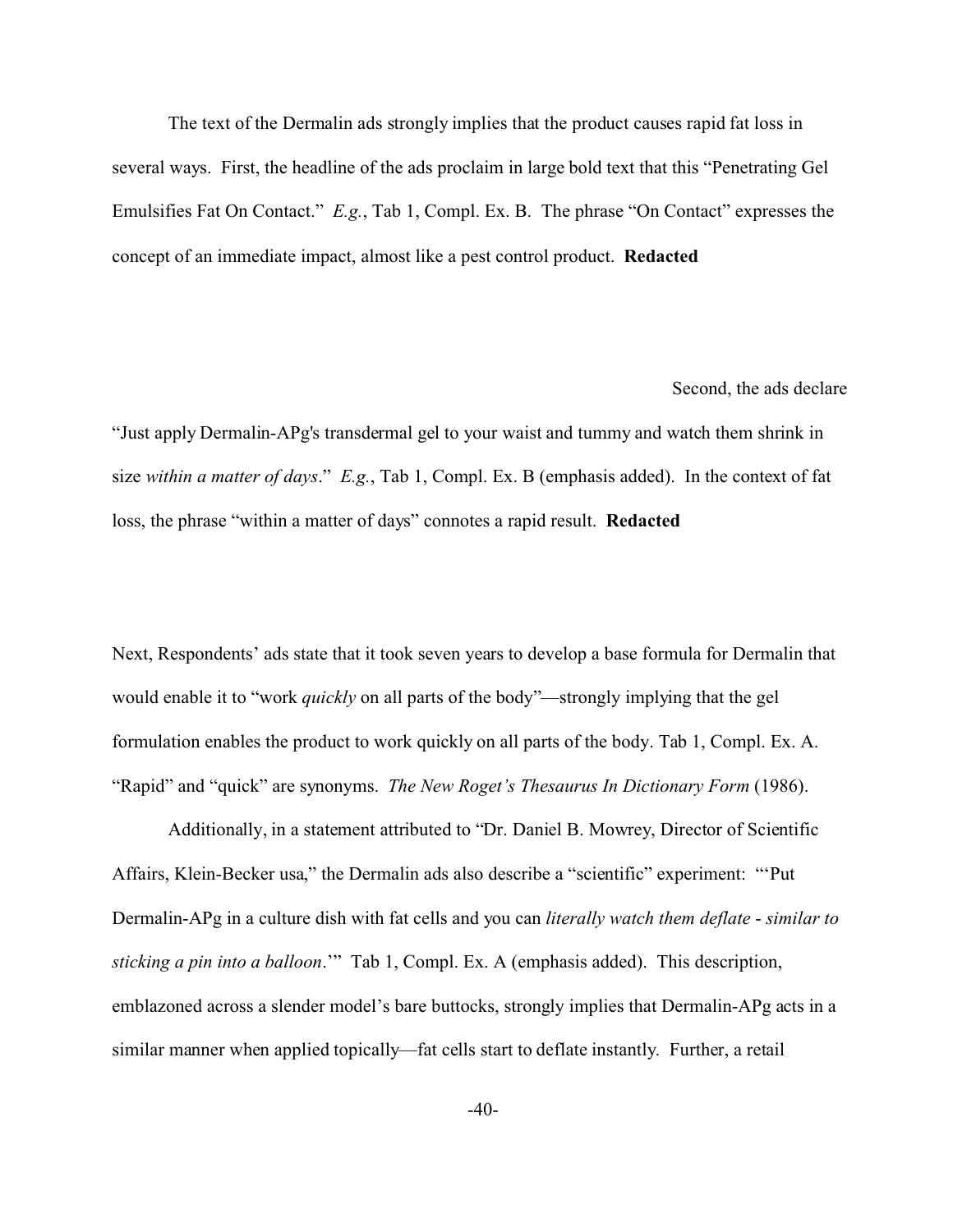The text of the Dermalin ads strongly implies that the product causes rapid fat loss in several ways. First, the headline of the ads proclaim in large bold text that this "Penetrating Gel Emulsifies Fat On Contact." *E.g.*, Tab 1, Compl. Ex. B. The phrase "On Contact" expresses the concept of an immediate impact, almost like a pest control product. **Redacted**

Second, the ads declare "Just apply Dermalin-APg's transdermal gel to your waist and tummy and watch them shrink in size *within a matter of days*." *E.g.*, Tab 1, Compl. Ex. B (emphasis added). In the context of fat loss, the phrase "within a matter of days" connotes a rapid result. **Redacted**

Next, Respondents' ads state that it took seven years to develop a base formula for Dermalin that would enable it to "work *quickly* on all parts of the body"—strongly implying that the gel formulation enables the product to work quickly on all parts of the body. Tab 1, Compl. Ex. A. "Rapid" and "quick" are synonyms. *The New Roget's Thesaurus In Dictionary Form* (1986).

Additionally, in a statement attributed to "Dr. Daniel B. Mowrey, Director of Scientific Affairs, Klein-Becker usa," the Dermalin ads also describe a "scientific" experiment: "'Put Dermalin-APg in a culture dish with fat cells and you can *literally watch them deflate - similar to sticking a pin into a balloon*.'" Tab 1, Compl. Ex. A (emphasis added). This description, emblazoned across a slender model's bare buttocks, strongly implies that Dermalin-APg acts in a similar manner when applied topically—fat cells start to deflate instantly. Further, a retail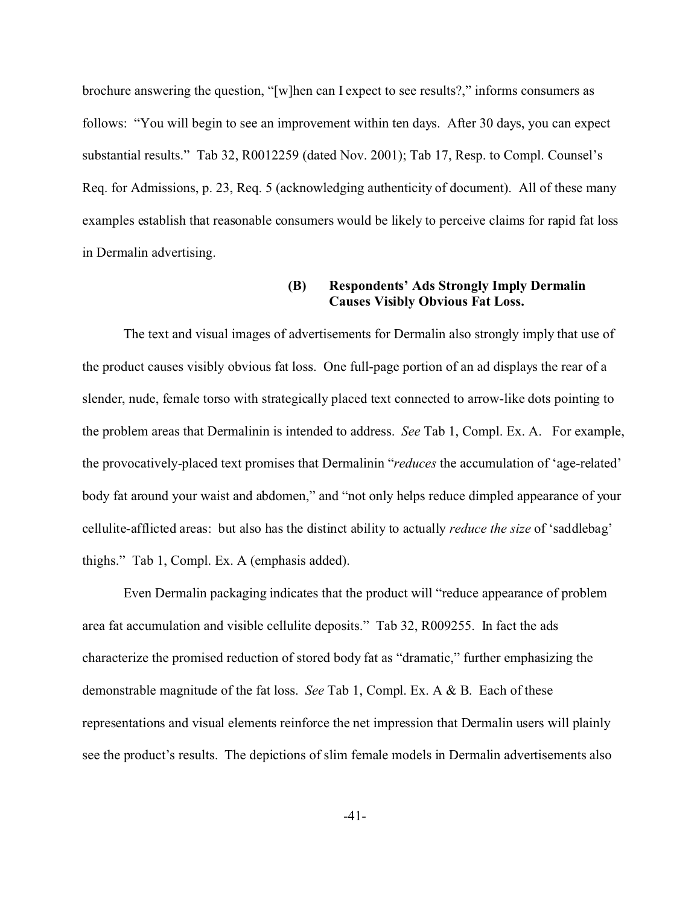brochure answering the question, "[w]hen can I expect to see results?," informs consumers as follows: "You will begin to see an improvement within ten days. After 30 days, you can expect substantial results." Tab 32, R0012259 (dated Nov. 2001); Tab 17, Resp. to Compl. Counsel's Req. for Admissions, p. 23, Req. 5 (acknowledging authenticity of document). All of these many examples establish that reasonable consumers would be likely to perceive claims for rapid fat loss in Dermalin advertising.

### (B) Respondents' Ads Strongly Imply Dermalin Causes Visibly Obvious Fat Loss.

The text and visual images of advertisements for Dermalin also strongly imply that use of the product causes visibly obvious fat loss. One full-page portion of an ad displays the rear of a slender, nude, female torso with strategically placed text connected to arrow-like dots pointing to the problem areas that Dermalinin is intended to address. *See* Tab 1, Compl. Ex. A. For example, the provocatively-placed text promises that Dermalinin "*reduces* the accumulation of 'age-related' body fat around your waist and abdomen," and "not only helps reduce dimpled appearance of your cellulite-afflicted areas: but also has the distinct ability to actually *reduce the size* of 'saddlebag' thighs." Tab 1, Compl. Ex. A (emphasis added).

Even Dermalin packaging indicates that the product will "reduce appearance of problem area fat accumulation and visible cellulite deposits." Tab 32, R009255. In fact the ads characterize the promised reduction of stored body fat as "dramatic," further emphasizing the demonstrable magnitude of the fat loss. *See* Tab 1, Compl. Ex. A & B. Each of these representations and visual elements reinforce the net impression that Dermalin users will plainly see the product's results. The depictions of slim female models in Dermalin advertisements also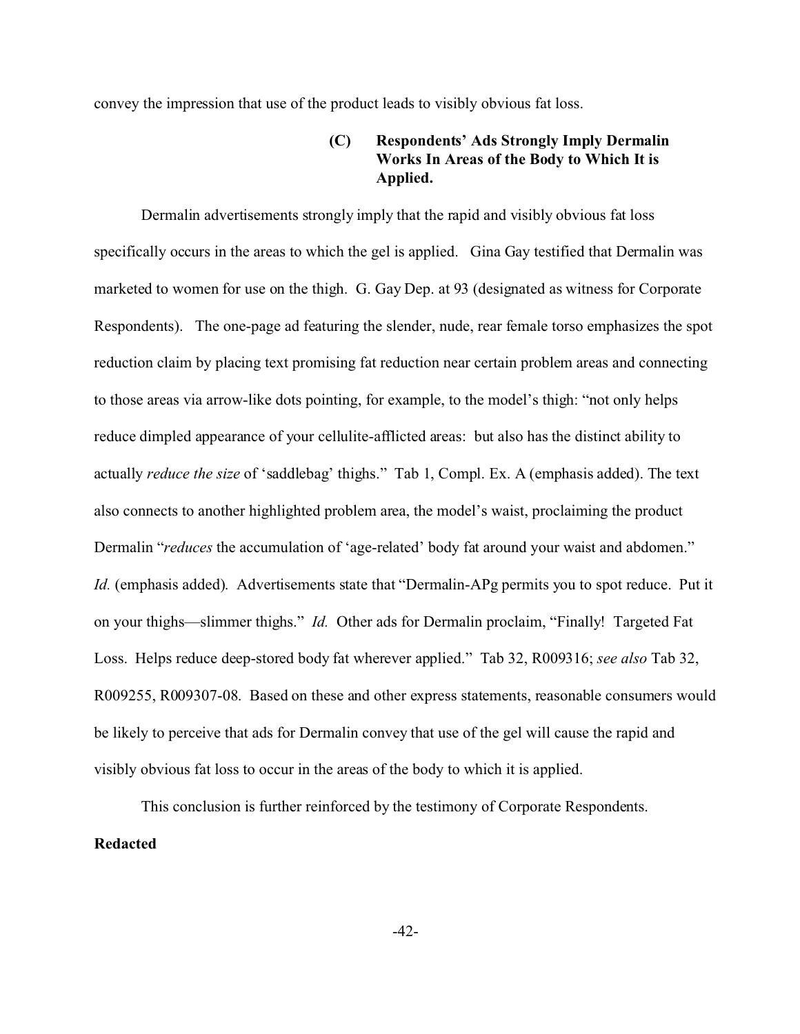convey the impression that use of the product leads to visibly obvious fat loss.

#### (C) Respondents' Ads Strongly Imply Dermalin Works In Areas of the Body to Which It is Applied.

Dermalin advertisements strongly imply that the rapid and visibly obvious fat loss specifically occurs in the areas to which the gel is applied. Gina Gay testified that Dermalin was marketed to women for use on the thigh. G. Gay Dep. at 93 (designated as witness for Corporate Respondents). The one-page ad featuring the slender, nude, rear female torso emphasizes the spot reduction claim by placing text promising fat reduction near certain problem areas and connecting to those areas via arrow-like dots pointing, for example, to the model's thigh: "not only helps reduce dimpled appearance of your cellulite-afflicted areas: but also has the distinct ability to actually *reduce the size* of 'saddlebag' thighs." Tab 1, Compl. Ex. A (emphasis added). The text also connects to another highlighted problem area, the model's waist, proclaiming the product Dermalin "*reduces* the accumulation of 'age-related' body fat around your waist and abdomen." *Id.* (emphasis added). Advertisements state that "Dermalin-APg permits you to spot reduce. Put it on your thighs—slimmer thighs." *Id.* Other ads for Dermalin proclaim, "Finally! Targeted Fat Loss. Helps reduce deep-stored body fat wherever applied." Tab 32, R009316; *see also* Tab 32, R009255, R009307-08. Based on these and other express statements, reasonable consumers would be likely to perceive that ads for Dermalin convey that use of the gel will cause the rapid and visibly obvious fat loss to occur in the areas of the body to which it is applied.

This conclusion is further reinforced by the testimony of Corporate Respondents.

**Redacted**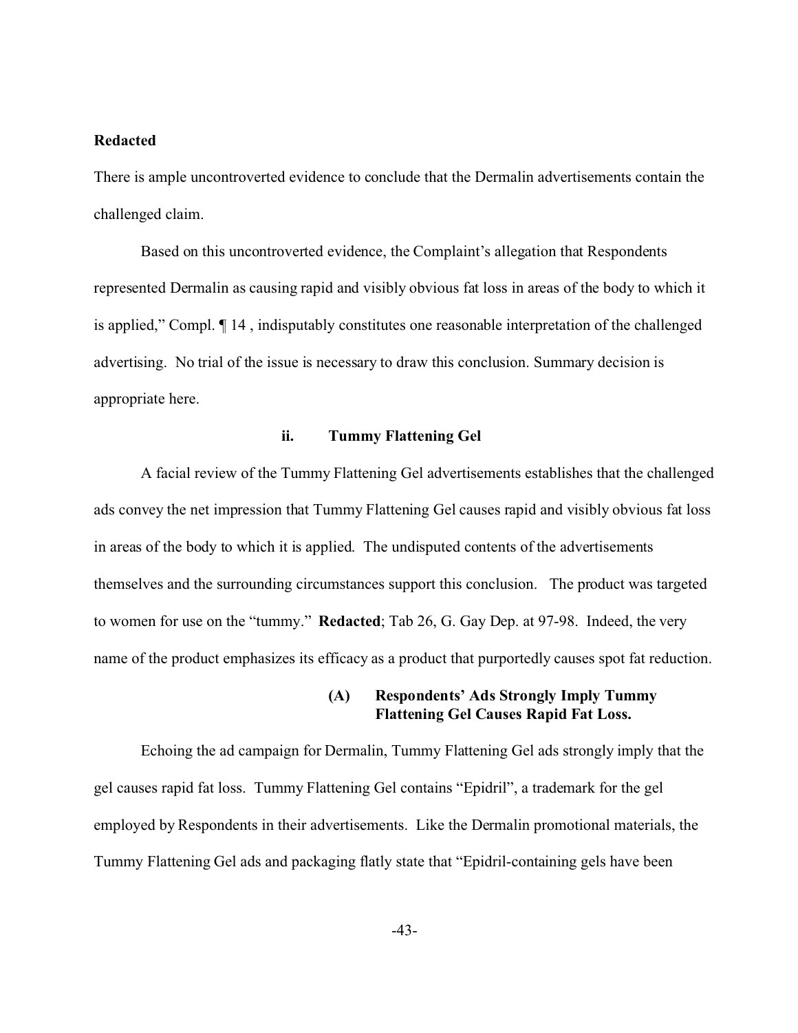**Redacted**

There is ample uncontroverted evidence to conclude that the Dermalin advertisements contain the challenged claim.

Based on this uncontroverted evidence, the Complaint's allegation that Respondents represented Dermalin as causing rapid and visibly obvious fat loss in areas of the body to which it is applied," Compl. ¶ 14 , indisputably constitutes one reasonable interpretation of the challenged advertising. No trial of the issue is necessary to draw this conclusion. Summary decision is appropriate here.

### ii. Tummy Flattening Gel

A facial review of the Tummy Flattening Gel advertisements establishes that the challenged ads convey the net impression that Tummy Flattening Gel causes rapid and visibly obvious fat loss in areas of the body to which it is applied. The undisputed contents of the advertisements themselves and the surrounding circumstances support this conclusion. The product was targeted to women for use on the "tummy." **Redacted**; Tab 26, G. Gay Dep. at 97-98. Indeed, the very name of the product emphasizes its efficacy as a product that purportedly causes spot fat reduction.

#### (A) Respondents' Ads Strongly Imply Tummy Flattening Gel Causes Rapid Fat Loss.

Echoing the ad campaign for Dermalin, Tummy Flattening Gel ads strongly imply that the gel causes rapid fat loss. Tummy Flattening Gel contains "Epidril", a trademark for the gel employed by Respondents in their advertisements. Like the Dermalin promotional materials, the Tummy Flattening Gel ads and packaging flatly state that "Epidril-containing gels have been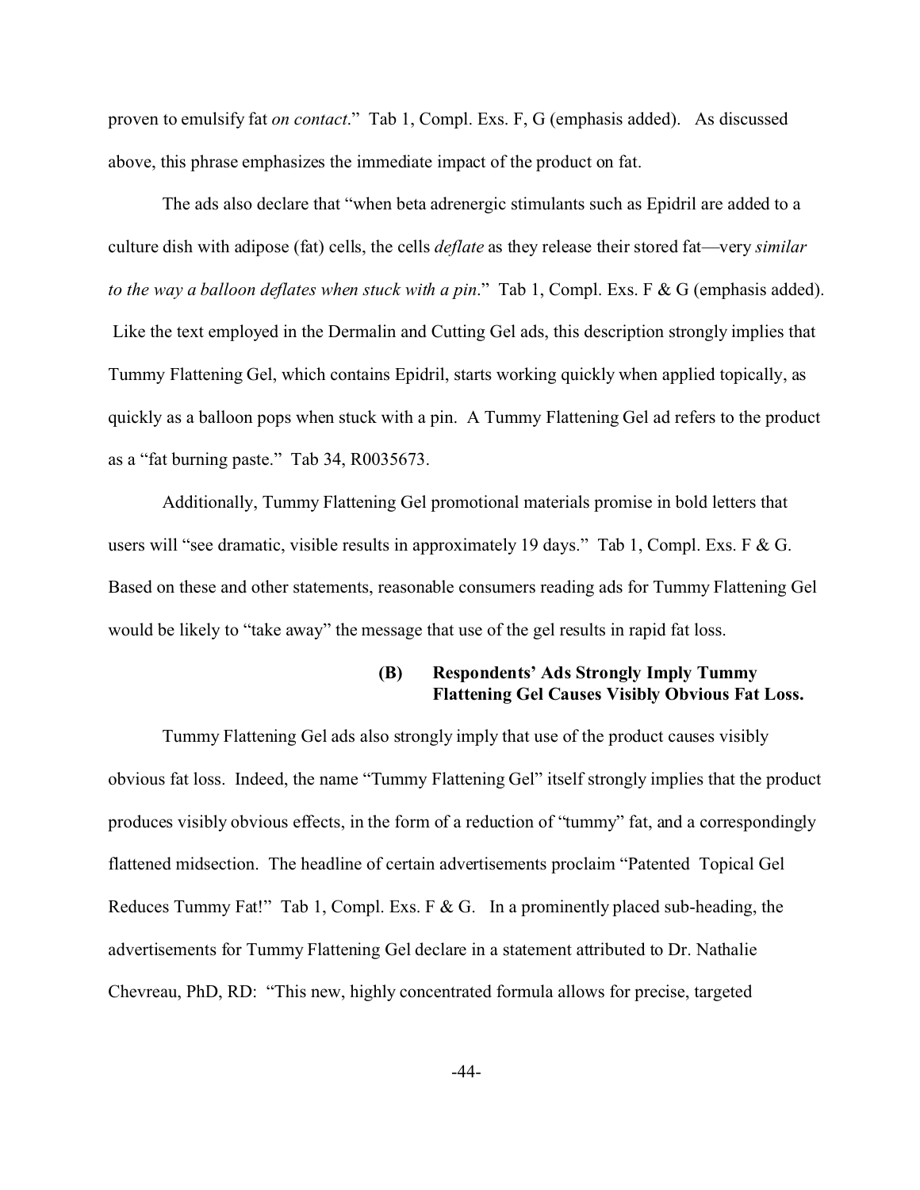proven to emulsify fat *on contact*." Tab 1, Compl. Exs. F, G (emphasis added). As discussed above, this phrase emphasizes the immediate impact of the product on fat.

The ads also declare that "when beta adrenergic stimulants such as Epidril are added to a culture dish with adipose (fat) cells, the cells *deflate* as they release their stored fat—very *similar to the way a balloon deflates when stuck with a pin*." Tab 1, Compl. Exs. F & G (emphasis added). Like the text employed in the Dermalin and Cutting Gel ads, this description strongly implies that Tummy Flattening Gel, which contains Epidril, starts working quickly when applied topically, as quickly as a balloon pops when stuck with a pin. A Tummy Flattening Gel ad refers to the product as a "fat burning paste." Tab 34, R0035673.

Additionally, Tummy Flattening Gel promotional materials promise in bold letters that users will "see dramatic, visible results in approximately 19 days." Tab 1, Compl. Exs. F & G. Based on these and other statements, reasonable consumers reading ads for Tummy Flattening Gel would be likely to "take away" the message that use of the gel results in rapid fat loss.

**(B) Respondents' Ads Strongly Imply Tummy Flattening Gel Causes Visibly Obvious Fat Loss.**

Tummy Flattening Gel ads also strongly imply that use of the product causes visibly obvious fat loss. Indeed, the name "Tummy Flattening Gel" itself strongly implies that the product produces visibly obvious effects, in the form of a reduction of "tummy" fat, and a correspondingly flattened midsection. The headline of certain advertisements proclaim "Patented Topical Gel Reduces Tummy Fat!" Tab 1, Compl. Exs. F & G. In a prominently placed sub-heading, the advertisements for Tummy Flattening Gel declare in a statement attributed to Dr. Nathalie Chevreau, PhD, RD: "This new, highly concentrated formula allows for precise, targeted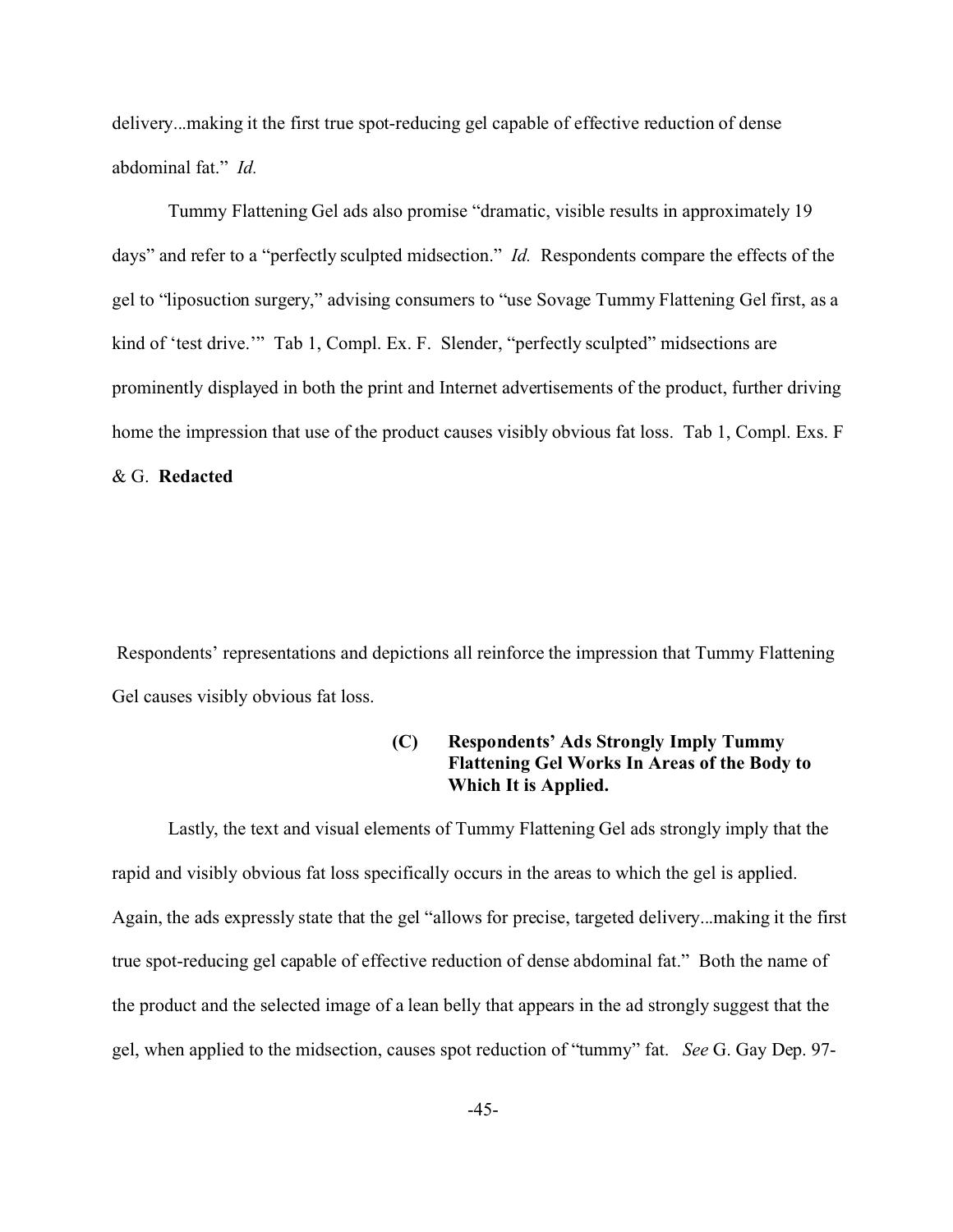delivery...making it the first true spot-reducing gel capable of effective reduction of dense abdominal fat." *Id.*

Tummy Flattening Gel ads also promise "dramatic, visible results in approximately 19 days" and refer to a "perfectly sculpted midsection." *Id.* Respondents compare the effects of the gel to "liposuction surgery," advising consumers to "use Sovage Tummy Flattening Gel first, as a kind of 'test drive.'" Tab 1, Compl. Ex. F. Slender, "perfectly sculpted" midsections are prominently displayed in both the print and Internet advertisements of the product, further driving home the impression that use of the product causes visibly obvious fat loss. Tab 1, Compl. Exs. F & G. **Redacted**

Respondents' representations and depictions all reinforce the impression that Tummy Flattening Gel causes visibly obvious fat loss.

**(C) Respondents' Ads Strongly Imply Tummy Flattening Gel Works In Areas of the Body to Which It is Applied.**

Lastly, the text and visual elements of Tummy Flattening Gel ads strongly imply that the rapid and visibly obvious fat loss specifically occurs in the areas to which the gel is applied. Again, the ads expressly state that the gel "allows for precise, targeted delivery...making it the first true spot-reducing gel capable of effective reduction of dense abdominal fat." Both the name of the product and the selected image of a lean belly that appears in the ad strongly suggest that the gel, when applied to the midsection, causes spot reduction of "tummy" fat. *See* G. Gay Dep. 97-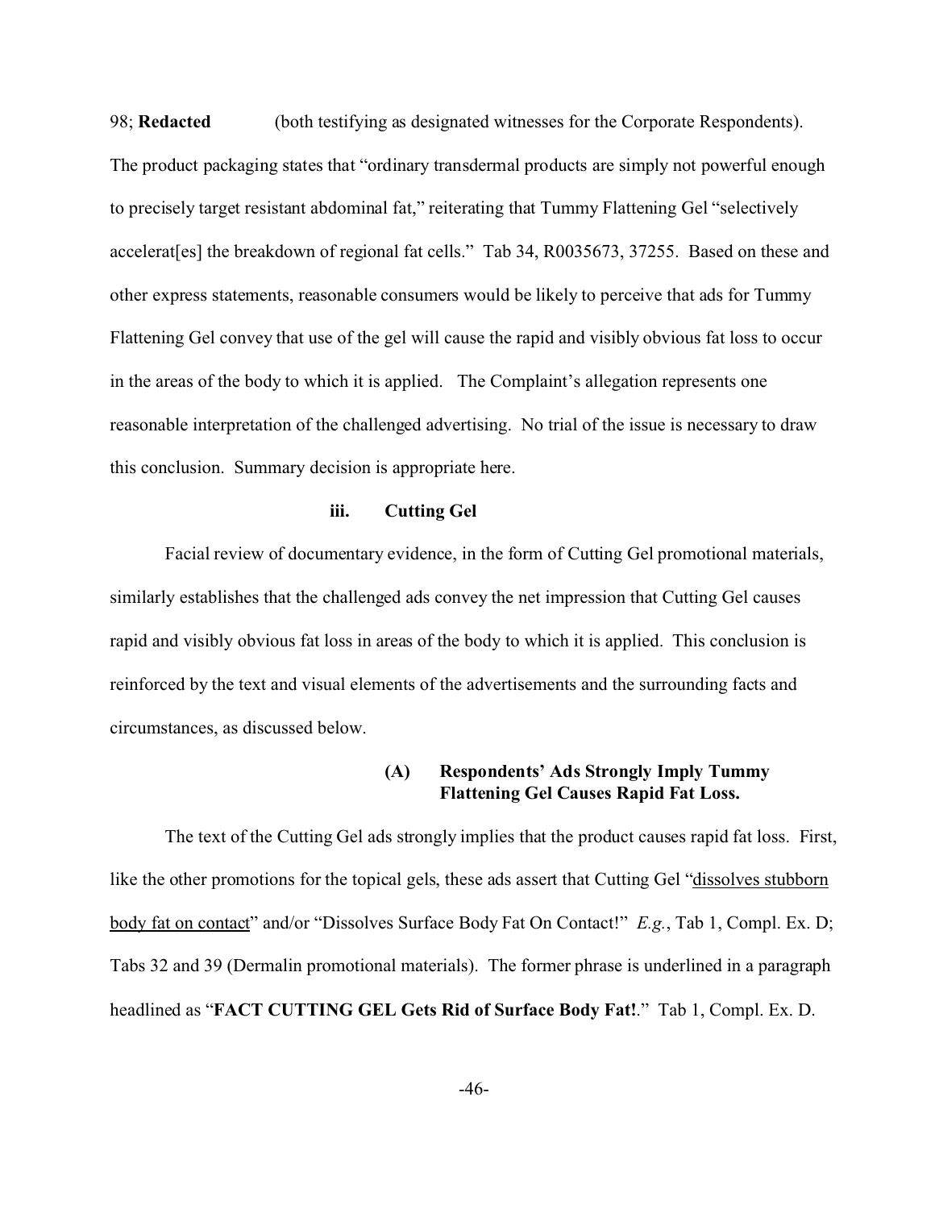98; **Redacted** (both testifying as designated witnesses for the Corporate Respondents). The product packaging states that "ordinary transdermal products are simply not powerful enough to precisely target resistant abdominal fat," reiterating that Tummy Flattening Gel "selectively accelerat[es] the breakdown of regional fat cells." Tab 34, R0035673, 37255. Based on these and other express statements, reasonable consumers would be likely to perceive that ads for Tummy Flattening Gel convey that use of the gel will cause the rapid and visibly obvious fat loss to occur in the areas of the body to which it is applied. The Complaint's allegation represents one reasonable interpretation of the challenged advertising. No trial of the issue is necessary to draw this conclusion. Summary decision is appropriate here.

#### iii. Cutting Gel

Facial review of documentary evidence, in the form of Cutting Gel promotional materials, similarly establishes that the challenged ads convey the net impression that Cutting Gel causes rapid and visibly obvious fat loss in areas of the body to which it is applied. This conclusion is reinforced by the text and visual elements of the advertisements and the surrounding facts and circumstances, as discussed below.

##### (A) Respondents' Ads Strongly Imply Tummy Flattening Gel Causes Rapid Fat Loss.

The text of the Cutting Gel ads strongly implies that the product causes rapid fat loss. First, like the other promotions for the topical gels, these ads assert that Cutting Gel "<u>dissolves stubborn body fat on contact</u>" and/or "Dissolves Surface Body Fat On Contact!" *E.g.*, Tab 1, Compl. Ex. D; Tabs 32 and 39 (Dermalin promotional materials). The former phrase is underlined in a paragraph headlined as "**FACT CUTTING GEL Gets Rid of Surface Body Fat!**." Tab 1, Compl. Ex. D.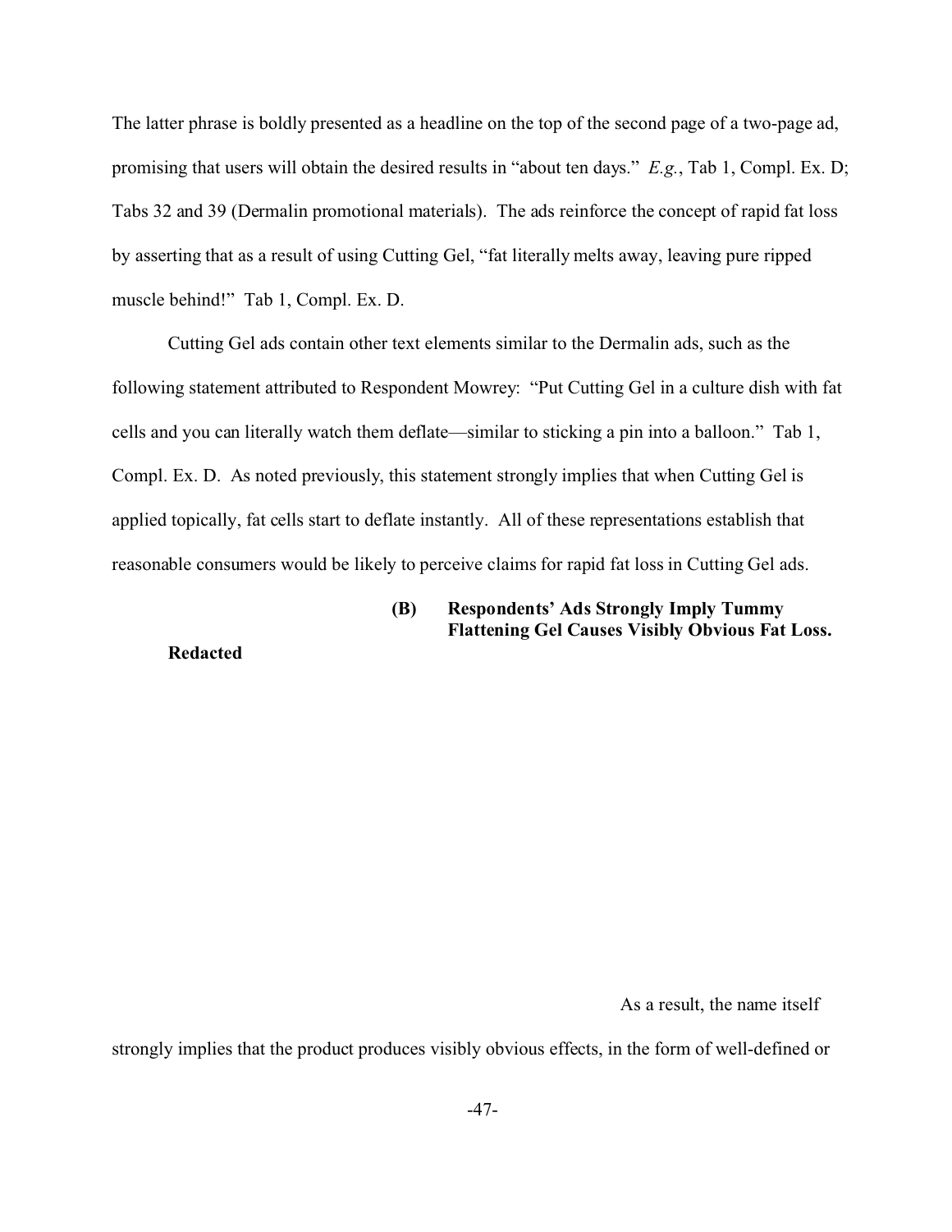The latter phrase is boldly presented as a headline on the top of the second page of a two-page ad, promising that users will obtain the desired results in "about ten days." *E.g.*, Tab 1, Compl. Ex. D; Tabs 32 and 39 (Dermalin promotional materials). The ads reinforce the concept of rapid fat loss by asserting that as a result of using Cutting Gel, "fat literally melts away, leaving pure ripped muscle behind!" Tab 1, Compl. Ex. D.

Cutting Gel ads contain other text elements similar to the Dermalin ads, such as the following statement attributed to Respondent Mowrey: "Put Cutting Gel in a culture dish with fat cells and you can literally watch them deflate—similar to sticking a pin into a balloon." Tab 1, Compl. Ex. D. As noted previously, this statement strongly implies that when Cutting Gel is applied topically, fat cells start to deflate instantly. All of these representations establish that reasonable consumers would be likely to perceive claims for rapid fat loss in Cutting Gel ads.

**(B) Respondents' Ads Strongly Imply Tummy Flattening Gel Causes Visibly Obvious Fat Loss.**

**Redacted**

As a result, the name itself strongly implies that the product produces visibly obvious effects, in the form of well-defined or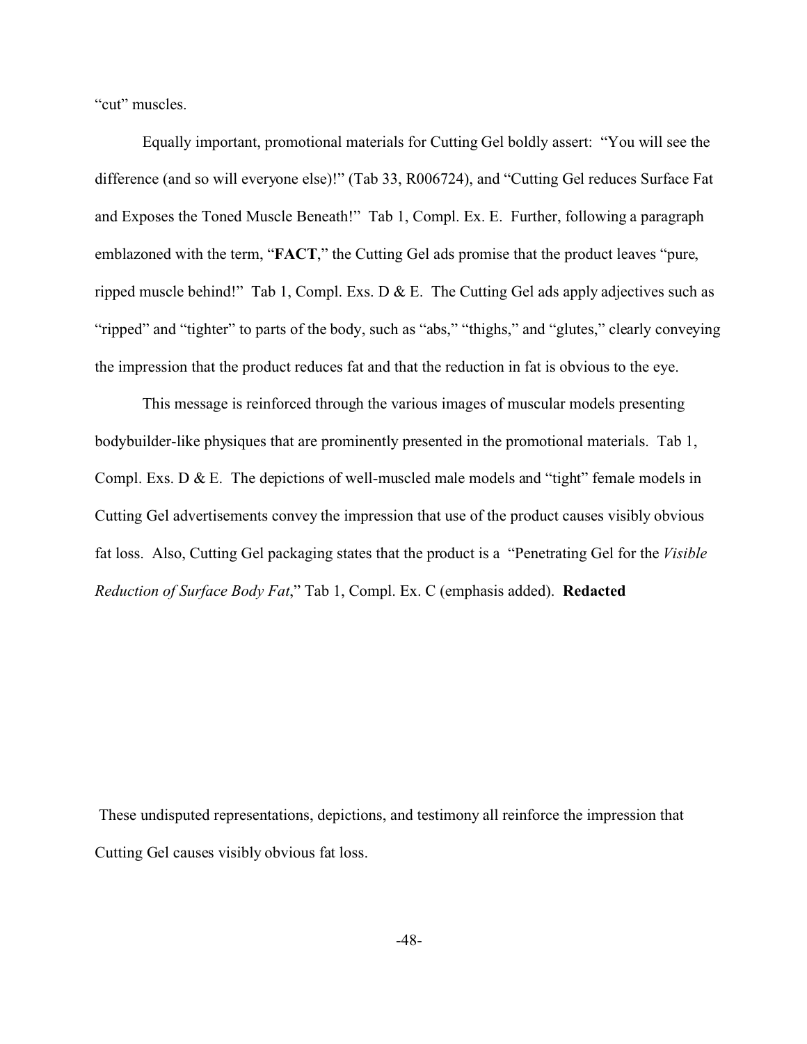"cut" muscles.

Equally important, promotional materials for Cutting Gel boldly assert: "You will see the difference (and so will everyone else)!" (Tab 33, R006724), and "Cutting Gel reduces Surface Fat and Exposes the Toned Muscle Beneath!" Tab 1, Compl. Ex. E. Further, following a paragraph emblazoned with the term, "**FACT**," the Cutting Gel ads promise that the product leaves "pure, ripped muscle behind!" Tab 1, Compl. Exs. D & E. The Cutting Gel ads apply adjectives such as "ripped" and "tighter" to parts of the body, such as "abs," "thighs," and "glutes," clearly conveying the impression that the product reduces fat and that the reduction in fat is obvious to the eye.

This message is reinforced through the various images of muscular models presenting bodybuilder-like physiques that are prominently presented in the promotional materials. Tab 1, Compl. Exs. D & E. The depictions of well-muscled male models and "tight" female models in Cutting Gel advertisements convey the impression that use of the product causes visibly obvious fat loss. Also, Cutting Gel packaging states that the product is a "Penetrating Gel for the *Visible Reduction of Surface Body Fat*," Tab 1, Compl. Ex. C (emphasis added). **Redacted**

These undisputed representations, depictions, and testimony all reinforce the impression that Cutting Gel causes visibly obvious fat loss.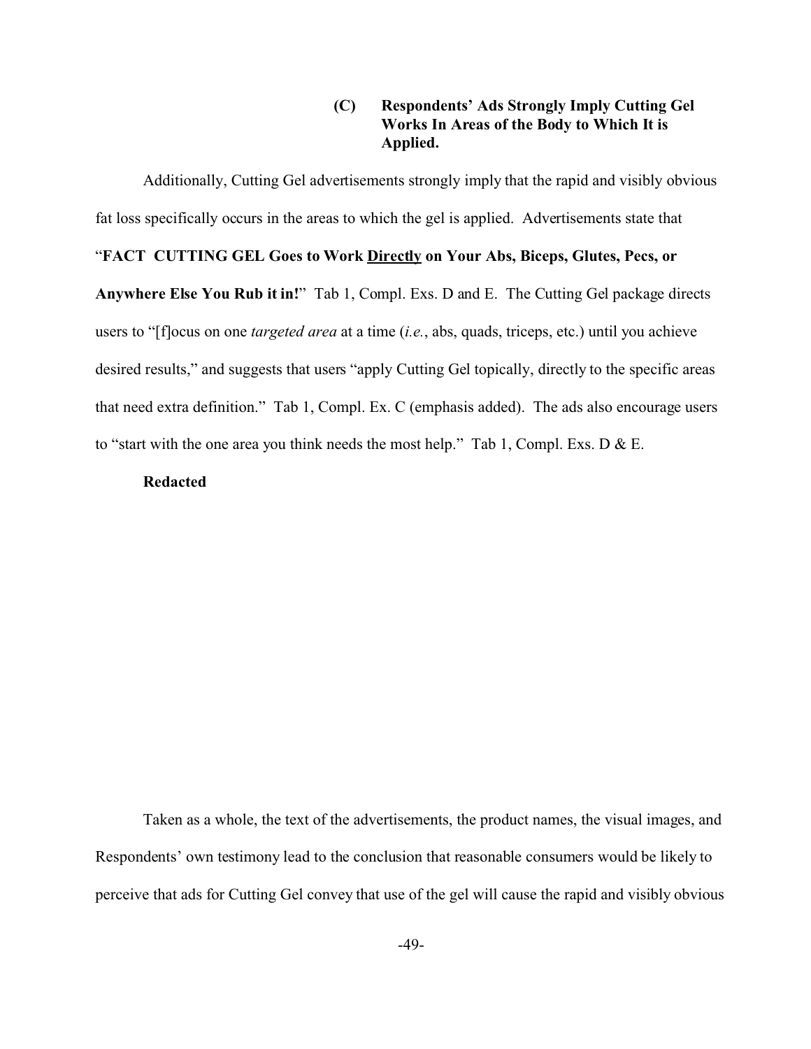### (C) Respondents' Ads Strongly Imply Cutting Gel Works In Areas of the Body to Which It is Applied.

Additionally, Cutting Gel advertisements strongly imply that the rapid and visibly obvious fat loss specifically occurs in the areas to which the gel is applied. Advertisements state that "**FACT CUTTING GEL Goes to Work <u>Directly</u> on Your Abs, Biceps, Glutes, Pecs, or Anywhere Else You Rub it in!**" Tab 1, Compl. Exs. D and E. The Cutting Gel package directs users to "[f]ocus on one *targeted area* at a time (*i.e.*, abs, quads, triceps, etc.) until you achieve desired results," and suggests that users "apply Cutting Gel topically, directly to the specific areas that need extra definition." Tab 1, Compl. Ex. C (emphasis added). The ads also encourage users to "start with the one area you think needs the most help." Tab 1, Compl. Exs. D & E.

**Redacted**

Taken as a whole, the text of the advertisements, the product names, the visual images, and Respondents' own testimony lead to the conclusion that reasonable consumers would be likely to perceive that ads for Cutting Gel convey that use of the gel will cause the rapid and visibly obvious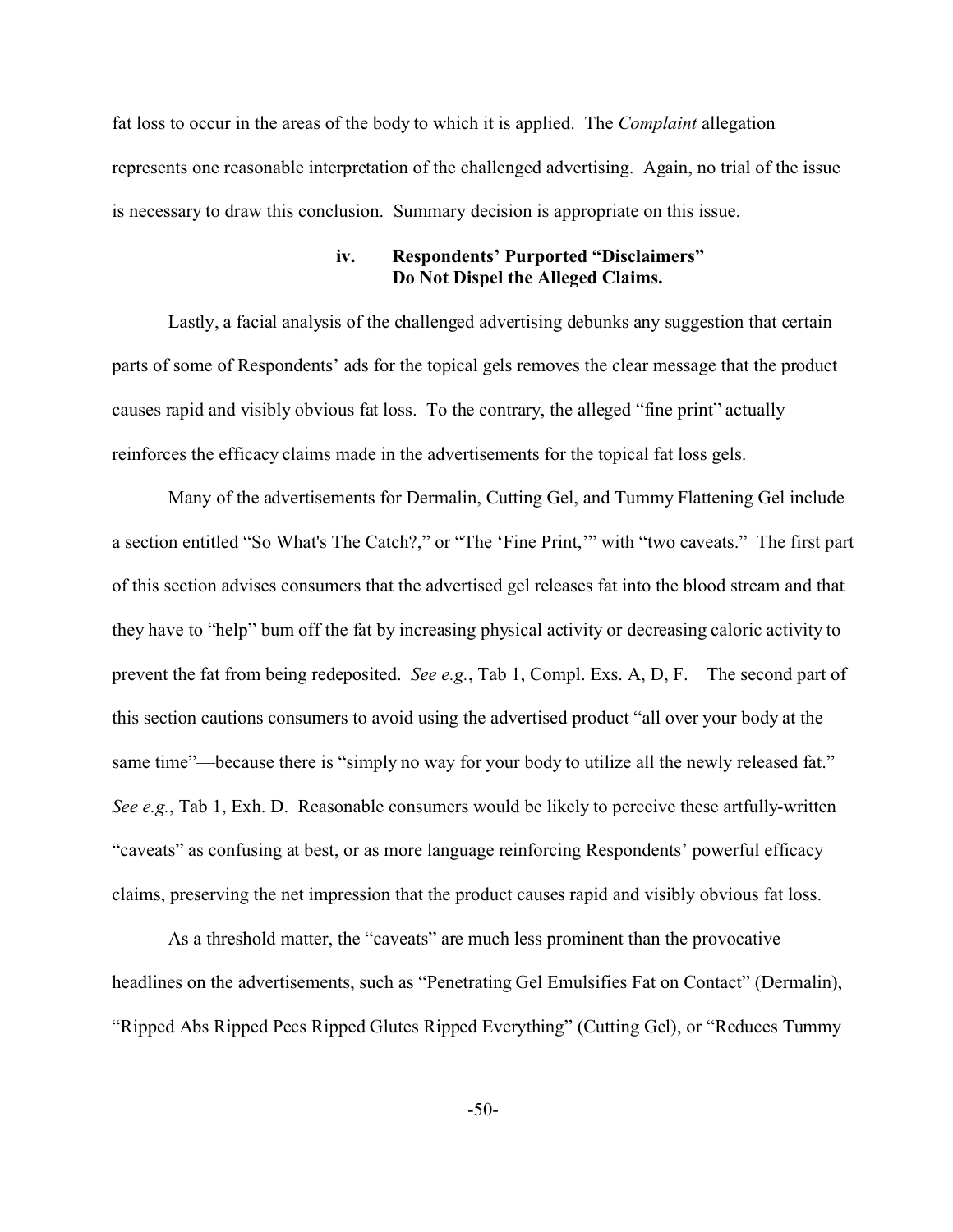fat loss to occur in the areas of the body to which it is applied. The *Complaint* allegation represents one reasonable interpretation of the challenged advertising. Again, no trial of the issue is necessary to draw this conclusion. Summary decision is appropriate on this issue.

**iv. Respondents' Purported "Disclaimers" Do Not Dispel the Alleged Claims.**

Lastly, a facial analysis of the challenged advertising debunks any suggestion that certain parts of some of Respondents' ads for the topical gels removes the clear message that the product causes rapid and visibly obvious fat loss. To the contrary, the alleged "fine print" actually reinforces the efficacy claims made in the advertisements for the topical fat loss gels.

Many of the advertisements for Dermalin, Cutting Gel, and Tummy Flattening Gel include a section entitled "So What's The Catch?," or "The 'Fine Print,'" with "two caveats." The first part of this section advises consumers that the advertised gel releases fat into the blood stream and that they have to "help" bum off the fat by increasing physical activity or decreasing caloric activity to prevent the fat from being redeposited. *See e.g.*, Tab 1, Compl. Exs. A, D, F. The second part of this section cautions consumers to avoid using the advertised product "all over your body at the same time"—because there is "simply no way for your body to utilize all the newly released fat." *See e.g.*, Tab 1, Exh. D. Reasonable consumers would be likely to perceive these artfully-written "caveats" as confusing at best, or as more language reinforcing Respondents' powerful efficacy claims, preserving the net impression that the product causes rapid and visibly obvious fat loss.

As a threshold matter, the "caveats" are much less prominent than the provocative headlines on the advertisements, such as "Penetrating Gel Emulsifies Fat on Contact" (Dermalin), "Ripped Abs Ripped Pecs Ripped Glutes Ripped Everything" (Cutting Gel), or "Reduces Tummy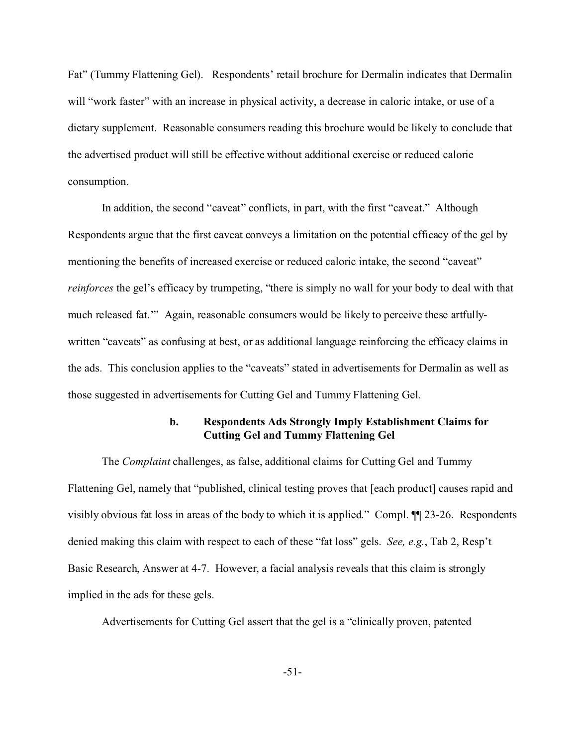Fat" (Tummy Flattening Gel). Respondents' retail brochure for Dermalin indicates that Dermalin will "work faster" with an increase in physical activity, a decrease in caloric intake, or use of a dietary supplement. Reasonable consumers reading this brochure would be likely to conclude that the advertised product will still be effective without additional exercise or reduced calorie consumption.

In addition, the second "caveat" conflicts, in part, with the first "caveat." Although Respondents argue that the first caveat conveys a limitation on the potential efficacy of the gel by mentioning the benefits of increased exercise or reduced caloric intake, the second "caveat" *reinforces* the gel's efficacy by trumpeting, "there is simply no wall for your body to deal with that much released fat.'" Again, reasonable consumers would be likely to perceive these artfully-written "caveats" as confusing at best, or as additional language reinforcing the efficacy claims in the ads. This conclusion applies to the "caveats" stated in advertisements for Dermalin as well as those suggested in advertisements for Cutting Gel and Tummy Flattening Gel.

**b. Respondents Ads Strongly Imply Establishment Claims for Cutting Gel and Tummy Flattening Gel**

The *Complaint* challenges, as false, additional claims for Cutting Gel and Tummy Flattening Gel, namely that "published, clinical testing proves that [each product] causes rapid and visibly obvious fat loss in areas of the body to which it is applied." Compl. ¶¶ 23-26. Respondents denied making this claim with respect to each of these "fat loss" gels. *See, e.g.*, Tab 2, Resp't Basic Research, Answer at 4-7. However, a facial analysis reveals that this claim is strongly implied in the ads for these gels.

Advertisements for Cutting Gel assert that the gel is a "clinically proven, patented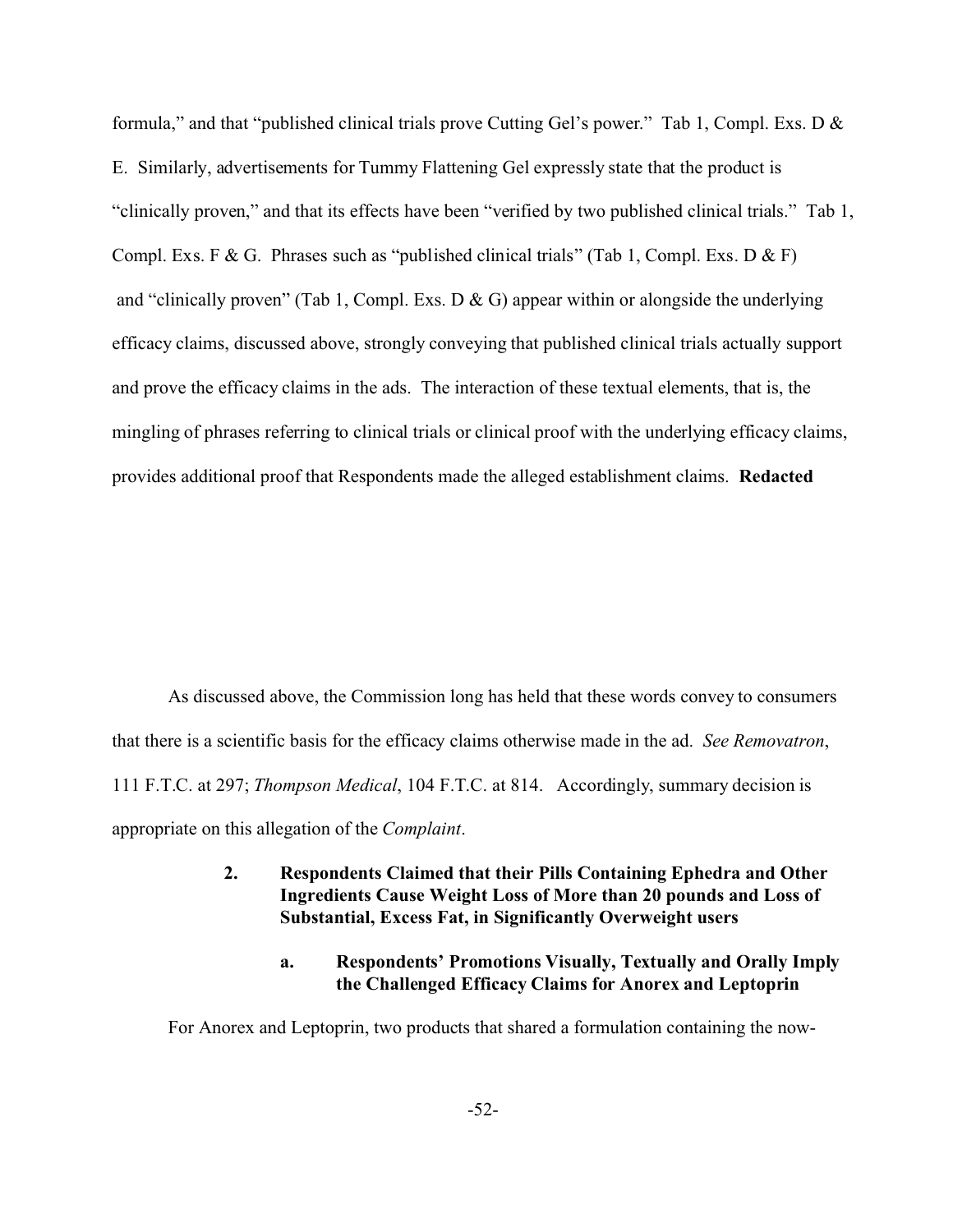formula," and that "published clinical trials prove Cutting Gel's power." Tab 1, Compl. Exs. D & E. Similarly, advertisements for Tummy Flattening Gel expressly state that the product is "clinically proven," and that its effects have been "verified by two published clinical trials." Tab 1, Compl. Exs. F & G. Phrases such as "published clinical trials" (Tab 1, Compl. Exs. D & F) and "clinically proven" (Tab 1, Compl. Exs. D & G) appear within or alongside the underlying efficacy claims, discussed above, strongly conveying that published clinical trials actually support and prove the efficacy claims in the ads. The interaction of these textual elements, that is, the mingling of phrases referring to clinical trials or clinical proof with the underlying efficacy claims, provides additional proof that Respondents made the alleged establishment claims. **Redacted**

As discussed above, the Commission long has held that these words convey to consumers that there is a scientific basis for the efficacy claims otherwise made in the ad. *See Removatron*, 111 F.T.C. at 297; *Thompson Medical*, 104 F.T.C. at 814. Accordingly, summary decision is appropriate on this allegation of the *Complaint*.

### 2. Respondents Claimed that their Pills Containing Ephedra and Other Ingredients Cause Weight Loss of More than 20 pounds and Loss of Substantial, Excess Fat, in Significantly Overweight users

#### a. Respondents' Promotions Visually, Textually and Orally Imply the Challenged Efficacy Claims for Anorex and Leptoprin

For Anorex and Leptoprin, two products that shared a formulation containing the now-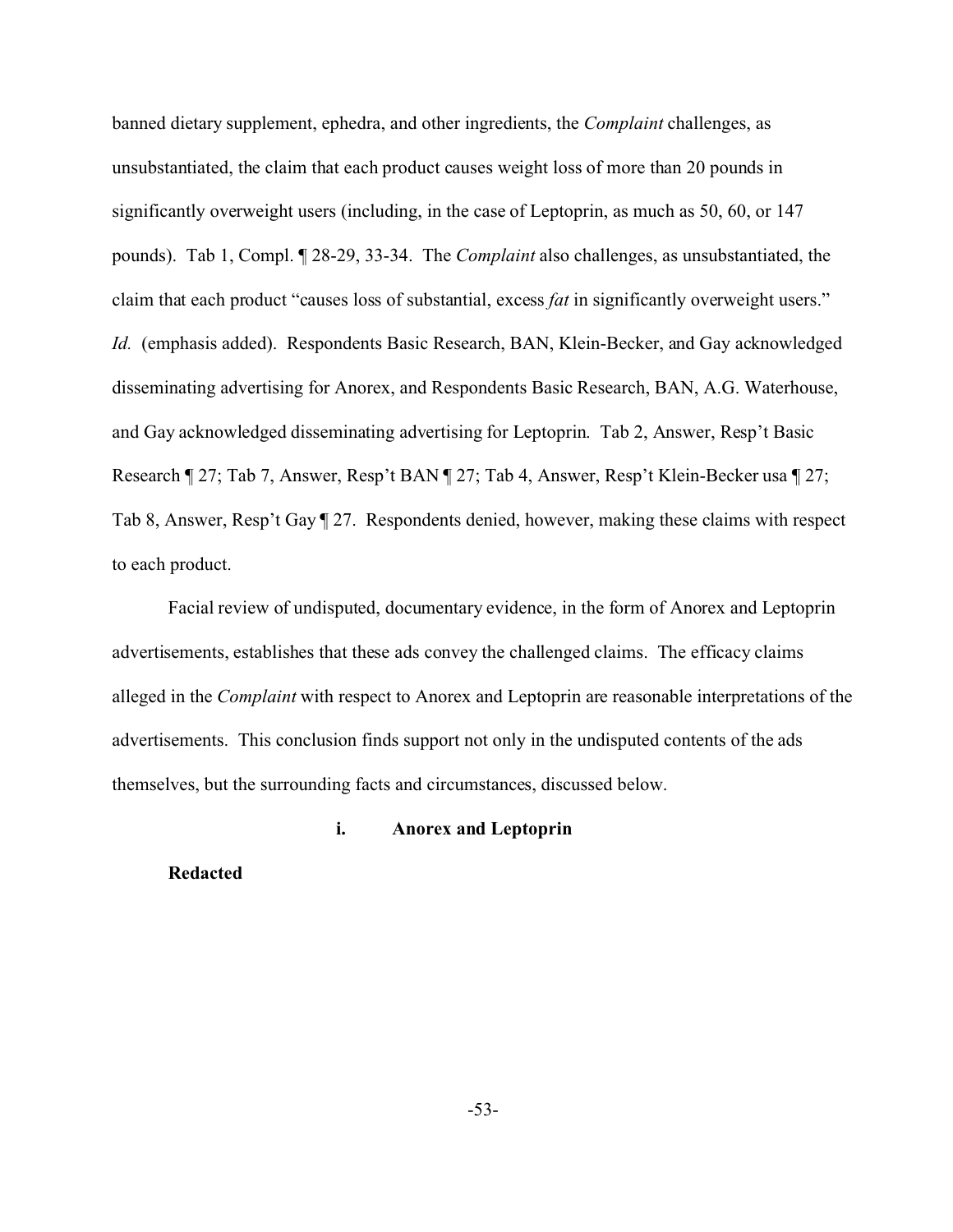banned dietary supplement, ephedra, and other ingredients, the *Complaint* challenges, as unsubstantiated, the claim that each product causes weight loss of more than 20 pounds in significantly overweight users (including, in the case of Leptoprin, as much as 50, 60, or 147 pounds). Tab 1, Compl. ¶ 28-29, 33-34. The *Complaint* also challenges, as unsubstantiated, the claim that each product "causes loss of substantial, excess *fat* in significantly overweight users." *Id.* (emphasis added). Respondents Basic Research, BAN, Klein-Becker, and Gay acknowledged disseminating advertising for Anorex, and Respondents Basic Research, BAN, A.G. Waterhouse, and Gay acknowledged disseminating advertising for Leptoprin. Tab 2, Answer, Resp't Basic Research ¶ 27; Tab 7, Answer, Resp't BAN ¶ 27; Tab 4, Answer, Resp't Klein-Becker usa ¶ 27; Tab 8, Answer, Resp't Gay ¶ 27. Respondents denied, however, making these claims with respect to each product.

Facial review of undisputed, documentary evidence, in the form of Anorex and Leptoprin advertisements, establishes that these ads convey the challenged claims. The efficacy claims alleged in the *Complaint* with respect to Anorex and Leptoprin are reasonable interpretations of the advertisements. This conclusion finds support not only in the undisputed contents of the ads themselves, but the surrounding facts and circumstances, discussed below.

**i. Anorex and Leptoprin**

**Redacted**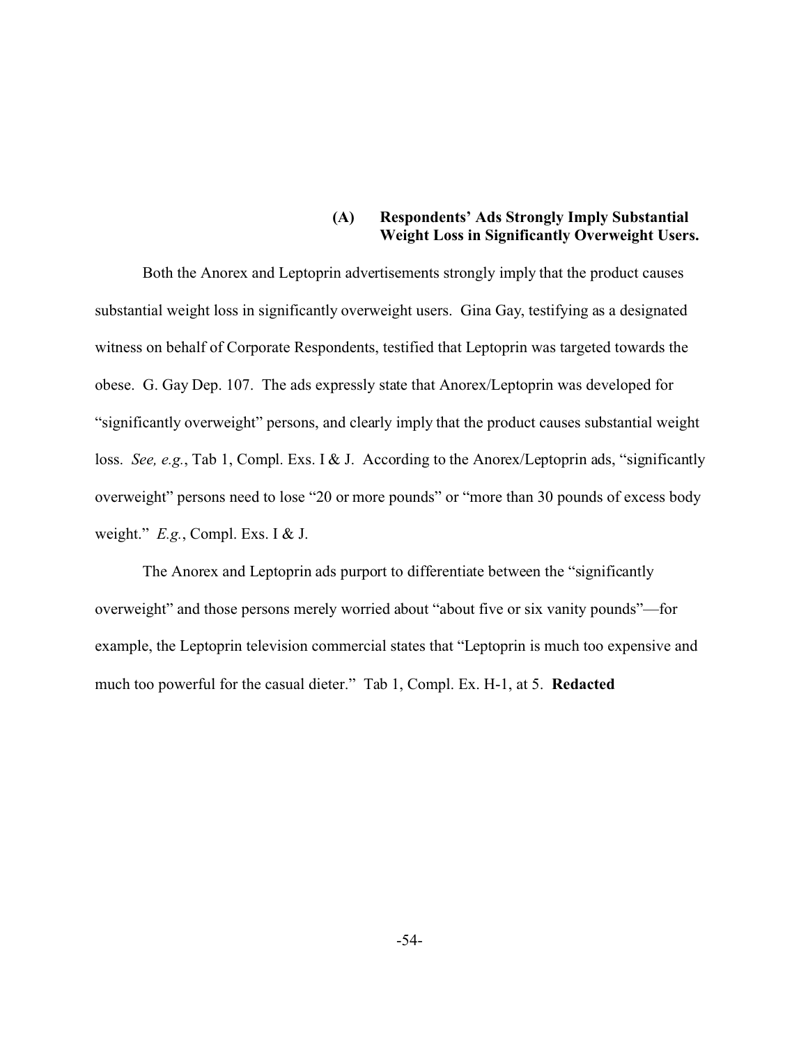### (A) Respondents' Ads Strongly Imply Substantial Weight Loss in Significantly Overweight Users.

Both the Anorex and Leptoprin advertisements strongly imply that the product causes substantial weight loss in significantly overweight users. Gina Gay, testifying as a designated witness on behalf of Corporate Respondents, testified that Leptoprin was targeted towards the obese. G. Gay Dep. 107. The ads expressly state that Anorex/Leptoprin was developed for "significantly overweight" persons, and clearly imply that the product causes substantial weight loss. *See, e.g.*, Tab 1, Compl. Exs. I & J. According to the Anorex/Leptoprin ads, "significantly overweight" persons need to lose "20 or more pounds" or "more than 30 pounds of excess body weight." *E.g.*, Compl. Exs. I & J.

The Anorex and Leptoprin ads purport to differentiate between the "significantly overweight" and those persons merely worried about "about five or six vanity pounds"—for example, the Leptoprin television commercial states that "Leptoprin is much too expensive and much too powerful for the casual dieter." Tab 1, Compl. Ex. H-1, at 5. **Redacted**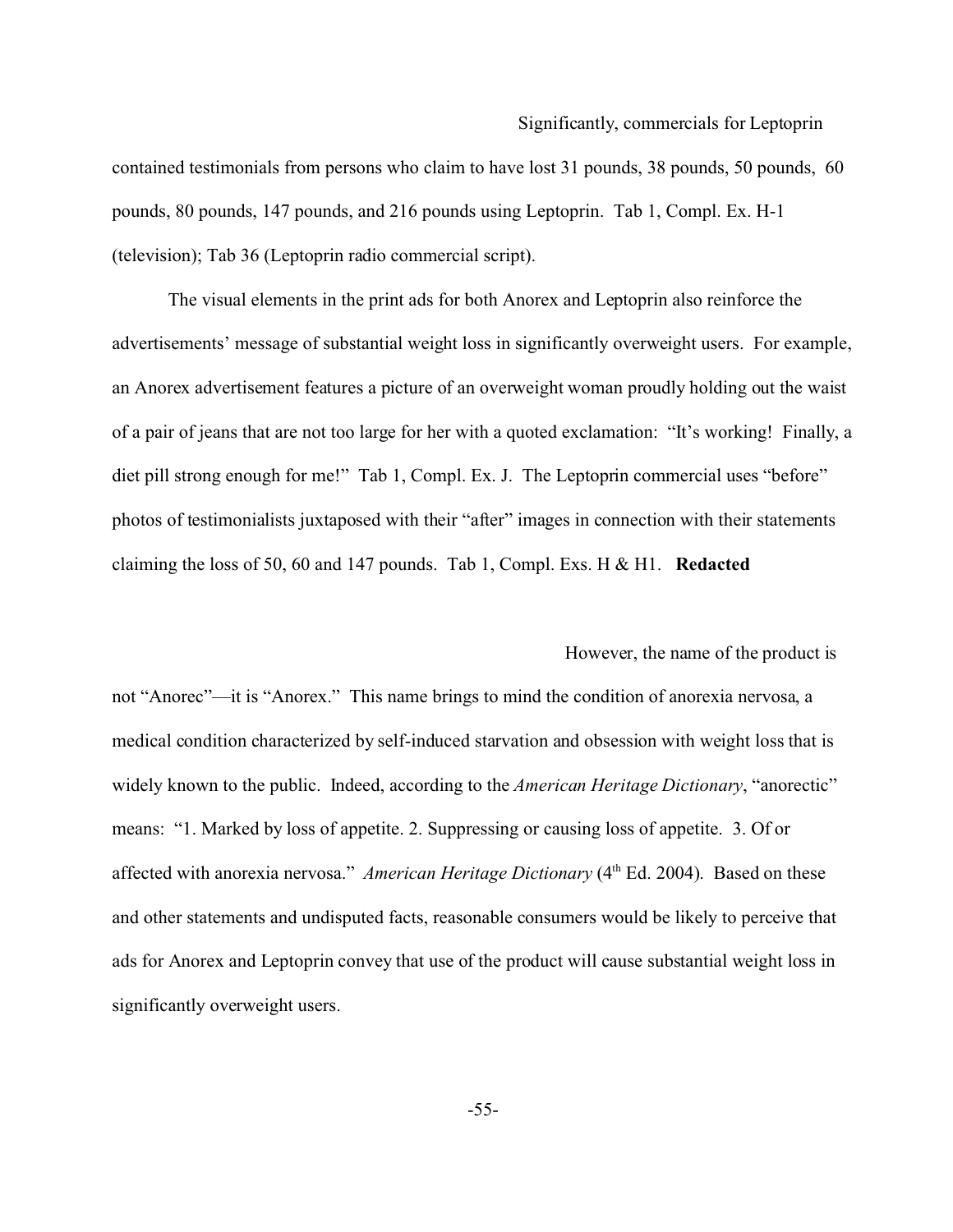Significantly, commercials for Leptoprin contained testimonials from persons who claim to have lost 31 pounds, 38 pounds, 50 pounds, 60 pounds, 80 pounds, 147 pounds, and 216 pounds using Leptoprin. Tab 1, Compl. Ex. H-1 (television); Tab 36 (Leptoprin radio commercial script).

The visual elements in the print ads for both Anorex and Leptoprin also reinforce the advertisements' message of substantial weight loss in significantly overweight users. For example, an Anorex advertisement features a picture of an overweight woman proudly holding out the waist of a pair of jeans that are not too large for her with a quoted exclamation: "It's working! Finally, a diet pill strong enough for me!" Tab 1, Compl. Ex. J. The Leptoprin commercial uses "before" photos of testimonialists juxtaposed with their "after" images in connection with their statements claiming the loss of 50, 60 and 147 pounds. Tab 1, Compl. Exs. H & H1. **Redacted**

However, the name of the product is not "Anorec"—it is "Anorex." This name brings to mind the condition of anorexia nervosa, a medical condition characterized by self-induced starvation and obsession with weight loss that is widely known to the public. Indeed, according to the *American Heritage Dictionary*, "anorectic" means: "1. Marked by loss of appetite. 2. Suppressing or causing loss of appetite. 3. Of or affected with anorexia nervosa." *American Heritage Dictionary* (4th Ed. 2004). Based on these and other statements and undisputed facts, reasonable consumers would be likely to perceive that ads for Anorex and Leptoprin convey that use of the product will cause substantial weight loss in significantly overweight users.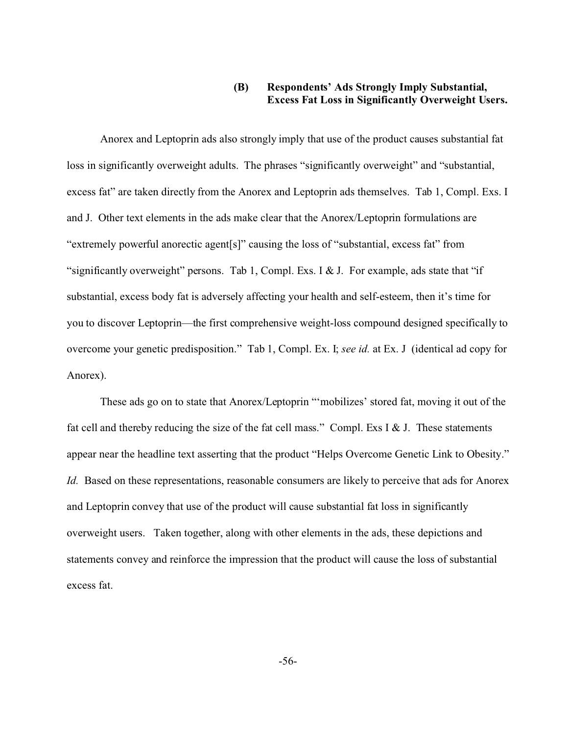### (B) Respondents' Ads Strongly Imply Substantial, Excess Fat Loss in Significantly Overweight Users.

Anorex and Leptoprin ads also strongly imply that use of the product causes substantial fat loss in significantly overweight adults. The phrases "significantly overweight" and "substantial, excess fat" are taken directly from the Anorex and Leptoprin ads themselves. Tab 1, Compl. Exs. I and J. Other text elements in the ads make clear that the Anorex/Leptoprin formulations are "extremely powerful anorectic agent[s]" causing the loss of "substantial, excess fat" from "significantly overweight" persons. Tab 1, Compl. Exs. I & J. For example, ads state that "if substantial, excess body fat is adversely affecting your health and self-esteem, then it's time for you to discover Leptoprin—the first comprehensive weight-loss compound designed specifically to overcome your genetic predisposition." Tab 1, Compl. Ex. I; *see id.* at Ex. J (identical ad copy for Anorex).

These ads go on to state that Anorex/Leptoprin "'mobilizes' stored fat, moving it out of the fat cell and thereby reducing the size of the fat cell mass." Compl. Exs I & J. These statements appear near the headline text asserting that the product "Helps Overcome Genetic Link to Obesity." *Id.* Based on these representations, reasonable consumers are likely to perceive that ads for Anorex and Leptoprin convey that use of the product will cause substantial fat loss in significantly overweight users. Taken together, along with other elements in the ads, these depictions and statements convey and reinforce the impression that the product will cause the loss of substantial excess fat.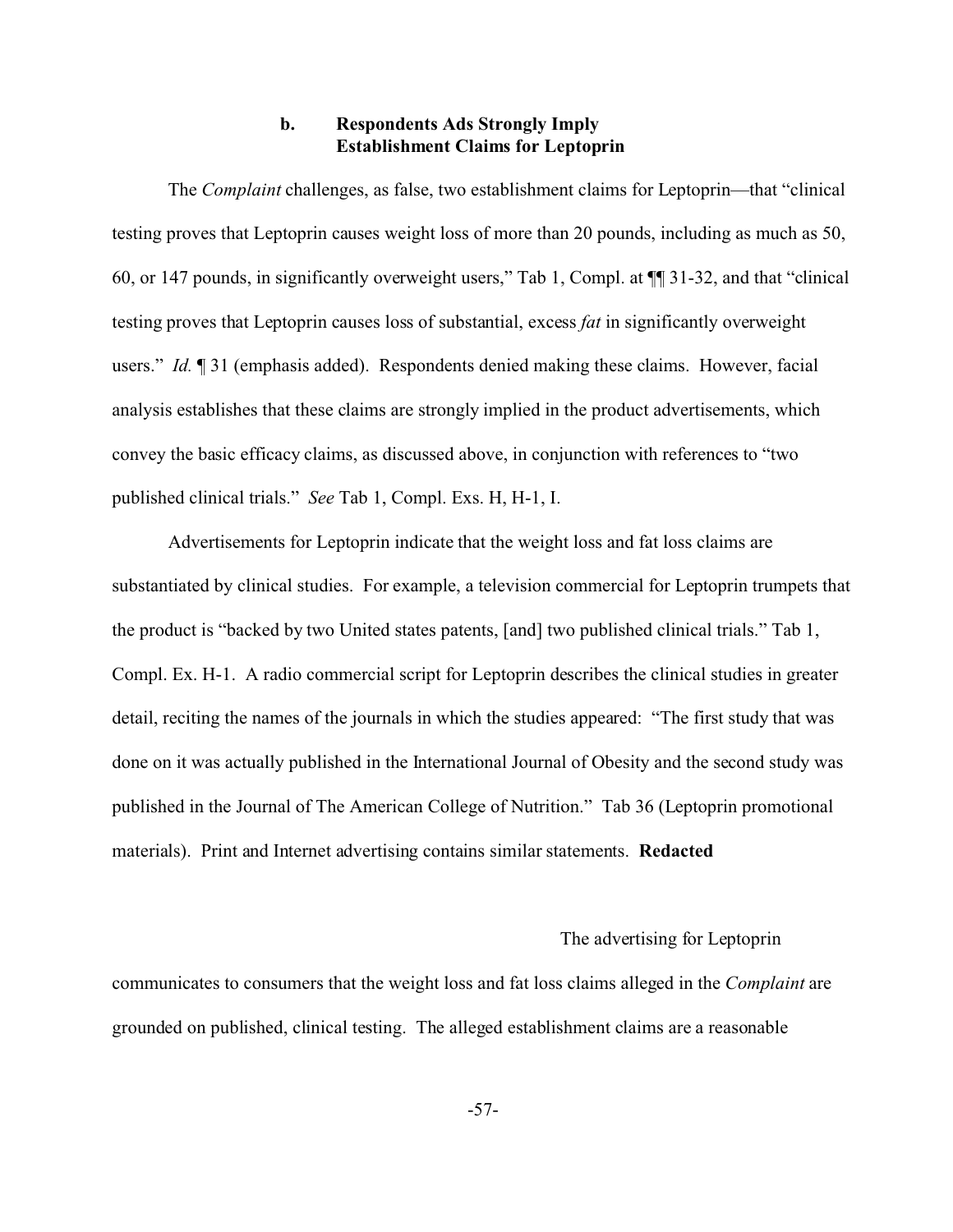### b. Respondents Ads Strongly Imply Establishment Claims for Leptoprin

The *Complaint* challenges, as false, two establishment claims for Leptoprin—that "clinical testing proves that Leptoprin causes weight loss of more than 20 pounds, including as much as 50, 60, or 147 pounds, in significantly overweight users," Tab 1, Compl. at ¶¶ 31-32, and that "clinical testing proves that Leptoprin causes loss of substantial, excess *fat* in significantly overweight users." *Id.* ¶ 31 (emphasis added). Respondents denied making these claims. However, facial analysis establishes that these claims are strongly implied in the product advertisements, which convey the basic efficacy claims, as discussed above, in conjunction with references to "two published clinical trials." *See* Tab 1, Compl. Exs. H, H-1, I.

Advertisements for Leptoprin indicate that the weight loss and fat loss claims are substantiated by clinical studies. For example, a television commercial for Leptoprin trumpets that the product is "backed by two United states patents, [and] two published clinical trials." Tab 1, Compl. Ex. H-1. A radio commercial script for Leptoprin describes the clinical studies in greater detail, reciting the names of the journals in which the studies appeared: "The first study that was done on it was actually published in the International Journal of Obesity and the second study was published in the Journal of The American College of Nutrition." Tab 36 (Leptoprin promotional materials). Print and Internet advertising contains similar statements. **Redacted**

The advertising for Leptoprin communicates to consumers that the weight loss and fat loss claims alleged in the *Complaint* are grounded on published, clinical testing. The alleged establishment claims are a reasonable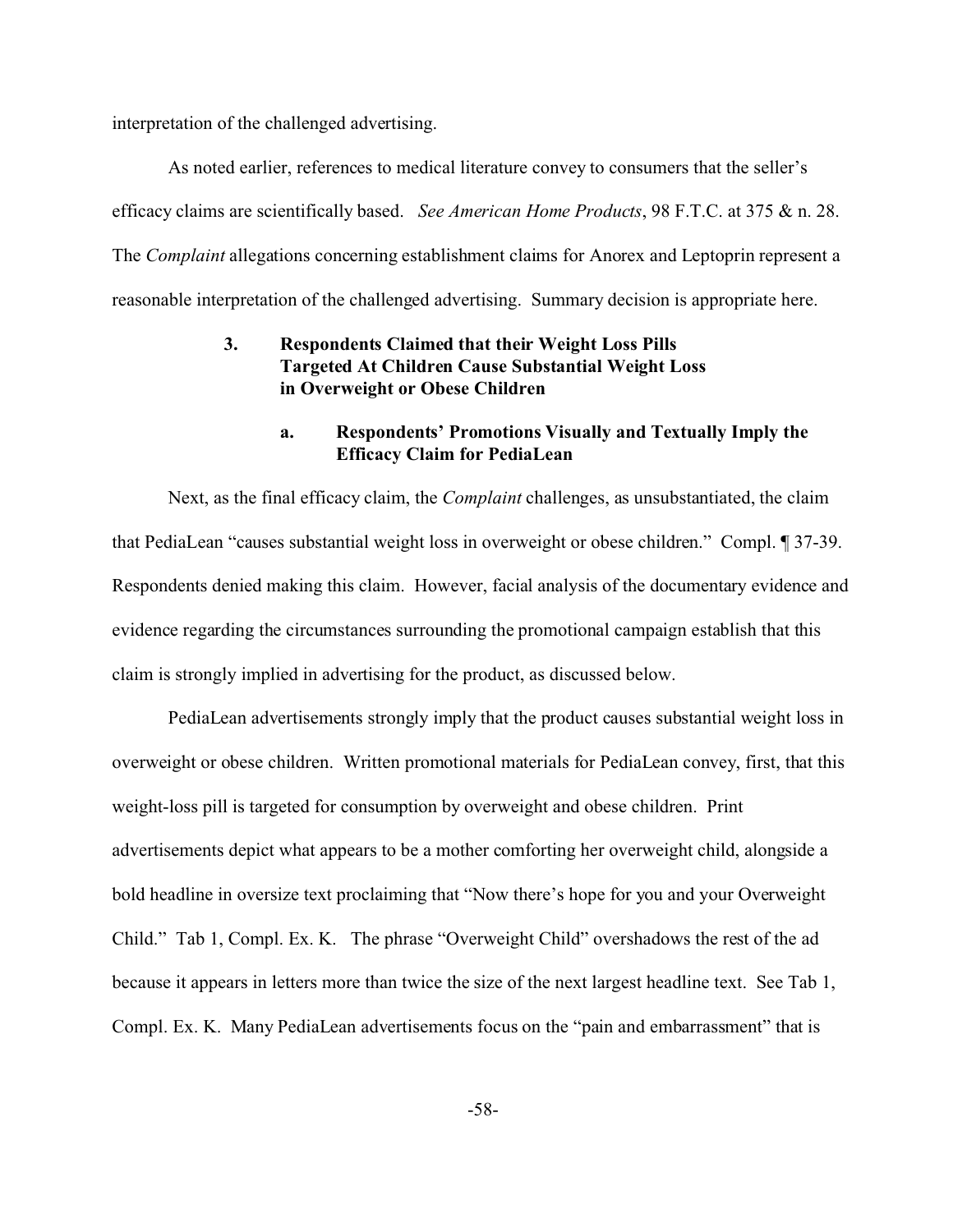interpretation of the challenged advertising.

As noted earlier, references to medical literature convey to consumers that the seller's efficacy claims are scientifically based. *See American Home Products*, 98 F.T.C. at 375 & n. 28. The *Complaint* allegations concerning establishment claims for Anorex and Leptoprin represent a reasonable interpretation of the challenged advertising. Summary decision is appropriate here.

### 3. Respondents Claimed that their Weight Loss Pills Targeted At Children Cause Substantial Weight Loss in Overweight or Obese Children

#### a. Respondents' Promotions Visually and Textually Imply the Efficacy Claim for PediaLean

Next, as the final efficacy claim, the *Complaint* challenges, as unsubstantiated, the claim that PediaLean "causes substantial weight loss in overweight or obese children." Compl. ¶ 37-39. Respondents denied making this claim. However, facial analysis of the documentary evidence and evidence regarding the circumstances surrounding the promotional campaign establish that this claim is strongly implied in advertising for the product, as discussed below.

PediaLean advertisements strongly imply that the product causes substantial weight loss in overweight or obese children. Written promotional materials for PediaLean convey, first, that this weight-loss pill is targeted for consumption by overweight and obese children. Print advertisements depict what appears to be a mother comforting her overweight child, alongside a bold headline in oversize text proclaiming that "Now there's hope for you and your Overweight Child." Tab 1, Compl. Ex. K. The phrase "Overweight Child" overshadows the rest of the ad because it appears in letters more than twice the size of the next largest headline text. See Tab 1, Compl. Ex. K. Many PediaLean advertisements focus on the "pain and embarrassment" that is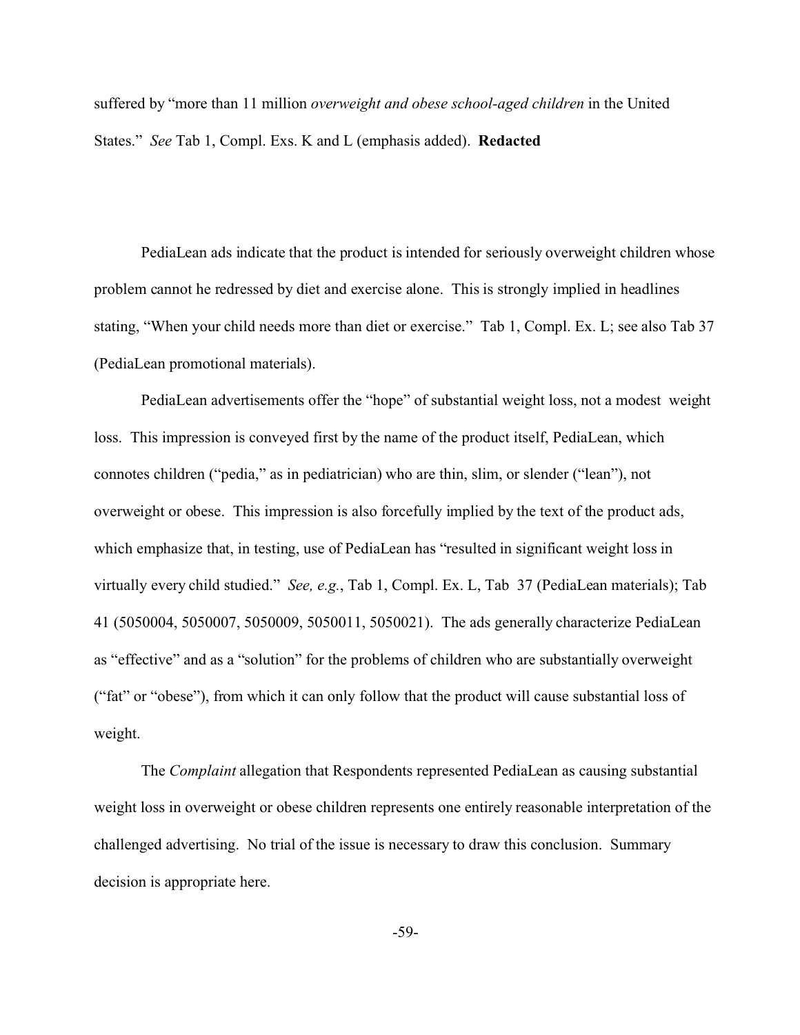suffered by "more than 11 million *overweight and obese school-aged children* in the United States." *See* Tab 1, Compl. Exs. K and L (emphasis added). **Redacted**

PediaLean ads indicate that the product is intended for seriously overweight children whose problem cannot he redressed by diet and exercise alone. This is strongly implied in headlines stating, "When your child needs more than diet or exercise." Tab 1, Compl. Ex. L; see also Tab 37 (PediaLean promotional materials).

PediaLean advertisements offer the "hope" of substantial weight loss, not a modest weight loss. This impression is conveyed first by the name of the product itself, PediaLean, which connotes children ("pedia," as in pediatrician) who are thin, slim, or slender ("lean"), not overweight or obese. This impression is also forcefully implied by the text of the product ads, which emphasize that, in testing, use of PediaLean has "resulted in significant weight loss in virtually every child studied." *See, e.g.*, Tab 1, Compl. Ex. L, Tab 37 (PediaLean materials); Tab 41 (5050004, 5050007, 5050009, 5050011, 5050021). The ads generally characterize PediaLean as "effective" and as a "solution" for the problems of children who are substantially overweight ("fat" or "obese"), from which it can only follow that the product will cause substantial loss of weight.

The *Complaint* allegation that Respondents represented PediaLean as causing substantial weight loss in overweight or obese children represents one entirely reasonable interpretation of the challenged advertising. No trial of the issue is necessary to draw this conclusion. Summary decision is appropriate here.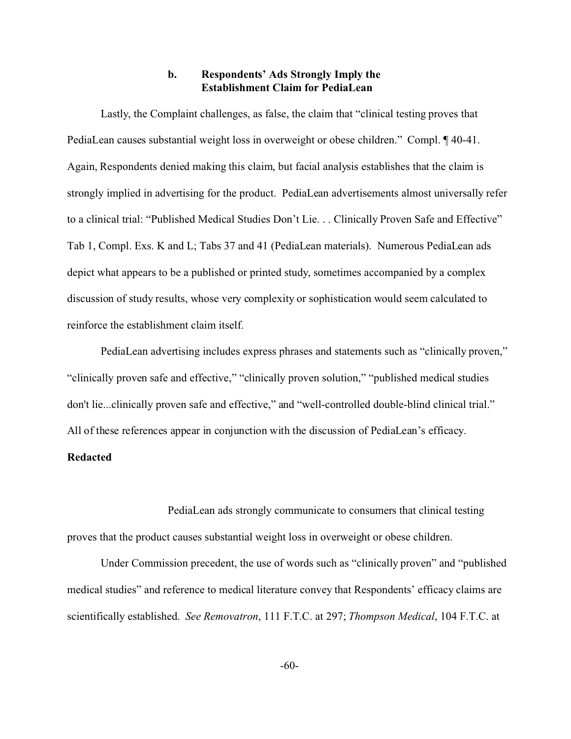### b. Respondents' Ads Strongly Imply the Establishment Claim for PediaLean

Lastly, the Complaint challenges, as false, the claim that "clinical testing proves that PediaLean causes substantial weight loss in overweight or obese children." Compl. ¶ 40-41. Again, Respondents denied making this claim, but facial analysis establishes that the claim is strongly implied in advertising for the product. PediaLean advertisements almost universally refer to a clinical trial: "Published Medical Studies Don't Lie. . . Clinically Proven Safe and Effective" Tab 1, Compl. Exs. K and L; Tabs 37 and 41 (PediaLean materials). Numerous PediaLean ads depict what appears to be a published or printed study, sometimes accompanied by a complex discussion of study results, whose very complexity or sophistication would seem calculated to reinforce the establishment claim itself.

PediaLean advertising includes express phrases and statements such as "clinically proven," "clinically proven safe and effective," "clinically proven solution," "published medical studies don't lie...clinically proven safe and effective," and "well-controlled double-blind clinical trial." All of these references appear in conjunction with the discussion of PediaLean's efficacy.

**Redacted**

PediaLean ads strongly communicate to consumers that clinical testing proves that the product causes substantial weight loss in overweight or obese children.

Under Commission precedent, the use of words such as "clinically proven" and "published medical studies" and reference to medical literature convey that Respondents' efficacy claims are scientifically established. *See Removatron*, 111 F.T.C. at 297; *Thompson Medical*, 104 F.T.C. at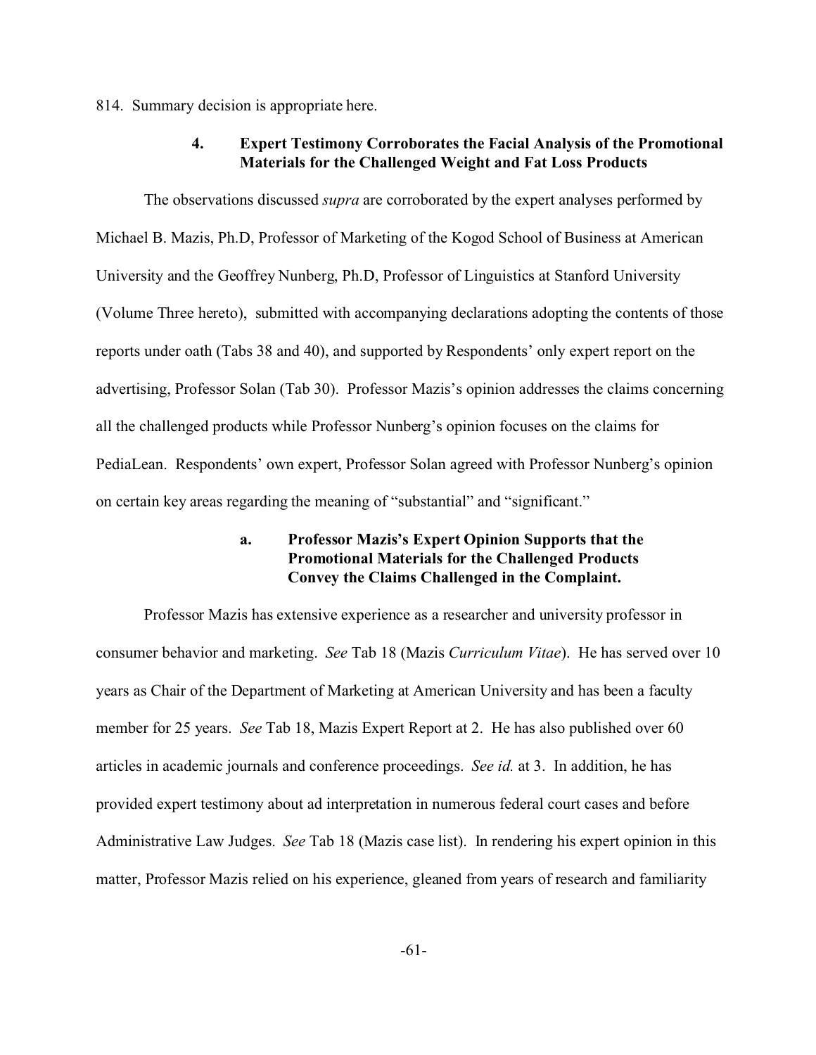814. Summary decision is appropriate here.

### 4. Expert Testimony Corroborates the Facial Analysis of the Promotional Materials for the Challenged Weight and Fat Loss Products

The observations discussed *supra* are corroborated by the expert analyses performed by Michael B. Mazis, Ph.D, Professor of Marketing of the Kogod School of Business at American University and the Geoffrey Nunberg, Ph.D, Professor of Linguistics at Stanford University (Volume Three hereto), submitted with accompanying declarations adopting the contents of those reports under oath (Tabs 38 and 40), and supported by Respondents' only expert report on the advertising, Professor Solan (Tab 30). Professor Mazis's opinion addresses the claims concerning all the challenged products while Professor Nunberg's opinion focuses on the claims for PediaLean. Respondents' own expert, Professor Solan agreed with Professor Nunberg's opinion on certain key areas regarding the meaning of "substantial" and "significant."

#### a. Professor Mazis's Expert Opinion Supports that the Promotional Materials for the Challenged Products Convey the Claims Challenged in the Complaint.

Professor Mazis has extensive experience as a researcher and university professor in consumer behavior and marketing. *See* Tab 18 (Mazis *Curriculum Vitae*). He has served over 10 years as Chair of the Department of Marketing at American University and has been a faculty member for 25 years. *See* Tab 18, Mazis Expert Report at 2. He has also published over 60 articles in academic journals and conference proceedings. *See id.* at 3. In addition, he has provided expert testimony about ad interpretation in numerous federal court cases and before Administrative Law Judges. *See* Tab 18 (Mazis case list). In rendering his expert opinion in this matter, Professor Mazis relied on his experience, gleaned from years of research and familiarity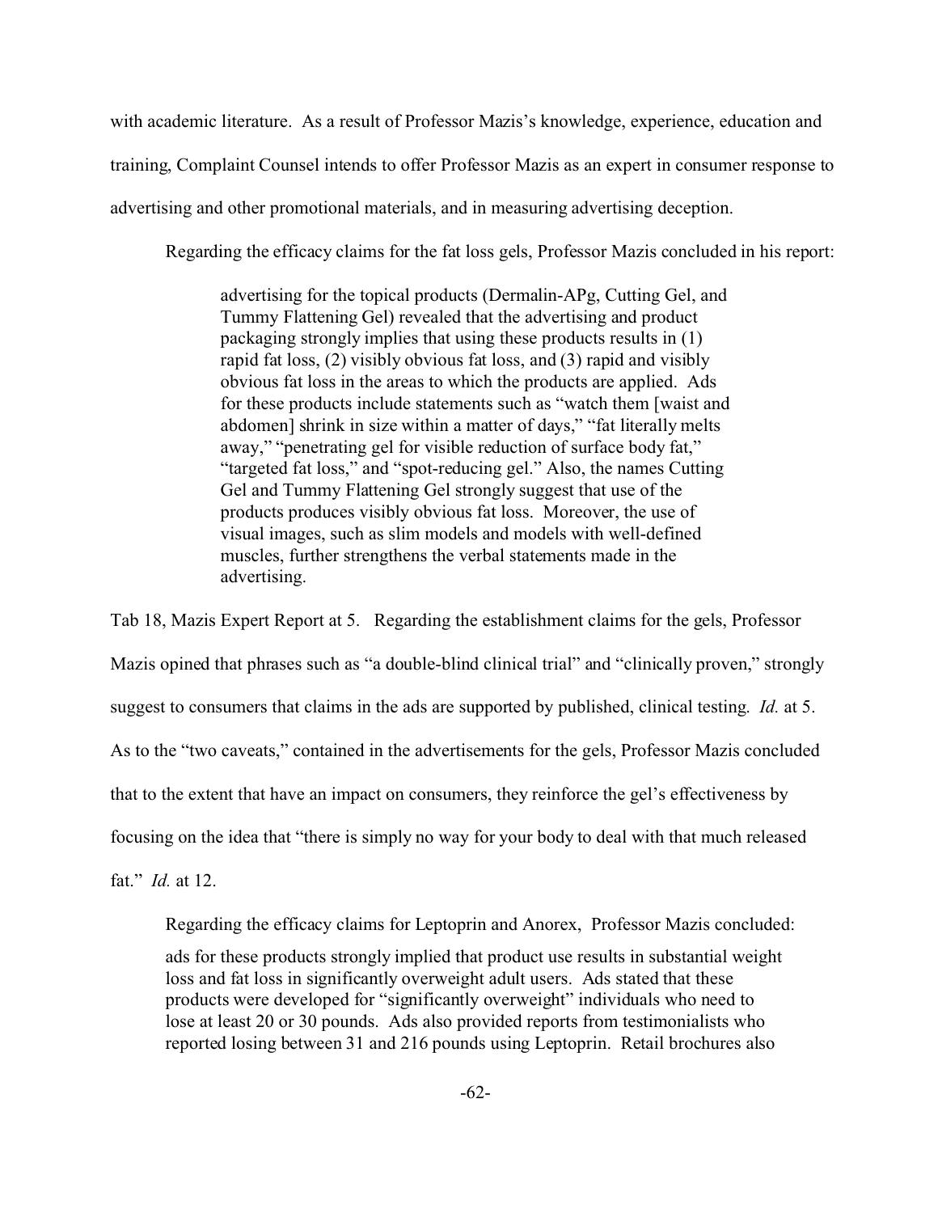with academic literature. As a result of Professor Mazis's knowledge, experience, education and training, Complaint Counsel intends to offer Professor Mazis as an expert in consumer response to advertising and other promotional materials, and in measuring advertising deception.

Regarding the efficacy claims for the fat loss gels, Professor Mazis concluded in his report:

> advertising for the topical products (Dermalin-APg, Cutting Gel, and Tummy Flattening Gel) revealed that the advertising and product packaging strongly implies that using these products results in (1) rapid fat loss, (2) visibly obvious fat loss, and (3) rapid and visibly obvious fat loss in the areas to which the products are applied. Ads for these products include statements such as "watch them [waist and abdomen] shrink in size within a matter of days," "fat literally melts away," "penetrating gel for visible reduction of surface body fat," "targeted fat loss," and "spot-reducing gel." Also, the names Cutting Gel and Tummy Flattening Gel strongly suggest that use of the products produces visibly obvious fat loss. Moreover, the use of visual images, such as slim models and models with well-defined muscles, further strengthens the verbal statements made in the advertising.

Tab 18, Mazis Expert Report at 5. Regarding the establishment claims for the gels, Professor Mazis opined that phrases such as "a double-blind clinical trial" and "clinically proven," strongly suggest to consumers that claims in the ads are supported by published, clinical testing. *Id.* at 5. As to the "two caveats," contained in the advertisements for the gels, Professor Mazis concluded that to the extent that have an impact on consumers, they reinforce the gel's effectiveness by focusing on the idea that "there is simply no way for your body to deal with that much released fat." *Id.* at 12.

Regarding the efficacy claims for Leptoprin and Anorex, Professor Mazis concluded:

> ads for these products strongly implied that product use results in substantial weight loss and fat loss in significantly overweight adult users. Ads stated that these products were developed for "significantly overweight" individuals who need to lose at least 20 or 30 pounds. Ads also provided reports from testimonialists who reported losing between 31 and 216 pounds using Leptoprin. Retail brochures also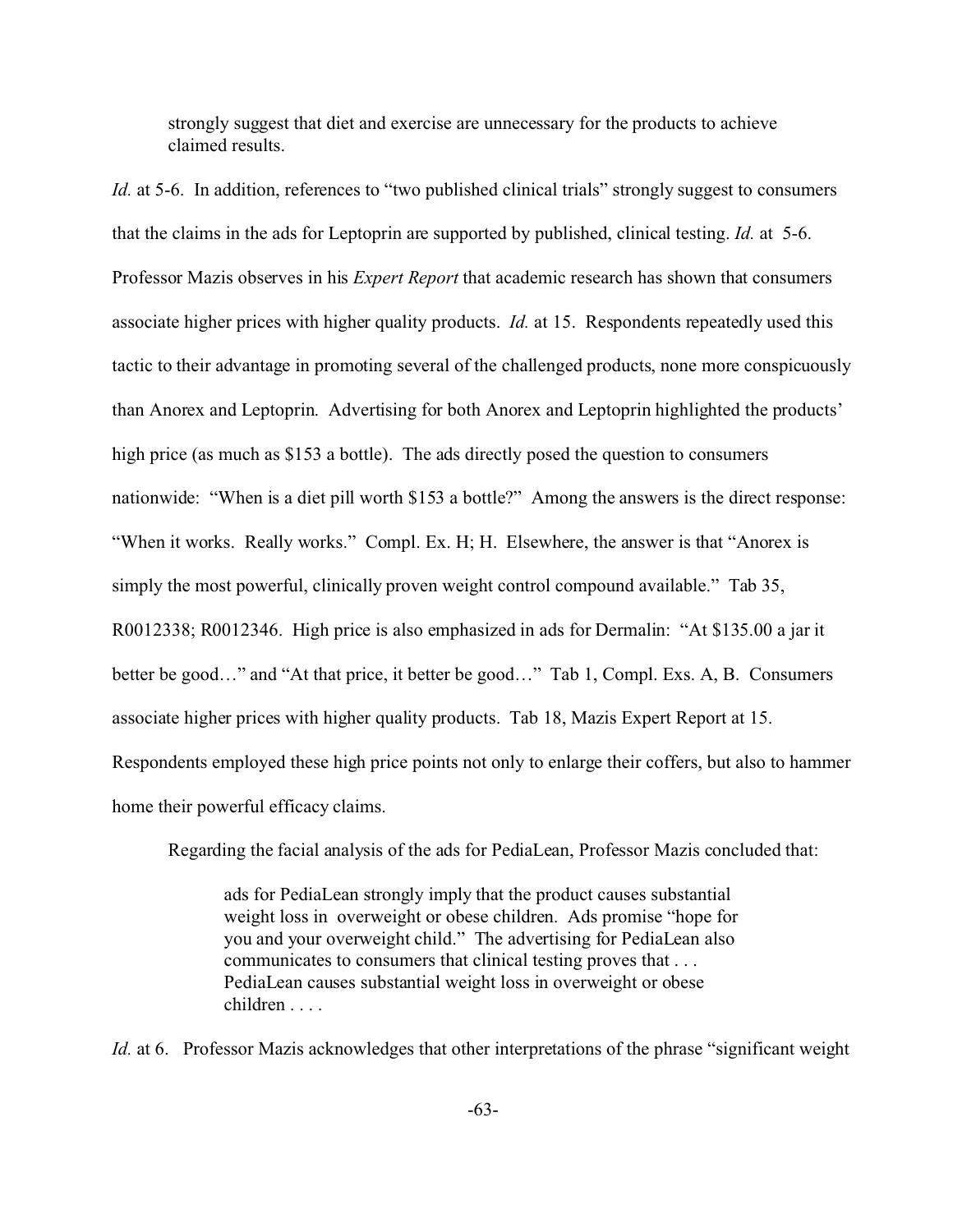> strongly suggest that diet and exercise are unnecessary for the products to achieve claimed results.

*Id.* at 5-6. In addition, references to "two published clinical trials" strongly suggest to consumers that the claims in the ads for Leptoprin are supported by published, clinical testing. *Id.* at 5-6. Professor Mazis observes in his *Expert Report* that academic research has shown that consumers associate higher prices with higher quality products. *Id.* at 15. Respondents repeatedly used this tactic to their advantage in promoting several of the challenged products, none more conspicuously than Anorex and Leptoprin. Advertising for both Anorex and Leptoprin highlighted the products' high price (as much as $153 a bottle). The ads directly posed the question to consumers nationwide: "When is a diet pill worth $153 a bottle?" Among the answers is the direct response: "When it works. Really works." Compl. Ex. H; H. Elsewhere, the answer is that "Anorex is simply the most powerful, clinically proven weight control compound available." Tab 35, R0012338; R0012346. High price is also emphasized in ads for Dermalin: "At $135.00 a jar it better be good…" and "At that price, it better be good…" Tab 1, Compl. Exs. A, B. Consumers associate higher prices with higher quality products. Tab 18, Mazis Expert Report at 15. Respondents employed these high price points not only to enlarge their coffers, but also to hammer home their powerful efficacy claims.

Regarding the facial analysis of the ads for PediaLean, Professor Mazis concluded that:

> ads for PediaLean strongly imply that the product causes substantial weight loss in overweight or obese children. Ads promise "hope for you and your overweight child." The advertising for PediaLean also communicates to consumers that clinical testing proves that . . . PediaLean causes substantial weight loss in overweight or obese children . . . .

*Id.* at 6. Professor Mazis acknowledges that other interpretations of the phrase "significant weight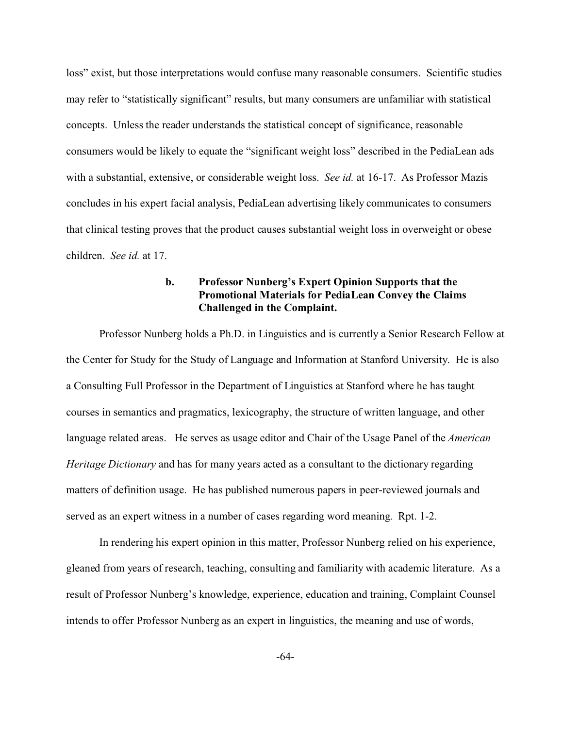loss" exist, but those interpretations would confuse many reasonable consumers. Scientific studies may refer to "statistically significant" results, but many consumers are unfamiliar with statistical concepts. Unless the reader understands the statistical concept of significance, reasonable consumers would be likely to equate the "significant weight loss" described in the PediaLean ads with a substantial, extensive, or considerable weight loss. *See id.* at 16-17. As Professor Mazis concludes in his expert facial analysis, PediaLean advertising likely communicates to consumers that clinical testing proves that the product causes substantial weight loss in overweight or obese children. *See id.* at 17.

**b. Professor Nunberg's Expert Opinion Supports that the Promotional Materials for PediaLean Convey the Claims Challenged in the Complaint.**

Professor Nunberg holds a Ph.D. in Linguistics and is currently a Senior Research Fellow at the Center for Study for the Study of Language and Information at Stanford University. He is also a Consulting Full Professor in the Department of Linguistics at Stanford where he has taught courses in semantics and pragmatics, lexicography, the structure of written language, and other language related areas. He serves as usage editor and Chair of the Usage Panel of the *American Heritage Dictionary* and has for many years acted as a consultant to the dictionary regarding matters of definition usage. He has published numerous papers in peer-reviewed journals and served as an expert witness in a number of cases regarding word meaning. Rpt. 1-2.

In rendering his expert opinion in this matter, Professor Nunberg relied on his experience, gleaned from years of research, teaching, consulting and familiarity with academic literature. As a result of Professor Nunberg's knowledge, experience, education and training, Complaint Counsel intends to offer Professor Nunberg as an expert in linguistics, the meaning and use of words,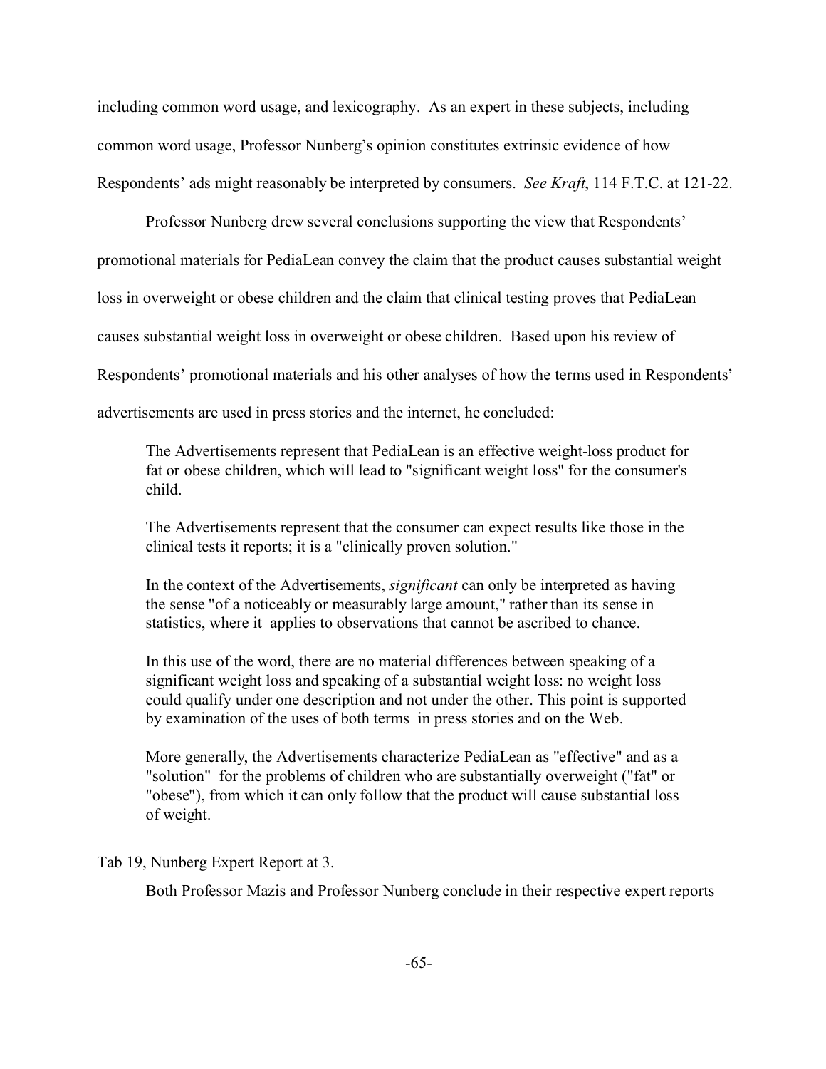including common word usage, and lexicography. As an expert in these subjects, including common word usage, Professor Nunberg's opinion constitutes extrinsic evidence of how Respondents' ads might reasonably be interpreted by consumers. *See Kraft*, 114 F.T.C. at 121-22.

Professor Nunberg drew several conclusions supporting the view that Respondents' promotional materials for PediaLean convey the claim that the product causes substantial weight loss in overweight or obese children and the claim that clinical testing proves that PediaLean causes substantial weight loss in overweight or obese children. Based upon his review of Respondents' promotional materials and his other analyses of how the terms used in Respondents' advertisements are used in press stories and the internet, he concluded:

> The Advertisements represent that PediaLean is an effective weight-loss product for fat or obese children, which will lead to "significant weight loss" for the consumer's child.
>
> The Advertisements represent that the consumer can expect results like those in the clinical tests it reports; it is a "clinically proven solution."
>
> In the context of the Advertisements, *significant* can only be interpreted as having the sense "of a noticeably or measurably large amount," rather than its sense in statistics, where it applies to observations that cannot be ascribed to chance.
>
> In this use of the word, there are no material differences between speaking of a significant weight loss and speaking of a substantial weight loss: no weight loss could qualify under one description and not under the other. This point is supported by examination of the uses of both terms in press stories and on the Web.
>
> More generally, the Advertisements characterize PediaLean as "effective" and as a "solution" for the problems of children who are substantially overweight ("fat" or "obese"), from which it can only follow that the product will cause substantial loss of weight.

Tab 19, Nunberg Expert Report at 3.

Both Professor Mazis and Professor Nunberg conclude in their respective expert reports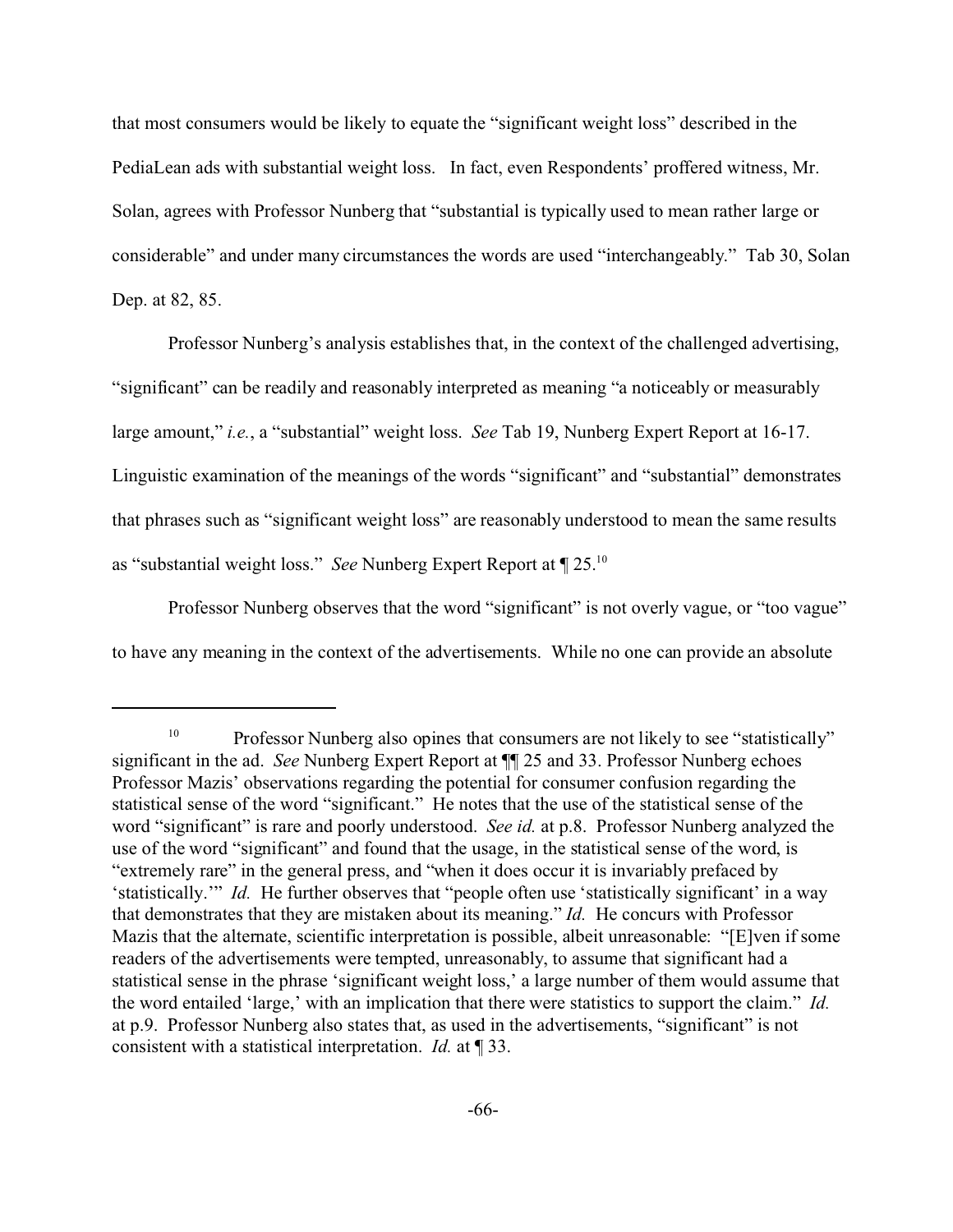that most consumers would be likely to equate the "significant weight loss" described in the PediaLean ads with substantial weight loss. In fact, even Respondents' proffered witness, Mr. Solan, agrees with Professor Nunberg that "substantial is typically used to mean rather large or considerable" and under many circumstances the words are used "interchangeably." Tab 30, Solan Dep. at 82, 85.

Professor Nunberg's analysis establishes that, in the context of the challenged advertising, "significant" can be readily and reasonably interpreted as meaning "a noticeably or measurably large amount," *i.e.*, a "substantial" weight loss. *See* Tab 19, Nunberg Expert Report at 16-17. Linguistic examination of the meanings of the words "significant" and "substantial" demonstrates that phrases such as "significant weight loss" are reasonably understood to mean the same results as "substantial weight loss." *See* Nunberg Expert Report at ¶ 25.[10]

Professor Nunberg observes that the word "significant" is not overly vague, or "too vague" to have any meaning in the context of the advertisements. While no one can provide an absolute

---

[10] Professor Nunberg also opines that consumers are not likely to see "statistically" significant in the ad. *See* Nunberg Expert Report at ¶¶ 25 and 33. Professor Nunberg echoes Professor Mazis' observations regarding the potential for consumer confusion regarding the statistical sense of the word "significant." He notes that the use of the statistical sense of the word "significant" is rare and poorly understood. *See id.* at p.8. Professor Nunberg analyzed the use of the word "significant" and found that the usage, in the statistical sense of the word, is "extremely rare" in the general press, and "when it does occur it is invariably prefaced by 'statistically.'" *Id.* He further observes that "people often use 'statistically significant' in a way that demonstrates that they are mistaken about its meaning." *Id.* He concurs with Professor Mazis that the alternate, scientific interpretation is possible, albeit unreasonable: "[E]ven if some readers of the advertisements were tempted, unreasonably, to assume that significant had a statistical sense in the phrase 'significant weight loss,' a large number of them would assume that the word entailed 'large,' with an implication that there were statistics to support the claim." *Id.* at p.9. Professor Nunberg also states that, as used in the advertisements, "significant" is not consistent with a statistical interpretation. *Id.* at ¶ 33.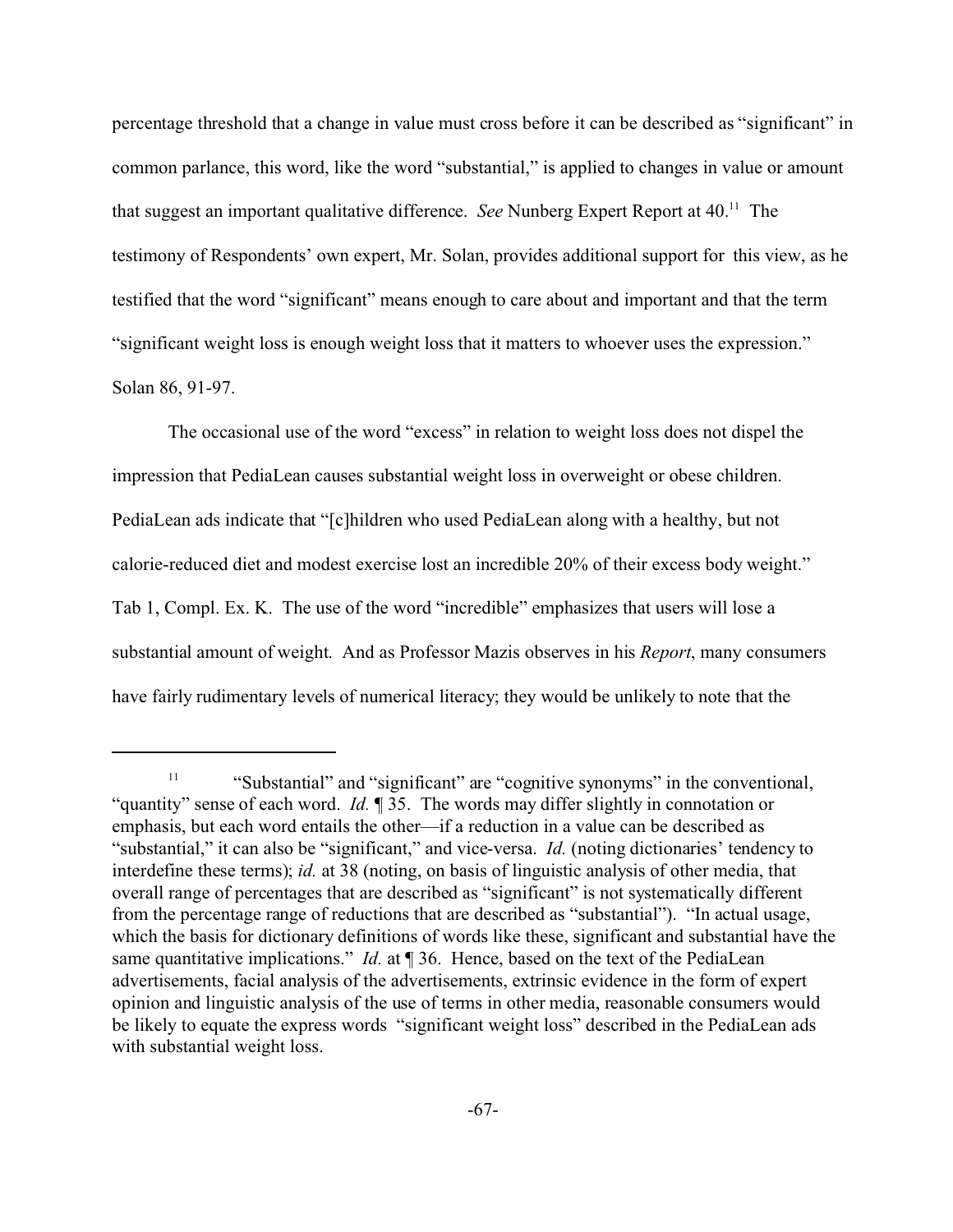percentage threshold that a change in value must cross before it can be described as "significant" in common parlance, this word, like the word "substantial," is applied to changes in value or amount that suggest an important qualitative difference. *See* Nunberg Expert Report at 40.[11] The testimony of Respondents' own expert, Mr. Solan, provides additional support for this view, as he testified that the word "significant" means enough to care about and important and that the term "significant weight loss is enough weight loss that it matters to whoever uses the expression." Solan 86, 91-97.

The occasional use of the word "excess" in relation to weight loss does not dispel the impression that PediaLean causes substantial weight loss in overweight or obese children. PediaLean ads indicate that "[c]hildren who used PediaLean along with a healthy, but not calorie-reduced diet and modest exercise lost an incredible 20% of their excess body weight." Tab 1, Compl. Ex. K. The use of the word "incredible" emphasizes that users will lose a substantial amount of weight. And as Professor Mazis observes in his *Report*, many consumers have fairly rudimentary levels of numerical literacy; they would be unlikely to note that the

---

[11] "Substantial" and "significant" are "cognitive synonyms" in the conventional, "quantity" sense of each word. *Id.* ¶ 35. The words may differ slightly in connotation or emphasis, but each word entails the other—if a reduction in a value can be described as "substantial," it can also be "significant," and vice-versa. *Id.* (noting dictionaries' tendency to interdefine these terms); *id.* at 38 (noting, on basis of linguistic analysis of other media, that overall range of percentages that are described as "significant" is not systematically different from the percentage range of reductions that are described as "substantial"). "In actual usage, which the basis for dictionary definitions of words like these, significant and substantial have the same quantitative implications." *Id.* at ¶ 36. Hence, based on the text of the PediaLean advertisements, facial analysis of the advertisements, extrinsic evidence in the form of expert opinion and linguistic analysis of the use of terms in other media, reasonable consumers would be likely to equate the express words "significant weight loss" described in the PediaLean ads with substantial weight loss.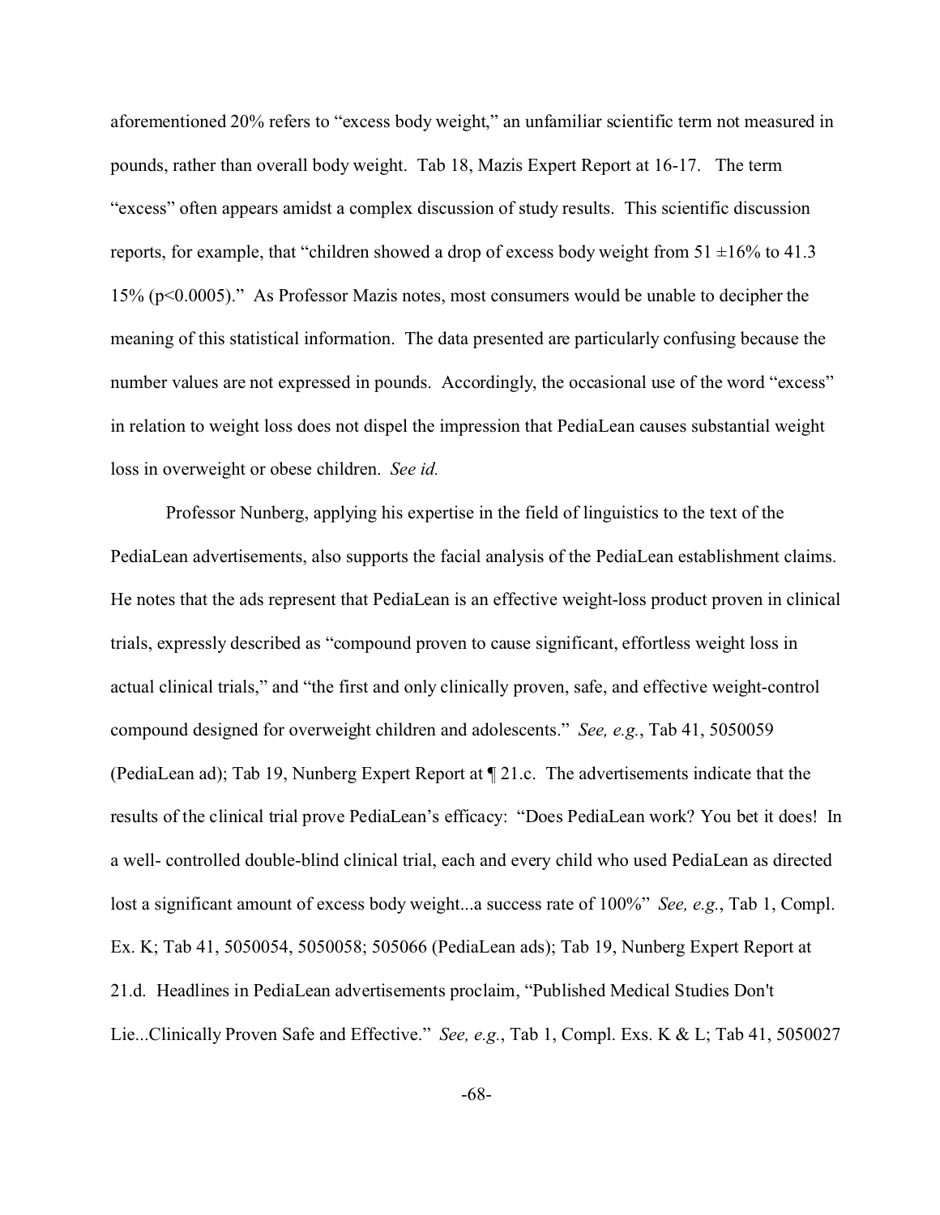aforementioned 20% refers to "excess body weight," an unfamiliar scientific term not measured in pounds, rather than overall body weight. Tab 18, Mazis Expert Report at 16-17. The term "excess" often appears amidst a complex discussion of study results. This scientific discussion reports, for example, that "children showed a drop of excess body weight from 51 ±16% to 41.3 15% ($p<0.0005$)." As Professor Mazis notes, most consumers would be unable to decipher the meaning of this statistical information. The data presented are particularly confusing because the number values are not expressed in pounds. Accordingly, the occasional use of the word "excess" in relation to weight loss does not dispel the impression that PediaLean causes substantial weight loss in overweight or obese children. *See id.*

Professor Nunberg, applying his expertise in the field of linguistics to the text of the PediaLean advertisements, also supports the facial analysis of the PediaLean establishment claims. He notes that the ads represent that PediaLean is an effective weight-loss product proven in clinical trials, expressly described as "compound proven to cause significant, effortless weight loss in actual clinical trials," and "the first and only clinically proven, safe, and effective weight-control compound designed for overweight children and adolescents." *See, e.g.*, Tab 41, 5050059 (PediaLean ad); Tab 19, Nunberg Expert Report at ¶ 21.c. The advertisements indicate that the results of the clinical trial prove PediaLean's efficacy: "Does PediaLean work? You bet it does! In a well- controlled double-blind clinical trial, each and every child who used PediaLean as directed lost a significant amount of excess body weight...a success rate of 100%" *See, e.g.*, Tab 1, Compl. Ex. K; Tab 41, 5050054, 5050058; 505066 (PediaLean ads); Tab 19, Nunberg Expert Report at 21.d. Headlines in PediaLean advertisements proclaim, "Published Medical Studies Don't Lie...Clinically Proven Safe and Effective." *See, e.g.*, Tab 1, Compl. Exs. K & L; Tab 41, 5050027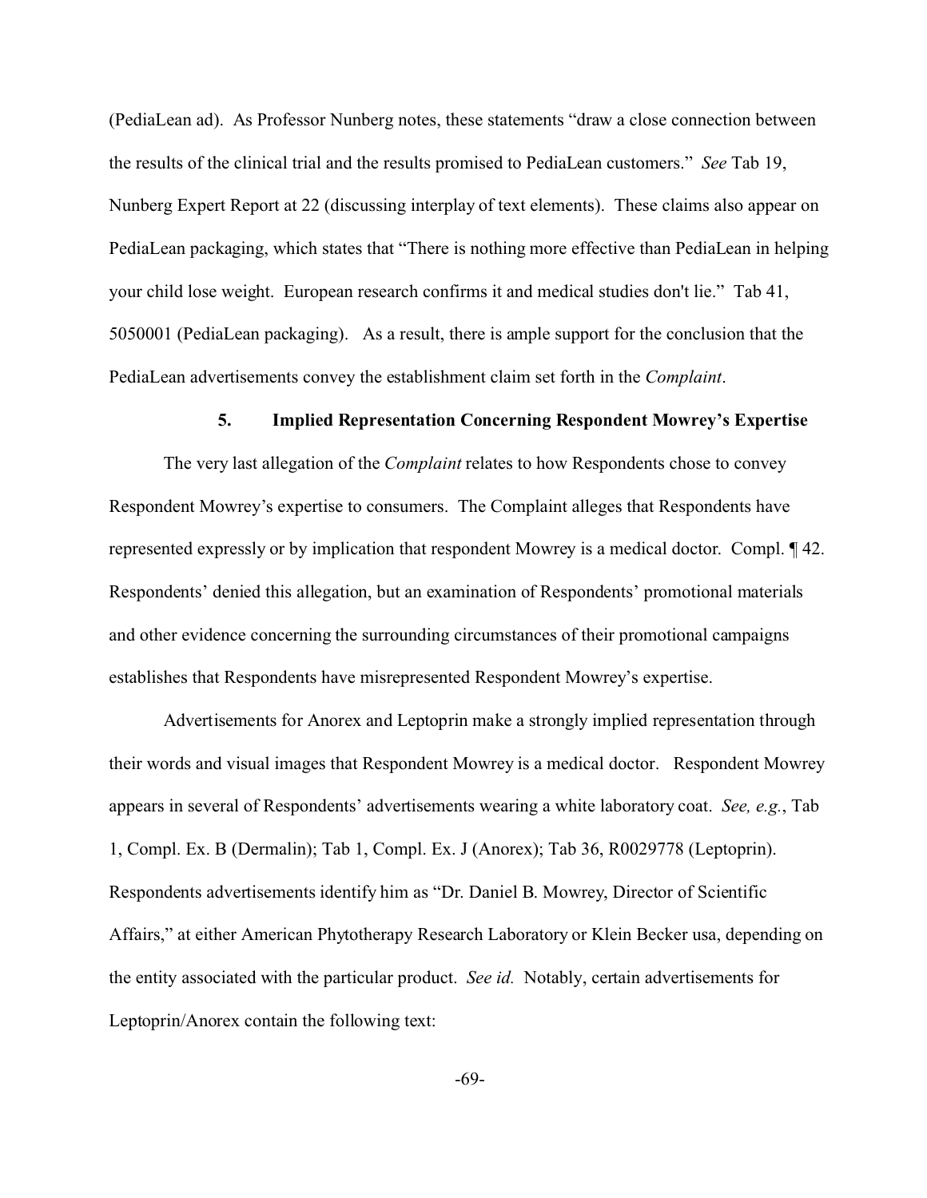(PediaLean ad). As Professor Nunberg notes, these statements "draw a close connection between the results of the clinical trial and the results promised to PediaLean customers." *See* Tab 19, Nunberg Expert Report at 22 (discussing interplay of text elements). These claims also appear on PediaLean packaging, which states that "There is nothing more effective than PediaLean in helping your child lose weight. European research confirms it and medical studies don't lie." Tab 41, 5050001 (PediaLean packaging). As a result, there is ample support for the conclusion that the PediaLean advertisements convey the establishment claim set forth in the *Complaint*.

### 5. Implied Representation Concerning Respondent Mowrey's Expertise

The very last allegation of the *Complaint* relates to how Respondents chose to convey Respondent Mowrey's expertise to consumers. The Complaint alleges that Respondents have represented expressly or by implication that respondent Mowrey is a medical doctor. Compl. ¶ 42. Respondents' denied this allegation, but an examination of Respondents' promotional materials and other evidence concerning the surrounding circumstances of their promotional campaigns establishes that Respondents have misrepresented Respondent Mowrey's expertise.

Advertisements for Anorex and Leptoprin make a strongly implied representation through their words and visual images that Respondent Mowrey is a medical doctor. Respondent Mowrey appears in several of Respondents' advertisements wearing a white laboratory coat. *See, e.g.*, Tab 1, Compl. Ex. B (Dermalin); Tab 1, Compl. Ex. J (Anorex); Tab 36, R0029778 (Leptoprin). Respondents advertisements identify him as "Dr. Daniel B. Mowrey, Director of Scientific Affairs," at either American Phytotherapy Research Laboratory or Klein Becker usa, depending on the entity associated with the particular product. *See id.* Notably, certain advertisements for Leptoprin/Anorex contain the following text: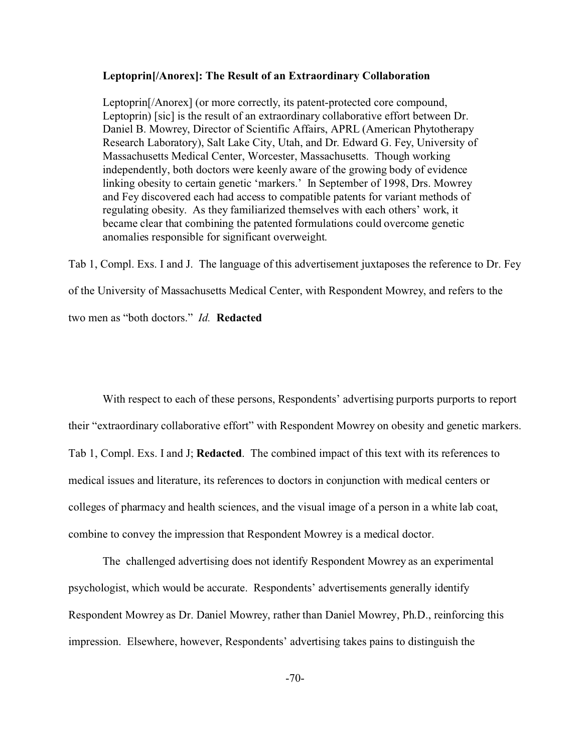> **Leptoprin[/Anorex]: The Result of an Extraordinary Collaboration**
>
> Leptoprin[/Anorex] (or more correctly, its patent-protected core compound, Leptoprin) [sic] is the result of an extraordinary collaborative effort between Dr. Daniel B. Mowrey, Director of Scientific Affairs, APRL (American Phytotherapy Research Laboratory), Salt Lake City, Utah, and Dr. Edward G. Fey, University of Massachusetts Medical Center, Worcester, Massachusetts. Though working independently, both doctors were keenly aware of the growing body of evidence linking obesity to certain genetic 'markers.' In September of 1998, Drs. Mowrey and Fey discovered each had access to compatible patents for variant methods of regulating obesity. As they familiarized themselves with each others' work, it became clear that combining the patented formulations could overcome genetic anomalies responsible for significant overweight.

Tab 1, Compl. Exs. I and J. The language of this advertisement juxtaposes the reference to Dr. Fey of the University of Massachusetts Medical Center, with Respondent Mowrey, and refers to the two men as "both doctors." *Id.* **Redacted**

With respect to each of these persons, Respondents' advertising purports purports to report their "extraordinary collaborative effort" with Respondent Mowrey on obesity and genetic markers. Tab 1, Compl. Exs. I and J; **Redacted**. The combined impact of this text with its references to medical issues and literature, its references to doctors in conjunction with medical centers or colleges of pharmacy and health sciences, and the visual image of a person in a white lab coat, combine to convey the impression that Respondent Mowrey is a medical doctor.

The challenged advertising does not identify Respondent Mowrey as an experimental psychologist, which would be accurate. Respondents' advertisements generally identify Respondent Mowrey as Dr. Daniel Mowrey, rather than Daniel Mowrey, Ph.D., reinforcing this impression. Elsewhere, however, Respondents' advertising takes pains to distinguish the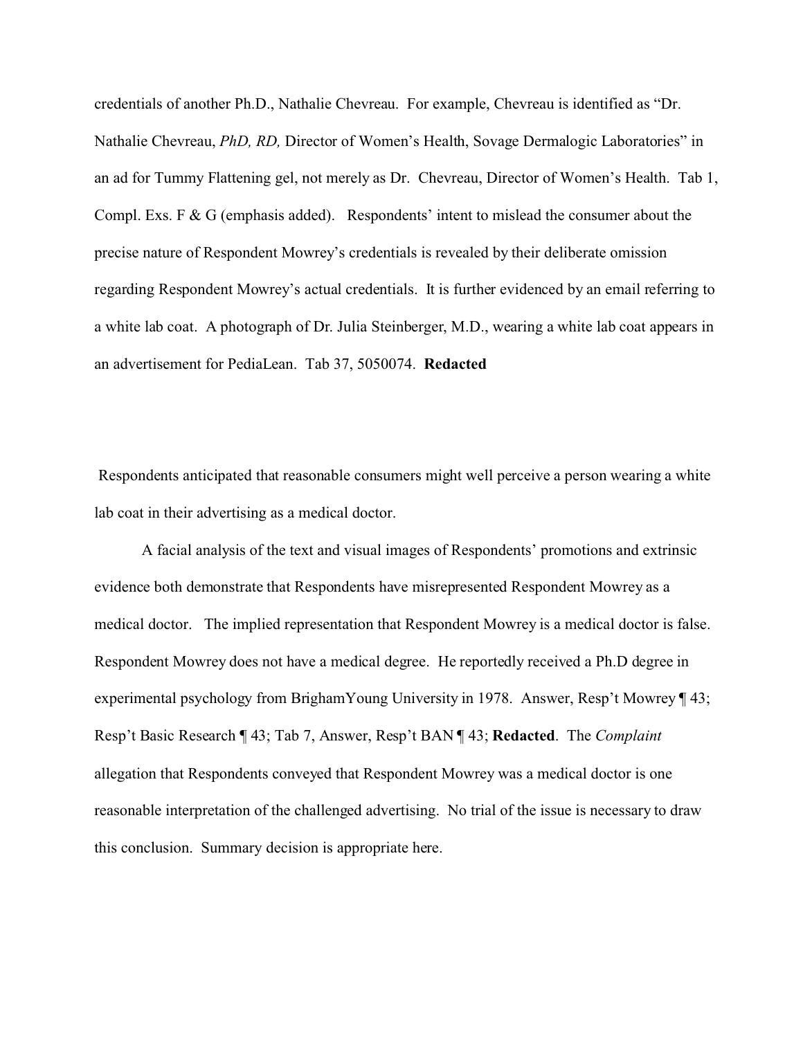credentials of another Ph.D., Nathalie Chevreau. For example, Chevreau is identified as "Dr. Nathalie Chevreau, *PhD, RD,* Director of Women's Health, Sovage Dermalogic Laboratories" in an ad for Tummy Flattening gel, not merely as Dr. Chevreau, Director of Women's Health. Tab 1, Compl. Exs. F & G (emphasis added). Respondents' intent to mislead the consumer about the precise nature of Respondent Mowrey's credentials is revealed by their deliberate omission regarding Respondent Mowrey's actual credentials. It is further evidenced by an email referring to a white lab coat. A photograph of Dr. Julia Steinberger, M.D., wearing a white lab coat appears in an advertisement for PediaLean. Tab 37, 5050074. **Redacted**

Respondents anticipated that reasonable consumers might well perceive a person wearing a white lab coat in their advertising as a medical doctor.

A facial analysis of the text and visual images of Respondents' promotions and extrinsic evidence both demonstrate that Respondents have misrepresented Respondent Mowrey as a medical doctor. The implied representation that Respondent Mowrey is a medical doctor is false. Respondent Mowrey does not have a medical degree. He reportedly received a Ph.D degree in experimental psychology from BrighamYoung University in 1978. Answer, Resp't Mowrey ¶ 43; Resp't Basic Research ¶ 43; Tab 7, Answer, Resp't BAN ¶ 43; **Redacted**. The *Complaint* allegation that Respondents conveyed that Respondent Mowrey was a medical doctor is one reasonable interpretation of the challenged advertising. No trial of the issue is necessary to draw this conclusion. Summary decision is appropriate here.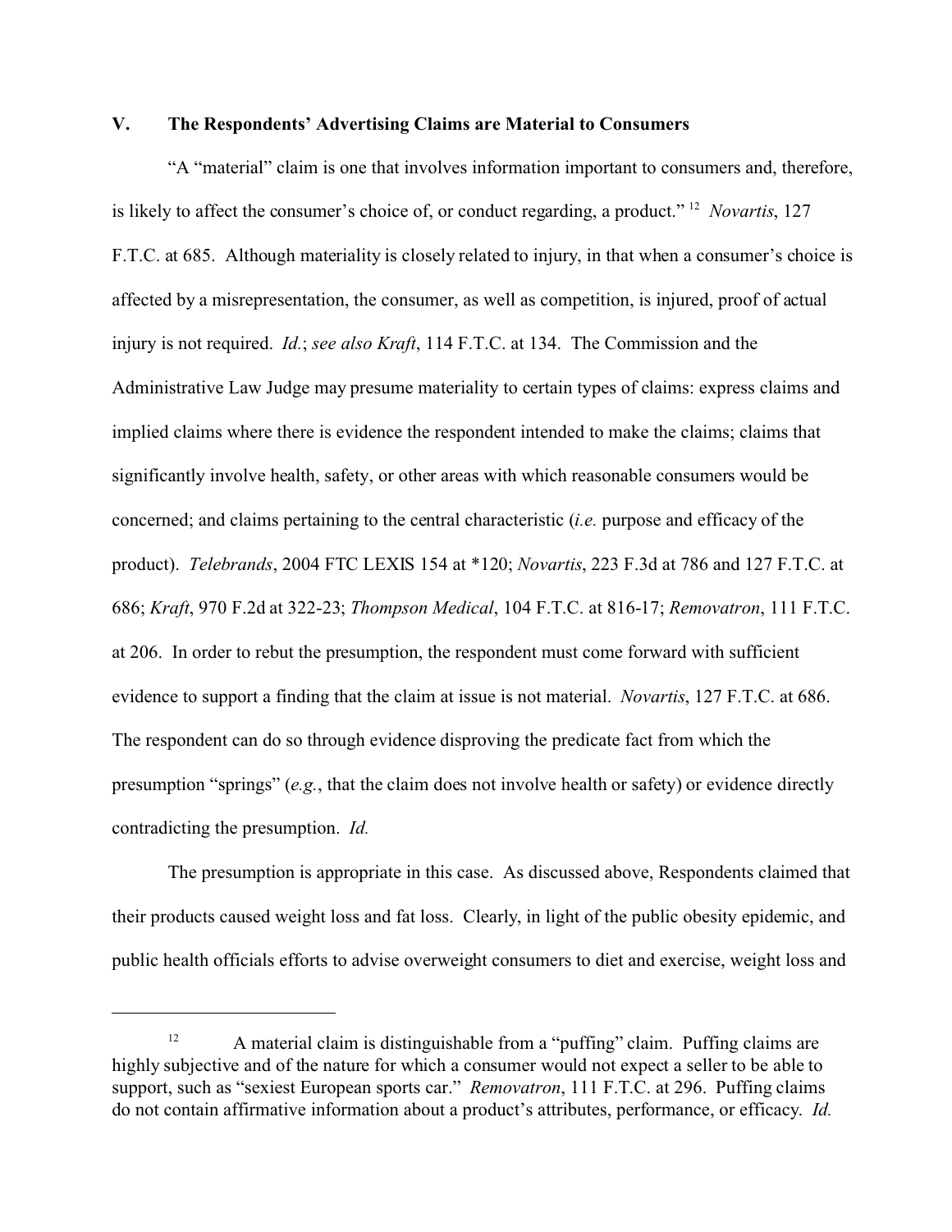## V. The Respondents' Advertising Claims are Material to Consumers

"A "material" claim is one that involves information important to consumers and, therefore, is likely to affect the consumer's choice of, or conduct regarding, a product." [12] *Novartis*, 127 F.T.C. at 685. Although materiality is closely related to injury, in that when a consumer's choice is affected by a misrepresentation, the consumer, as well as competition, is injured, proof of actual injury is not required. *Id.*; *see also Kraft*, 114 F.T.C. at 134. The Commission and the Administrative Law Judge may presume materiality to certain types of claims: express claims and implied claims where there is evidence the respondent intended to make the claims; claims that significantly involve health, safety, or other areas with which reasonable consumers would be concerned; and claims pertaining to the central characteristic (*i.e.* purpose and efficacy of the product). *Telebrands*, 2004 FTC LEXIS 154 at *120; *Novartis*, 223 F.3d at 786 and 127 F.T.C. at 686; *Kraft*, 970 F.2d at 322-23; *Thompson Medical*, 104 F.T.C. at 816-17; *Removatron*, 111 F.T.C. at 206. In order to rebut the presumption, the respondent must come forward with sufficient evidence to support a finding that the claim at issue is not material. *Novartis*, 127 F.T.C. at 686. The respondent can do so through evidence disproving the predicate fact from which the presumption "springs" (*e.g.*, that the claim does not involve health or safety) or evidence directly contradicting the presumption. *Id.*

The presumption is appropriate in this case. As discussed above, Respondents claimed that their products caused weight loss and fat loss. Clearly, in light of the public obesity epidemic, and public health officials efforts to advise overweight consumers to diet and exercise, weight loss and

---

[12] A material claim is distinguishable from a "puffing" claim. Puffing claims are highly subjective and of the nature for which a consumer would not expect a seller to be able to support, such as "sexiest European sports car." *Removatron*, 111 F.T.C. at 296. Puffing claims do not contain affirmative information about a product's attributes, performance, or efficacy. *Id.*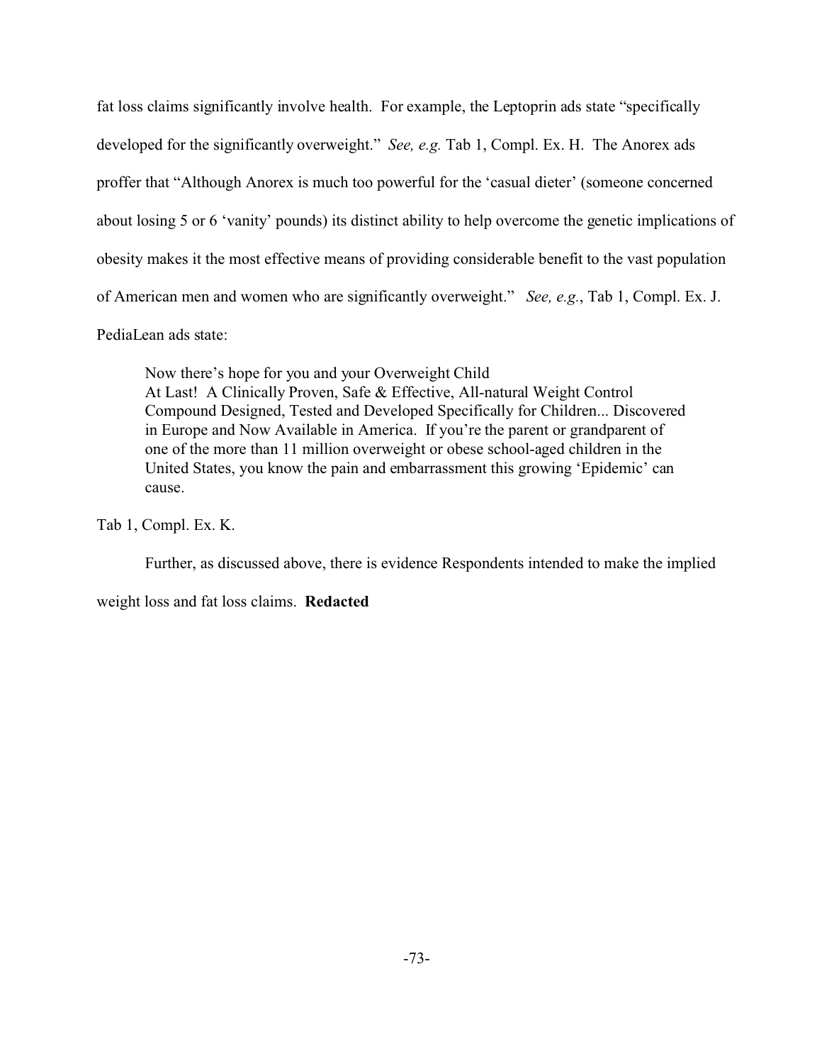fat loss claims significantly involve health. For example, the Leptoprin ads state "specifically developed for the significantly overweight." *See, e.g.* Tab 1, Compl. Ex. H. The Anorex ads proffer that "Although Anorex is much too powerful for the 'casual dieter' (someone concerned about losing 5 or 6 'vanity' pounds) its distinct ability to help overcome the genetic implications of obesity makes it the most effective means of providing considerable benefit to the vast population of American men and women who are significantly overweight." *See, e.g.*, Tab 1, Compl. Ex. J. PediaLean ads state:

> Now there's hope for you and your Overweight Child
> At Last! A Clinically Proven, Safe & Effective, All-natural Weight Control Compound Designed, Tested and Developed Specifically for Children... Discovered in Europe and Now Available in America. If you're the parent or grandparent of one of the more than 11 million overweight or obese school-aged children in the United States, you know the pain and embarrassment this growing 'Epidemic' can cause.

Tab 1, Compl. Ex. K.

Further, as discussed above, there is evidence Respondents intended to make the implied weight loss and fat loss claims. **Redacted**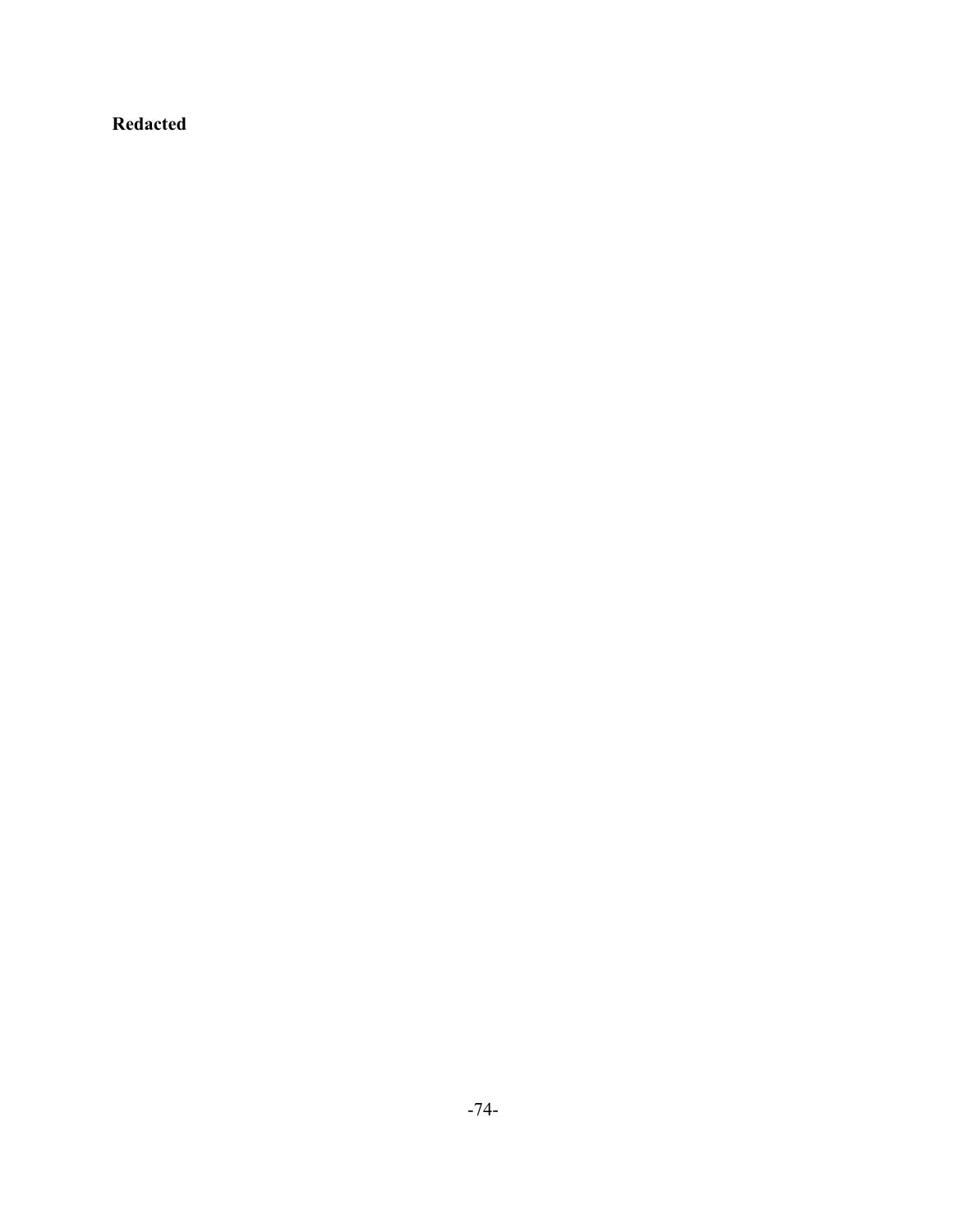**Redacted**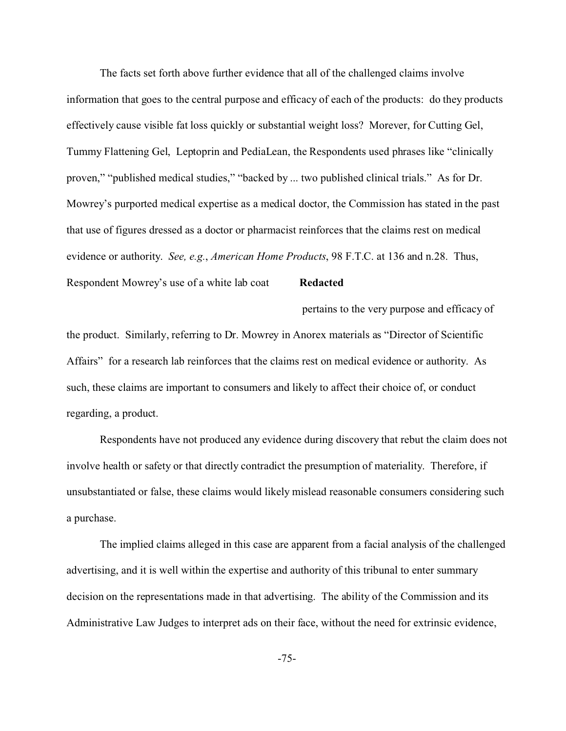The facts set forth above further evidence that all of the challenged claims involve information that goes to the central purpose and efficacy of each of the products: do they products effectively cause visible fat loss quickly or substantial weight loss? Morever, for Cutting Gel, Tummy Flattening Gel, Leptoprin and PediaLean, the Respondents used phrases like "clinically proven," "published medical studies," "backed by ... two published clinical trials." As for Dr. Mowrey's purported medical expertise as a medical doctor, the Commission has stated in the past that use of figures dressed as a doctor or pharmacist reinforces that the claims rest on medical evidence or authority. *See, e.g.*, *American Home Products*, 98 F.T.C. at 136 and n.28. Thus, Respondent Mowrey's use of a white lab coat **Redacted** pertains to the very purpose and efficacy of the product. Similarly, referring to Dr. Mowrey in Anorex materials as "Director of Scientific Affairs" for a research lab reinforces that the claims rest on medical evidence or authority. As such, these claims are important to consumers and likely to affect their choice of, or conduct regarding, a product.

Respondents have not produced any evidence during discovery that rebut the claim does not involve health or safety or that directly contradict the presumption of materiality. Therefore, if unsubstantiated or false, these claims would likely mislead reasonable consumers considering such a purchase.

The implied claims alleged in this case are apparent from a facial analysis of the challenged advertising, and it is well within the expertise and authority of this tribunal to enter summary decision on the representations made in that advertising. The ability of the Commission and its Administrative Law Judges to interpret ads on their face, without the need for extrinsic evidence,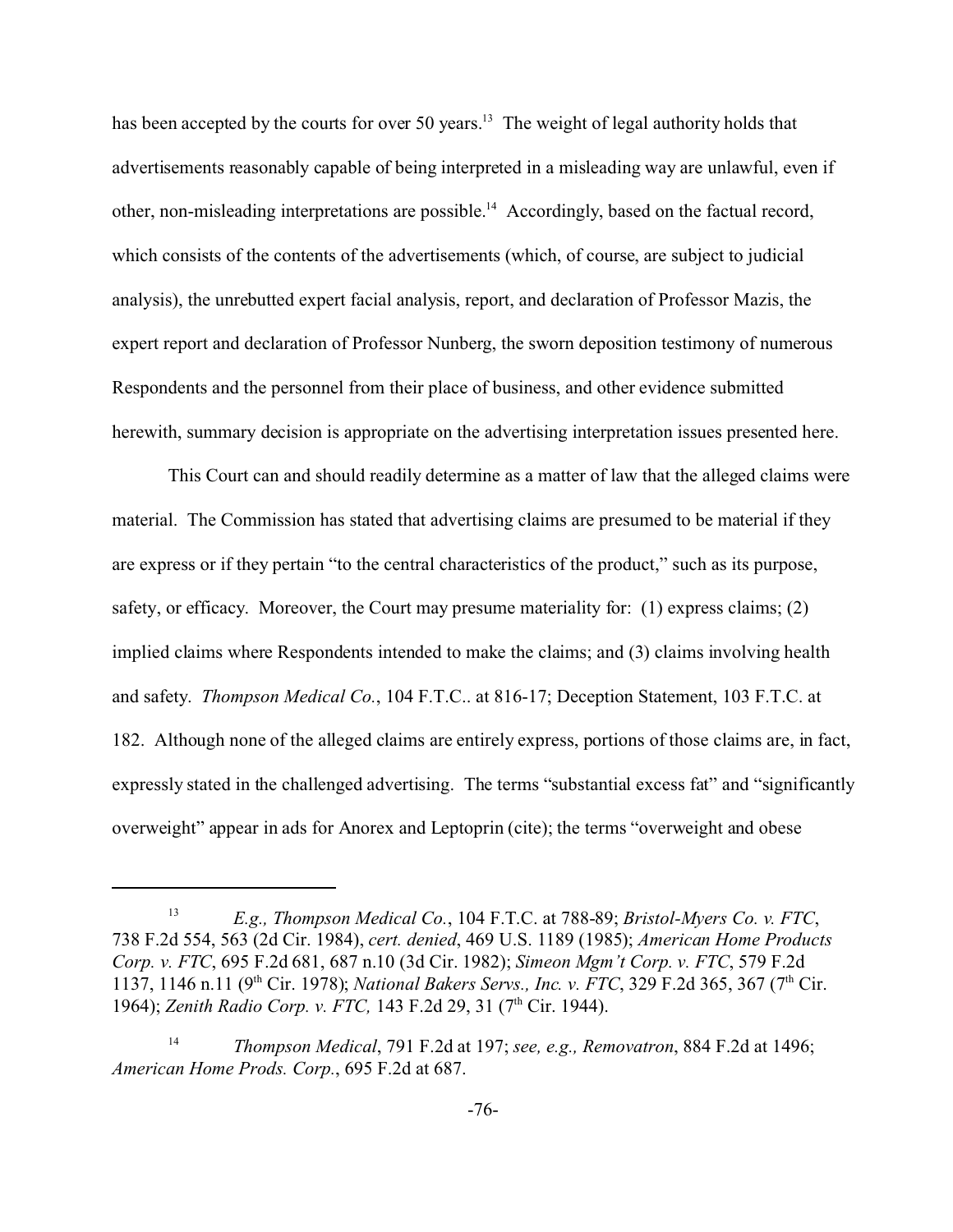has been accepted by the courts for over 50 years.[13] The weight of legal authority holds that advertisements reasonably capable of being interpreted in a misleading way are unlawful, even if other, non-misleading interpretations are possible.[14] Accordingly, based on the factual record, which consists of the contents of the advertisements (which, of course, are subject to judicial analysis), the unrebutted expert facial analysis, report, and declaration of Professor Mazis, the expert report and declaration of Professor Nunberg, the sworn deposition testimony of numerous Respondents and the personnel from their place of business, and other evidence submitted herewith, summary decision is appropriate on the advertising interpretation issues presented here.

This Court can and should readily determine as a matter of law that the alleged claims were material. The Commission has stated that advertising claims are presumed to be material if they are express or if they pertain "to the central characteristics of the product," such as its purpose, safety, or efficacy. Moreover, the Court may presume materiality for: (1) express claims; (2) implied claims where Respondents intended to make the claims; and (3) claims involving health and safety. *Thompson Medical Co.*, 104 F.T.C.. at 816-17; Deception Statement, 103 F.T.C. at 182. Although none of the alleged claims are entirely express, portions of those claims are, in fact, expressly stated in the challenged advertising. The terms "substantial excess fat" and "significantly overweight" appear in ads for Anorex and Leptoprin (cite); the terms "overweight and obese

---

[13] *E.g., Thompson Medical Co.*, 104 F.T.C. at 788-89; *Bristol-Myers Co. v. FTC*, 738 F.2d 554, 563 (2d Cir. 1984), *cert. denied*, 469 U.S. 1189 (1985); *American Home Products Corp. v. FTC*, 695 F.2d 681, 687 n.10 (3d Cir. 1982); *Simeon Mgm't Corp. v. FTC*, 579 F.2d 1137, 1146 n.11 (9th Cir. 1978); *National Bakers Servs., Inc. v. FTC*, 329 F.2d 365, 367 (7th Cir. 1964); *Zenith Radio Corp. v. FTC,* 143 F.2d 29, 31 (7th Cir. 1944).

[14] *Thompson Medical*, 791 F.2d at 197; *see, e.g., Removatron*, 884 F.2d at 1496; *American Home Prods. Corp.*, 695 F.2d at 687.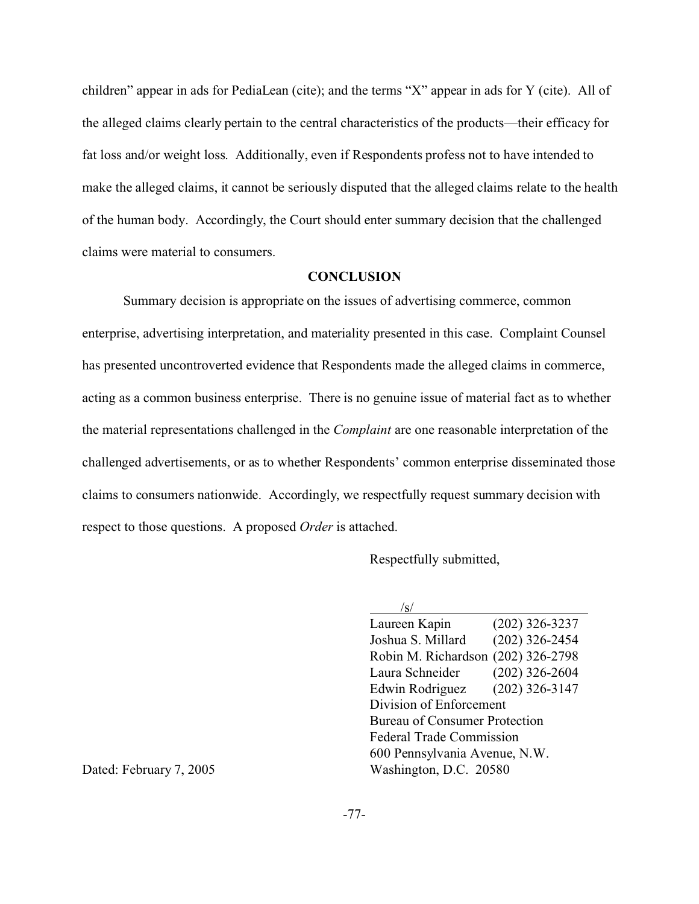children" appear in ads for PediaLean (cite); and the terms "X" appear in ads for Y (cite). All of the alleged claims clearly pertain to the central characteristics of the products—their efficacy for fat loss and/or weight loss. Additionally, even if Respondents profess not to have intended to make the alleged claims, it cannot be seriously disputed that the alleged claims relate to the health of the human body. Accordingly, the Court should enter summary decision that the challenged claims were material to consumers.

## CONCLUSION

Summary decision is appropriate on the issues of advertising commerce, common enterprise, advertising interpretation, and materiality presented in this case. Complaint Counsel has presented uncontroverted evidence that Respondents made the alleged claims in commerce, acting as a common business enterprise. There is no genuine issue of material fact as to whether the material representations challenged in the *Complaint* are one reasonable interpretation of the challenged advertisements, or as to whether Respondents' common enterprise disseminated those claims to consumers nationwide. Accordingly, we respectfully request summary decision with respect to those questions. A proposed *Order* is attached.

Respectfully submitted,

/s/

Laureen Kapin (202) 326-3237
Joshua S. Millard (202) 326-2454
Robin M. Richardson (202) 326-2798
Laura Schneider (202) 326-2604
Edwin Rodriguez (202) 326-3147
Division of Enforcement
Bureau of Consumer Protection
Federal Trade Commission
600 Pennsylvania Avenue, N.W.
Washington, D.C. 20580

Dated: February 7, 2005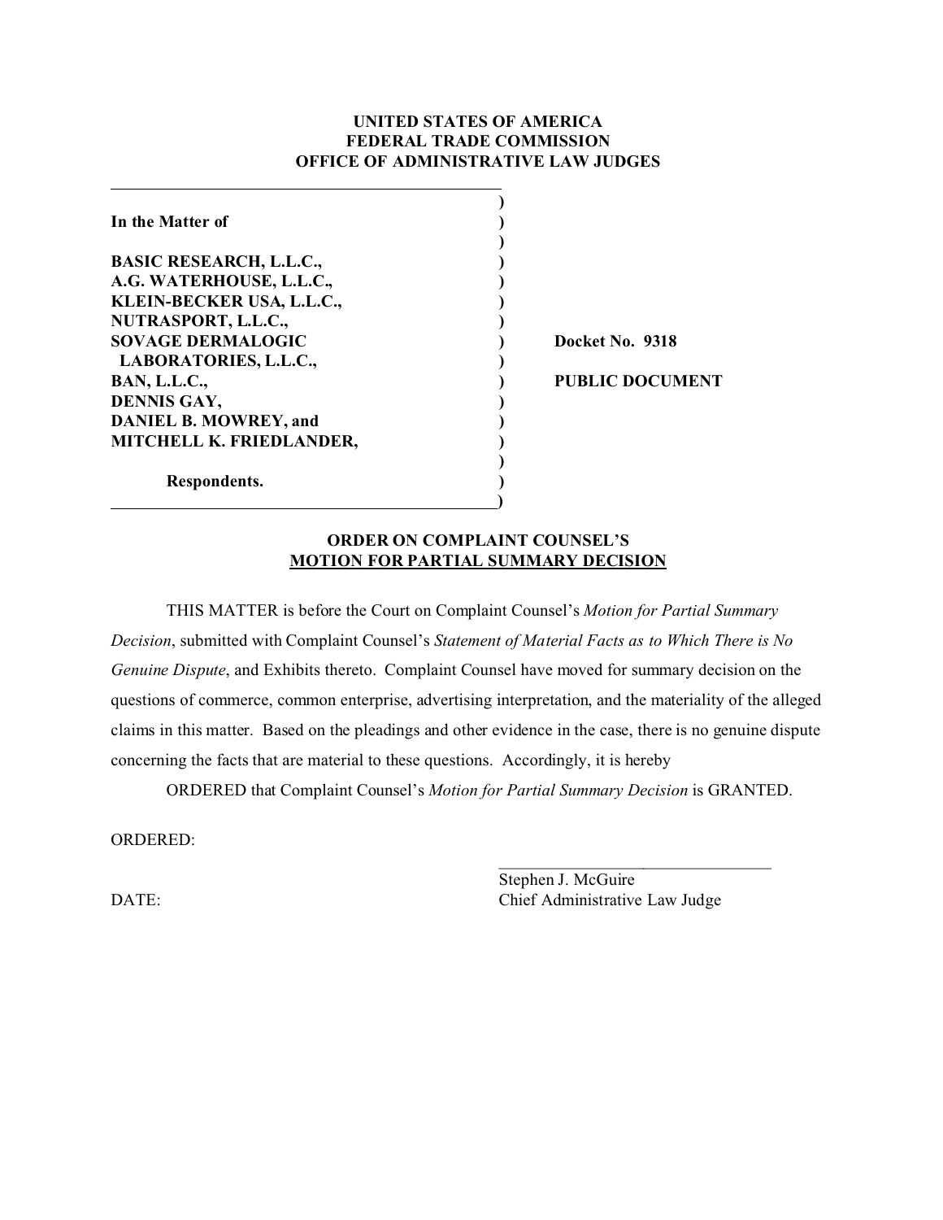**UNITED STATES OF AMERICA**
**FEDERAL TRADE COMMISSION**
**OFFICE OF ADMINISTRATIVE LAW JUDGES**

| | |
|---|---|
| **In the Matter of**<br><br>**BASIC RESEARCH, L.L.C.,**<br>**A.G. WATERHOUSE, L.L.C.,**<br>**KLEIN-BECKER USA, L.L.C.,**<br>**NUTRASPORT, L.L.C.,**<br>**SOVAGE DERMALOGIC LABORATORIES, L.L.C.,**<br>**BAN, L.L.C.,**<br>**DENNIS GAY,**<br>**DANIEL B. MOWREY, and**<br>**MITCHELL K. FRIEDLANDER,**<br><br>**Respondents.** | **Docket No. 9318**<br><br>**PUBLIC DOCUMENT** |

**ORDER ON COMPLAINT COUNSEL'S**
**MOTION FOR PARTIAL SUMMARY DECISION**

THIS MATTER is before the Court on Complaint Counsel's *Motion for Partial Summary Decision*, submitted with Complaint Counsel's *Statement of Material Facts as to Which There is No Genuine Dispute*, and Exhibits thereto. Complaint Counsel have moved for summary decision on the questions of commerce, common enterprise, advertising interpretation, and the materiality of the alleged claims in this matter. Based on the pleadings and other evidence in the case, there is no genuine dispute concerning the facts that are material to these questions. Accordingly, it is hereby

ORDERED that Complaint Counsel's *Motion for Partial Summary Decision* is GRANTED.

ORDERED:

\_\_\_\_\_\_\_\_\_\_\_\_\_\_\_\_\_\_\_\_\_\_\_\_\_\_\_\_\_\_\_\_
Stephen J. McGuire
Chief Administrative Law Judge

DATE: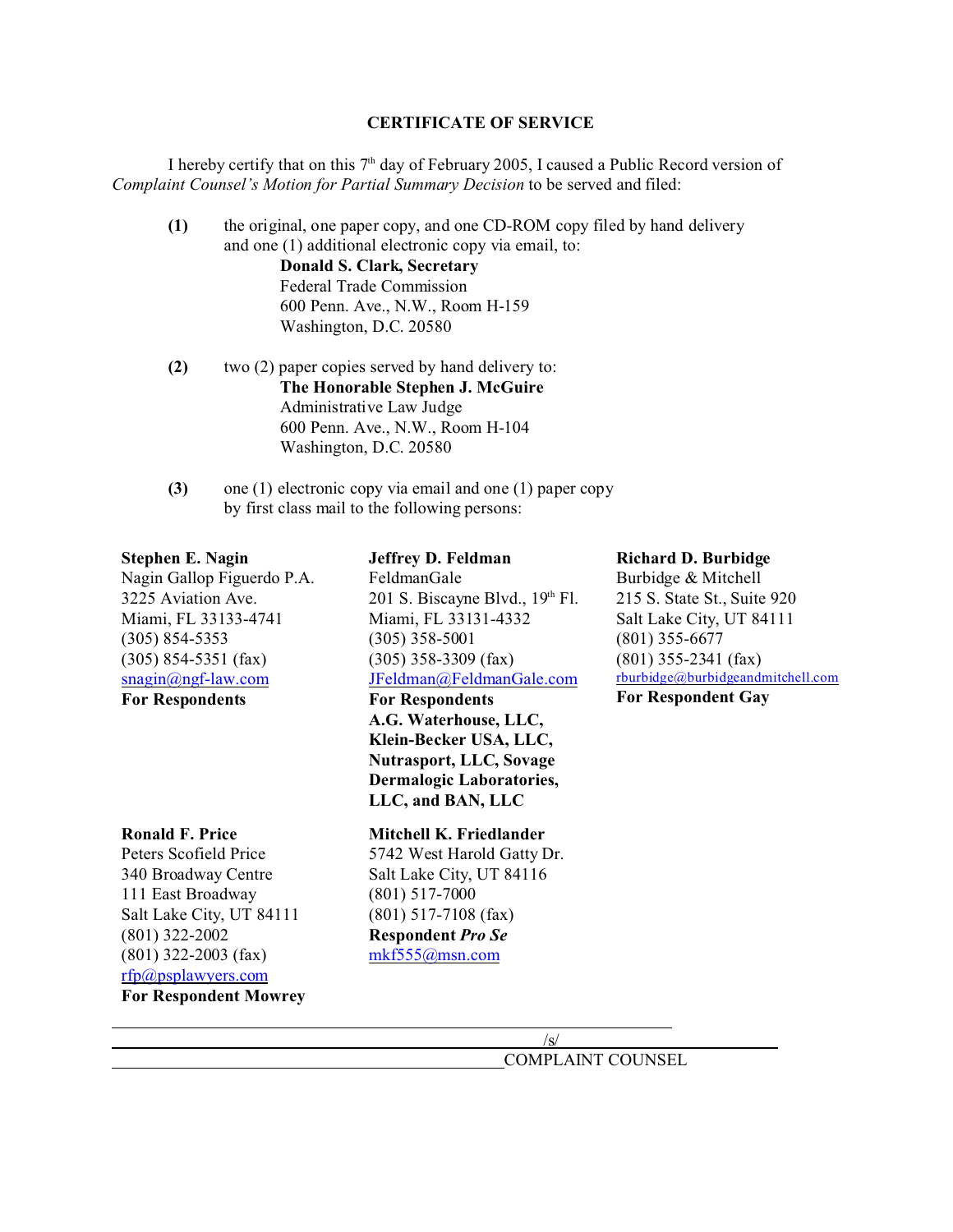## CERTIFICATE OF SERVICE

I hereby certify that on this 7th day of February 2005, I caused a Public Record version of *Complaint Counsel's Motion for Partial Summary Decision* to be served and filed:

**(1)** the original, one paper copy, and one CD-ROM copy filed by hand delivery and one (1) additional electronic copy via email, to:

**Donald S. Clark, Secretary**
Federal Trade Commission
600 Penn. Ave., N.W., Room H-159
Washington, D.C. 20580

**(2)** two (2) paper copies served by hand delivery to:

**The Honorable Stephen J. McGuire**
Administrative Law Judge
600 Penn. Ave., N.W., Room H-104
Washington, D.C. 20580

**(3)** one (1) electronic copy via email and one (1) paper copy by first class mail to the following persons:

**Stephen E. Nagin**
Nagin Gallop Figuerdo P.A.
3225 Aviation Ave.
Miami, FL 33133-4741
(305) 854-5353
(305) 854-5351 (fax)
snagin@ngf-law.com
**For Respondents**

**Jeffrey D. Feldman**
FeldmanGale
201 S. Biscayne Blvd., 19th Fl.
Miami, FL 33131-4332
(305) 358-5001
(305) 358-3309 (fax)
JFeldman@FeldmanGale.com
**For Respondents A.G. Waterhouse, LLC, Klein-Becker USA, LLC, Nutrasport, LLC, Sovage Dermalogic Laboratories, LLC, and BAN, LLC**

**Richard D. Burbidge**
Burbidge & Mitchell
215 S. State St., Suite 920
Salt Lake City, UT 84111
(801) 355-6677
(801) 355-2341 (fax)
rburbidge@burbidgeandmitchell.com
**For Respondent Gay**

**Ronald F. Price**
Peters Scofield Price
340 Broadway Centre
111 East Broadway
Salt Lake City, UT 84111
(801) 322-2002
(801) 322-2003 (fax)
rfp@psplawyers.com
**For Respondent Mowrey**

**Mitchell K. Friedlander**
5742 West Harold Gatty Dr.
Salt Lake City, UT 84116
(801) 517-7000
(801) 517-7108 (fax)
**Respondent *Pro Se***
mkf555@msn.com

/s/
COMPLAINT COUNSEL